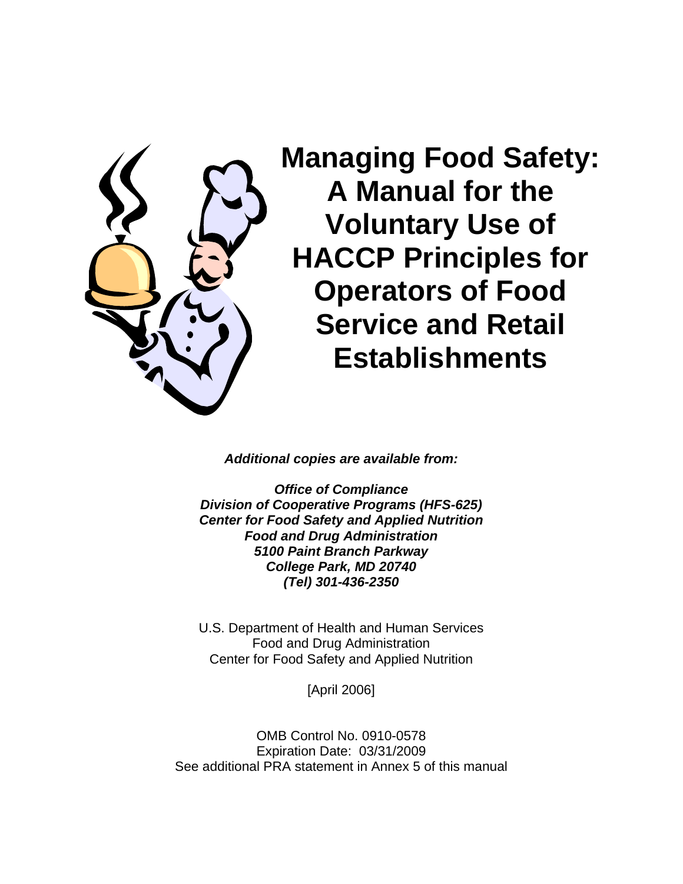# Managing Food Safety: A Manual for the Voluntary Use of HACCP Principles for Operators of Food Service and Retail Establishments

***Additional copies are available from:***

***Office of Compliance***
***Division of Cooperative Programs (HFS-625)***
***Center for Food Safety and Applied Nutrition***
***Food and Drug Administration***
***5100 Paint Branch Parkway***
***College Park, MD 20740***
***(Tel) 301-436-2350***

U.S. Department of Health and Human Services
Food and Drug Administration
Center for Food Safety and Applied Nutrition

[April 2006]

OMB Control No. 0910-0578
Expiration Date: 03/31/2009
See additional PRA statement in Annex 5 of this manual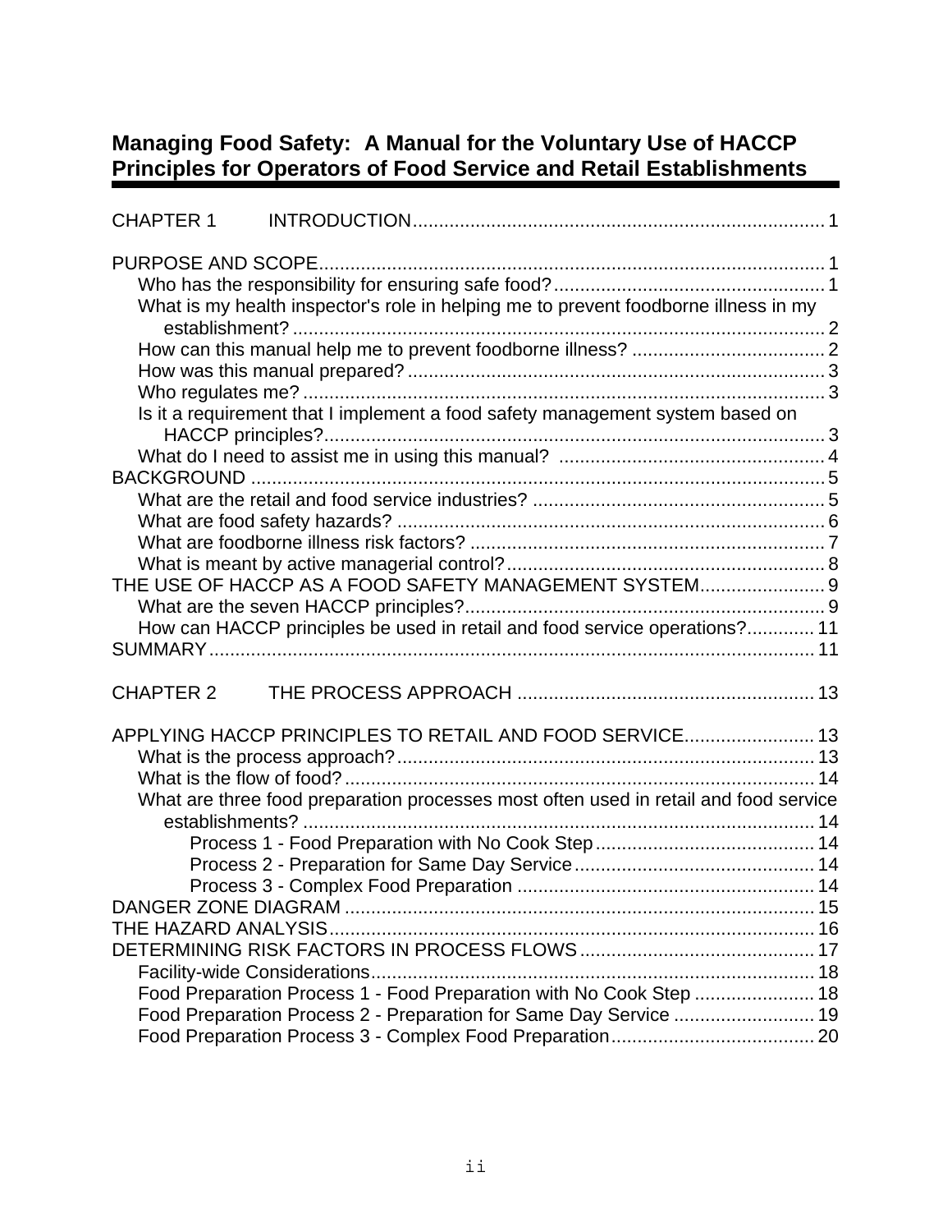## Managing Food Safety: A Manual for the Voluntary Use of HACCP Principles for Operators of Food Service and Retail Establishments

CHAPTER 1 INTRODUCTION .......... 1

PURPOSE AND SCOPE .......... 1
- Who has the responsibility for ensuring safe food? .......... 1
- What is my health inspector's role in helping me to prevent foodborne illness in my establishment? .......... 2
- How can this manual help me to prevent foodborne illness? .......... 2
- How was this manual prepared? .......... 3
- Who regulates me? .......... 3
- Is it a requirement that I implement a food safety management system based on HACCP principles? .......... 3
- What do I need to assist me in using this manual? .......... 4

BACKGROUND .......... 5
- What are the retail and food service industries? .......... 5
- What are food safety hazards? .......... 6
- What are foodborne illness risk factors? .......... 7
- What is meant by active managerial control? .......... 8

THE USE OF HACCP AS A FOOD SAFETY MANAGEMENT SYSTEM .......... 9
- What are the seven HACCP principles? .......... 9
- How can HACCP principles be used in retail and food service operations? .......... 11

SUMMARY .......... 11

CHAPTER 2 THE PROCESS APPROACH .......... 13

APPLYING HACCP PRINCIPLES TO RETAIL AND FOOD SERVICE .......... 13
- What is the process approach? .......... 13
- What is the flow of food? .......... 14
- What are three food preparation processes most often used in retail and food service establishments? .......... 14
  - Process 1 - Food Preparation with No Cook Step .......... 14
  - Process 2 - Preparation for Same Day Service .......... 14
  - Process 3 - Complex Food Preparation .......... 14

DANGER ZONE DIAGRAM .......... 15

THE HAZARD ANALYSIS .......... 16

DETERMINING RISK FACTORS IN PROCESS FLOWS .......... 17
- Facility-wide Considerations .......... 18
- Food Preparation Process 1 - Food Preparation with No Cook Step .......... 18
- Food Preparation Process 2 - Preparation for Same Day Service .......... 19
- Food Preparation Process 3 - Complex Food Preparation .......... 20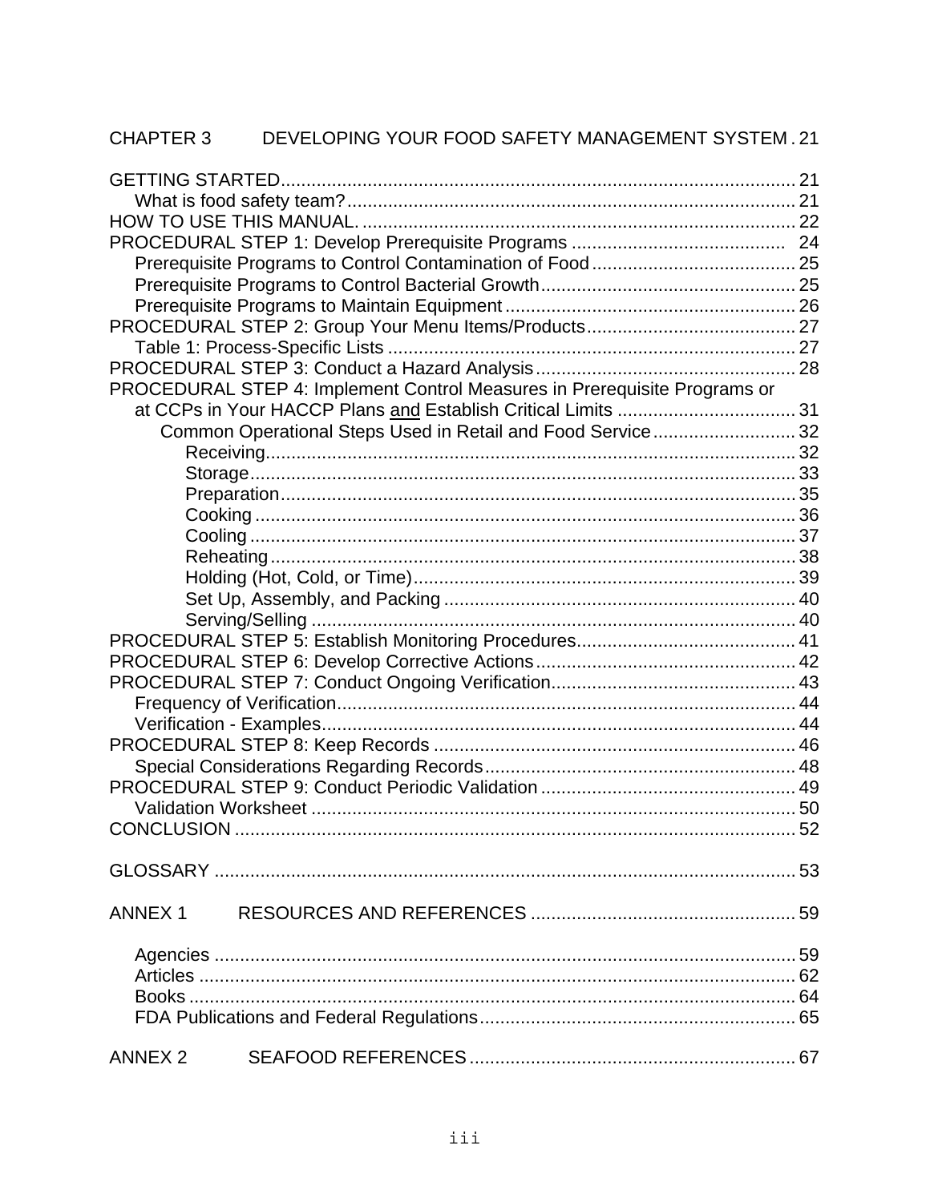CHAPTER 3 DEVELOPING YOUR FOOD SAFETY MANAGEMENT SYSTEM . 21

GETTING STARTED ..... 21
- What is food safety team? ..... 21

HOW TO USE THIS MANUAL. ..... 22

PROCEDURAL STEP 1: Develop Prerequisite Programs ..... 24
- Prerequisite Programs to Control Contamination of Food ..... 25
- Prerequisite Programs to Control Bacterial Growth ..... 25
- Prerequisite Programs to Maintain Equipment ..... 26

PROCEDURAL STEP 2: Group Your Menu Items/Products ..... 27
- Table 1: Process-Specific Lists ..... 27

PROCEDURAL STEP 3: Conduct a Hazard Analysis ..... 28

PROCEDURAL STEP 4: Implement Control Measures in Prerequisite Programs or at CCPs in Your HACCP Plans <u>and</u> Establish Critical Limits ..... 31
- Common Operational Steps Used in Retail and Food Service ..... 32
  - Receiving ..... 32
  - Storage ..... 33
  - Preparation ..... 35
  - Cooking ..... 36
  - Cooling ..... 37
  - Reheating ..... 38
  - Holding (Hot, Cold, or Time) ..... 39
  - Set Up, Assembly, and Packing ..... 40
  - Serving/Selling ..... 40

PROCEDURAL STEP 5: Establish Monitoring Procedures ..... 41

PROCEDURAL STEP 6: Develop Corrective Actions ..... 42

PROCEDURAL STEP 7: Conduct Ongoing Verification ..... 43
- Frequency of Verification ..... 44
- Verification - Examples ..... 44

PROCEDURAL STEP 8: Keep Records ..... 46
- Special Considerations Regarding Records ..... 48

PROCEDURAL STEP 9: Conduct Periodic Validation ..... 49
- Validation Worksheet ..... 50

CONCLUSION ..... 52

GLOSSARY ..... 53

ANNEX 1 RESOURCES AND REFERENCES ..... 59
- Agencies ..... 59
- Articles ..... 62
- Books ..... 64
- FDA Publications and Federal Regulations ..... 65

ANNEX 2 SEAFOOD REFERENCES ..... 67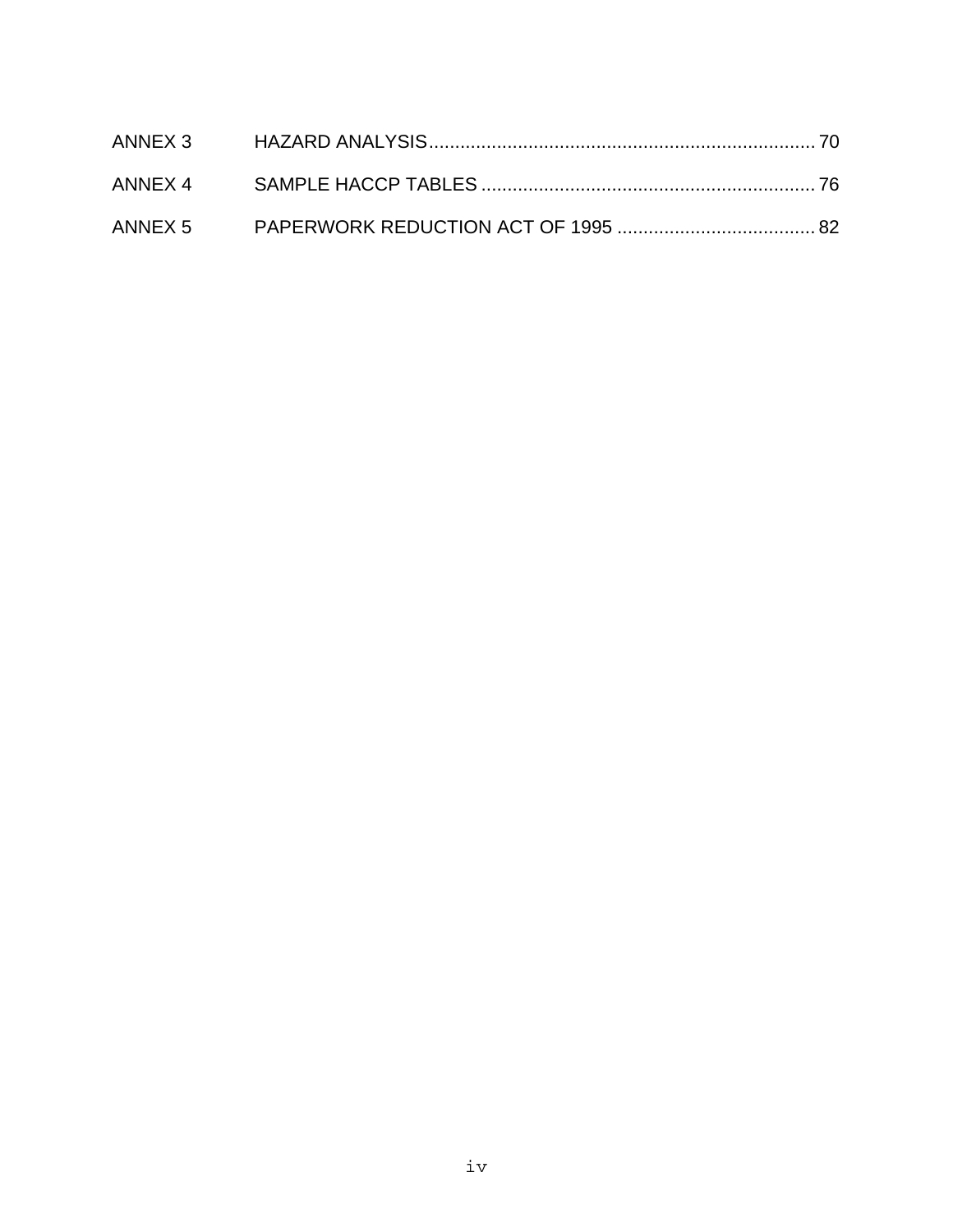ANNEX 3 HAZARD ANALYSIS........................................................................ 70

ANNEX 4 SAMPLE HACCP TABLES ............................................................... 76

ANNEX 5 PAPERWORK REDUCTION ACT OF 1995 ...................................... 82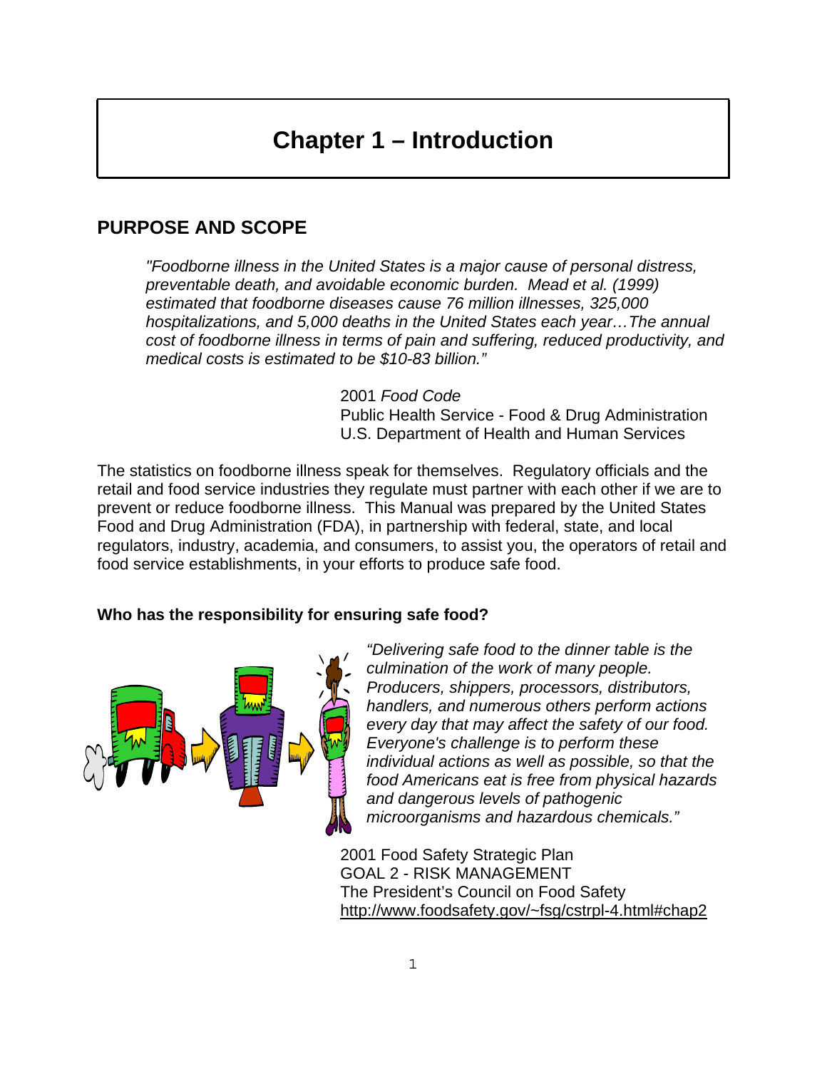# Chapter 1 – Introduction

## PURPOSE AND SCOPE

> *"Foodborne illness in the United States is a major cause of personal distress, preventable death, and avoidable economic burden. Mead et al. (1999) estimated that foodborne diseases cause 76 million illnesses, 325,000 hospitalizations, and 5,000 deaths in the United States each year…The annual cost of foodborne illness in terms of pain and suffering, reduced productivity, and medical costs is estimated to be $10-83 billion."*
>
> 2001 *Food Code*
> Public Health Service - Food & Drug Administration
> U.S. Department of Health and Human Services

The statistics on foodborne illness speak for themselves. Regulatory officials and the retail and food service industries they regulate must partner with each other if we are to prevent or reduce foodborne illness. This Manual was prepared by the United States Food and Drug Administration (FDA), in partnership with federal, state, and local regulators, industry, academia, and consumers, to assist you, the operators of retail and food service establishments, in your efforts to produce safe food.

**Who has the responsibility for ensuring safe food?**

> *"Delivering safe food to the dinner table is the culmination of the work of many people. Producers, shippers, processors, distributors, handlers, and numerous others perform actions every day that may affect the safety of our food. Everyone's challenge is to perform these individual actions as well as possible, so that the food Americans eat is free from physical hazards and dangerous levels of pathogenic microorganisms and hazardous chemicals."*
>
> 2001 Food Safety Strategic Plan
> GOAL 2 - RISK MANAGEMENT
> The President's Council on Food Safety
> http://www.foodsafety.gov/~fsg/cstrpl-4.html#chap2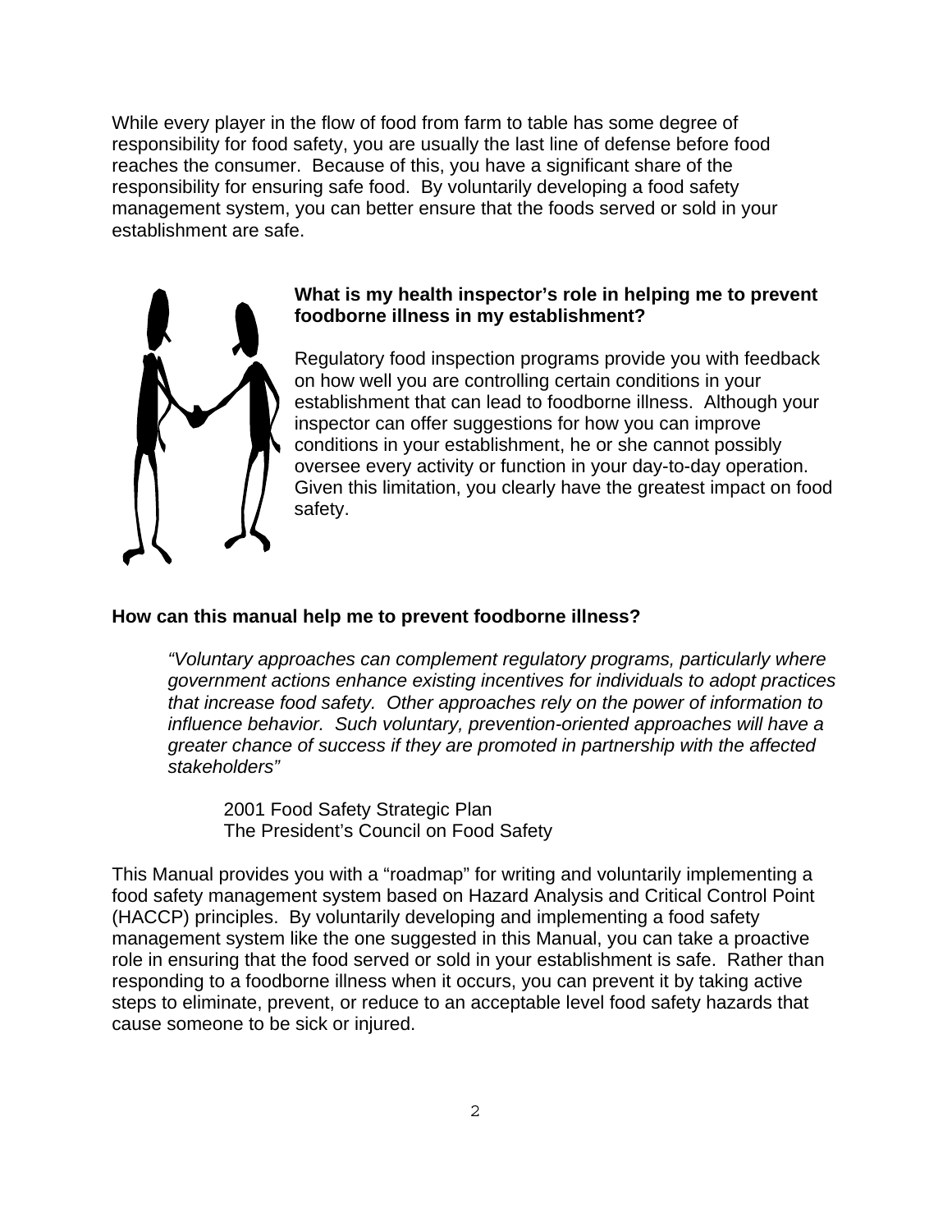While every player in the flow of food from farm to table has some degree of responsibility for food safety, you are usually the last line of defense before food reaches the consumer. Because of this, you have a significant share of the responsibility for ensuring safe food. By voluntarily developing a food safety management system, you can better ensure that the foods served or sold in your establishment are safe.

**What is my health inspector's role in helping me to prevent foodborne illness in my establishment?**

Regulatory food inspection programs provide you with feedback on how well you are controlling certain conditions in your establishment that can lead to foodborne illness. Although your inspector can offer suggestions for how you can improve conditions in your establishment, he or she cannot possibly oversee every activity or function in your day-to-day operation. Given this limitation, you clearly have the greatest impact on food safety.

**How can this manual help me to prevent foodborne illness?**

> *"Voluntary approaches can complement regulatory programs, particularly where government actions enhance existing incentives for individuals to adopt practices that increase food safety. Other approaches rely on the power of information to influence behavior. Such voluntary, prevention-oriented approaches will have a greater chance of success if they are promoted in partnership with the affected stakeholders"*
>
> 2001 Food Safety Strategic Plan
> The President's Council on Food Safety

This Manual provides you with a "roadmap" for writing and voluntarily implementing a food safety management system based on Hazard Analysis and Critical Control Point (HACCP) principles. By voluntarily developing and implementing a food safety management system like the one suggested in this Manual, you can take a proactive role in ensuring that the food served or sold in your establishment is safe. Rather than responding to a foodborne illness when it occurs, you can prevent it by taking active steps to eliminate, prevent, or reduce to an acceptable level food safety hazards that cause someone to be sick or injured.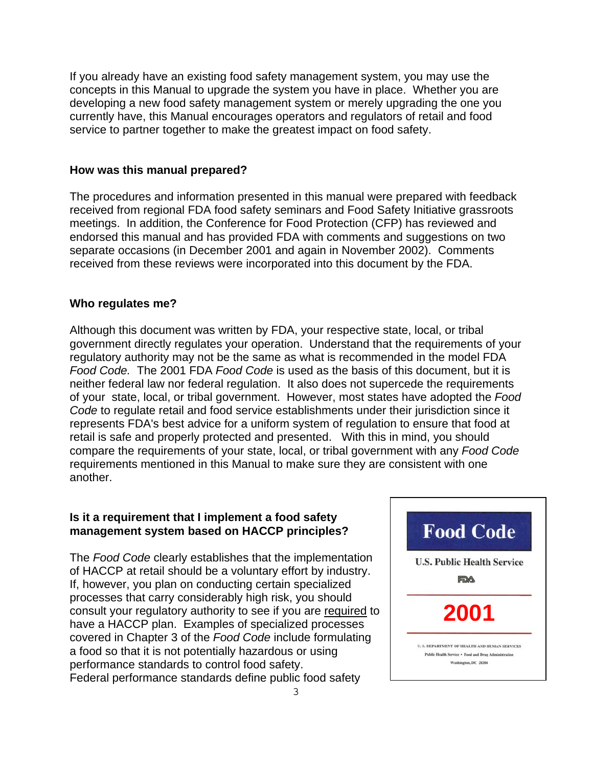If you already have an existing food safety management system, you may use the concepts in this Manual to upgrade the system you have in place. Whether you are developing a new food safety management system or merely upgrading the one you currently have, this Manual encourages operators and regulators of retail and food service to partner together to make the greatest impact on food safety.

**How was this manual prepared?**

The procedures and information presented in this manual were prepared with feedback received from regional FDA food safety seminars and Food Safety Initiative grassroots meetings. In addition, the Conference for Food Protection (CFP) has reviewed and endorsed this manual and has provided FDA with comments and suggestions on two separate occasions (in December 2001 and again in November 2002). Comments received from these reviews were incorporated into this document by the FDA.

**Who regulates me?**

Although this document was written by FDA, your respective state, local, or tribal government directly regulates your operation. Understand that the requirements of your regulatory authority may not be the same as what is recommended in the model FDA *Food Code.* The 2001 FDA *Food Code* is used as the basis of this document, but it is neither federal law nor federal regulation. It also does not supercede the requirements of your state, local, or tribal government. However, most states have adopted the *Food Code* to regulate retail and food service establishments under their jurisdiction since it represents FDA's best advice for a uniform system of regulation to ensure that food at retail is safe and properly protected and presented. With this in mind, you should compare the requirements of your state, local, or tribal government with any *Food Code* requirements mentioned in this Manual to make sure they are consistent with one another.

**Is it a requirement that I implement a food safety management system based on HACCP principles?**

The *Food Code* clearly establishes that the implementation of HACCP at retail should be a voluntary effort by industry. If, however, you plan on conducting certain specialized processes that carry considerably high risk, you should consult your regulatory authority to see if you are required to have a HACCP plan. Examples of specialized processes covered in Chapter 3 of the *Food Code* include formulating a food so that it is not potentially hazardous or using performance standards to control food safety. Federal performance standards define public food safety

Food Code

U.S. Public Health Service

FDA

2001

U. S. DEPARTMENT OF HEALTH AND HUMAN SERVICES
Public Health Service • Food and Drug Administration
Washington, DC 20204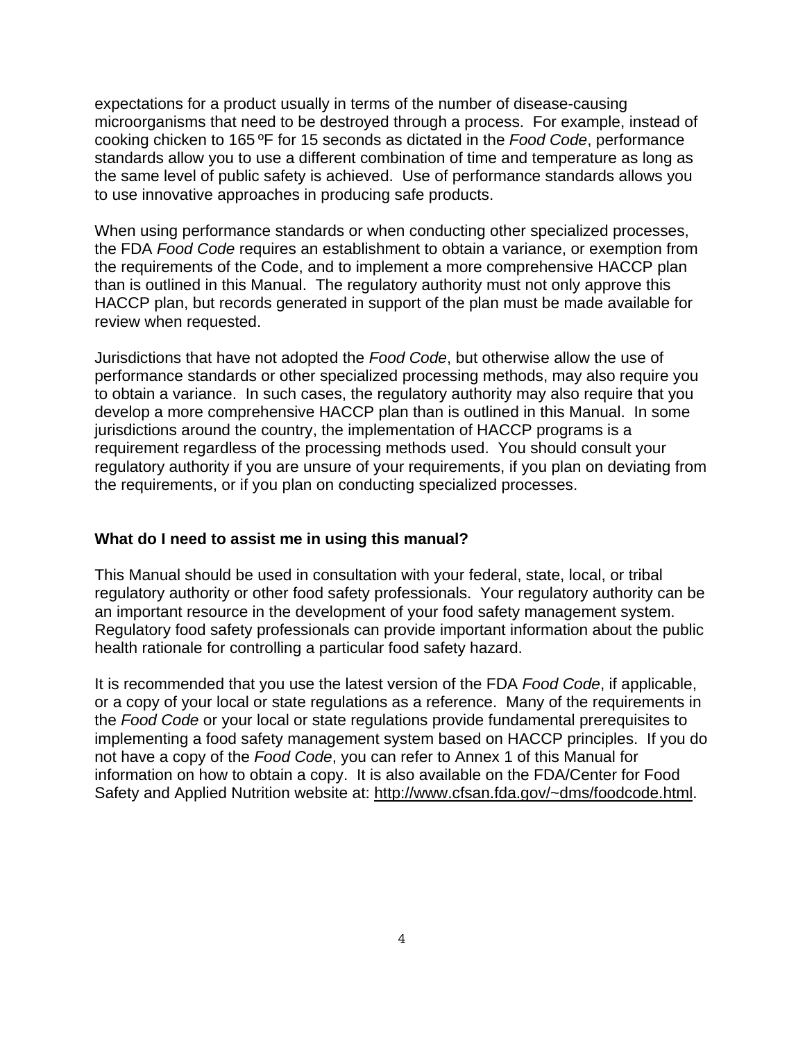expectations for a product usually in terms of the number of disease-causing microorganisms that need to be destroyed through a process. For example, instead of cooking chicken to 165 ºF for 15 seconds as dictated in the *Food Code*, performance standards allow you to use a different combination of time and temperature as long as the same level of public safety is achieved. Use of performance standards allows you to use innovative approaches in producing safe products.

When using performance standards or when conducting other specialized processes, the FDA *Food Code* requires an establishment to obtain a variance, or exemption from the requirements of the Code, and to implement a more comprehensive HACCP plan than is outlined in this Manual. The regulatory authority must not only approve this HACCP plan, but records generated in support of the plan must be made available for review when requested.

Jurisdictions that have not adopted the *Food Code*, but otherwise allow the use of performance standards or other specialized processing methods, may also require you to obtain a variance. In such cases, the regulatory authority may also require that you develop a more comprehensive HACCP plan than is outlined in this Manual. In some jurisdictions around the country, the implementation of HACCP programs is a requirement regardless of the processing methods used. You should consult your regulatory authority if you are unsure of your requirements, if you plan on deviating from the requirements, or if you plan on conducting specialized processes.

**What do I need to assist me in using this manual?**

This Manual should be used in consultation with your federal, state, local, or tribal regulatory authority or other food safety professionals. Your regulatory authority can be an important resource in the development of your food safety management system. Regulatory food safety professionals can provide important information about the public health rationale for controlling a particular food safety hazard.

It is recommended that you use the latest version of the FDA *Food Code*, if applicable, or a copy of your local or state regulations as a reference. Many of the requirements in the *Food Code* or your local or state regulations provide fundamental prerequisites to implementing a food safety management system based on HACCP principles. If you do not have a copy of the *Food Code*, you can refer to Annex 1 of this Manual for information on how to obtain a copy. It is also available on the FDA/Center for Food Safety and Applied Nutrition website at: http://www.cfsan.fda.gov/~dms/foodcode.html.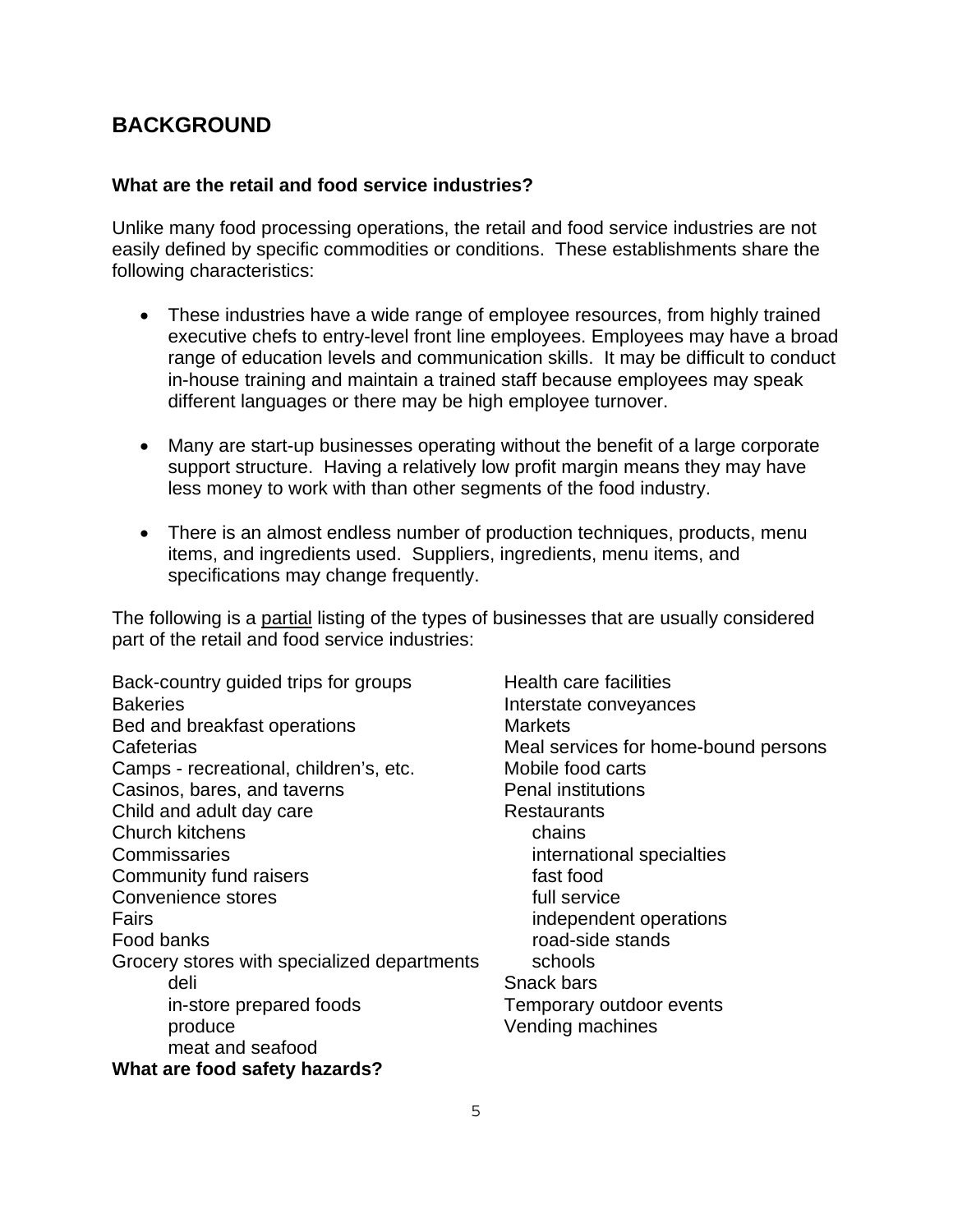## BACKGROUND

### What are the retail and food service industries?

Unlike many food processing operations, the retail and food service industries are not easily defined by specific commodities or conditions. These establishments share the following characteristics:

- These industries have a wide range of employee resources, from highly trained executive chefs to entry-level front line employees. Employees may have a broad range of education levels and communication skills. It may be difficult to conduct in-house training and maintain a trained staff because employees may speak different languages or there may be high employee turnover.

- Many are start-up businesses operating without the benefit of a large corporate support structure. Having a relatively low profit margin means they may have less money to work with than other segments of the food industry.

- There is an almost endless number of production techniques, products, menu items, and ingredients used. Suppliers, ingredients, menu items, and specifications may change frequently.

The following is a partial listing of the types of businesses that are usually considered part of the retail and food service industries:

Back-country guided trips for groups
Bakeries
Bed and breakfast operations
Cafeterias
Camps - recreational, children's, etc.
Casinos, bares, and taverns
Child and adult day care
Church kitchens
Commissaries
Community fund raisers
Convenience stores
Fairs
Food banks
Grocery stores with specialized departments
- deli
- in-store prepared foods
- produce
- meat and seafood

Health care facilities
Interstate conveyances
Markets
Meal services for home-bound persons
Mobile food carts
Penal institutions
Restaurants
- chains
- international specialties
- fast food
- full service
- independent operations
- road-side stands
- schools

Snack bars
Temporary outdoor events
Vending machines

### What are food safety hazards?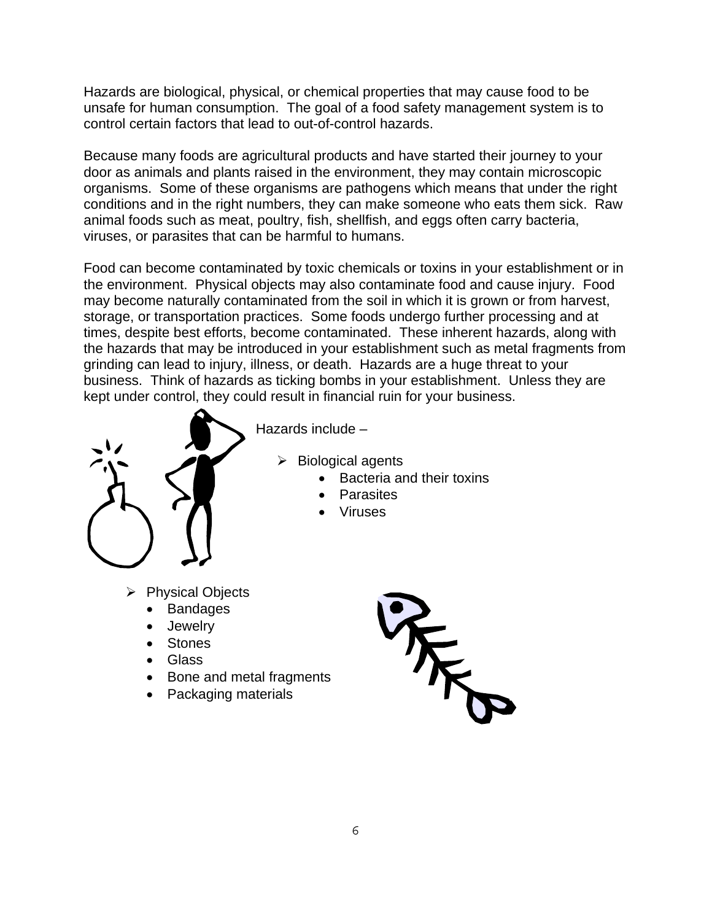Hazards are biological, physical, or chemical properties that may cause food to be unsafe for human consumption. The goal of a food safety management system is to control certain factors that lead to out-of-control hazards.

Because many foods are agricultural products and have started their journey to your door as animals and plants raised in the environment, they may contain microscopic organisms. Some of these organisms are pathogens which means that under the right conditions and in the right numbers, they can make someone who eats them sick. Raw animal foods such as meat, poultry, fish, shellfish, and eggs often carry bacteria, viruses, or parasites that can be harmful to humans.

Food can become contaminated by toxic chemicals or toxins in your establishment or in the environment. Physical objects may also contaminate food and cause injury. Food may become naturally contaminated from the soil in which it is grown or from harvest, storage, or transportation practices. Some foods undergo further processing and at times, despite best efforts, become contaminated. These inherent hazards, along with the hazards that may be introduced in your establishment such as metal fragments from grinding can lead to injury, illness, or death. Hazards are a huge threat to your business. Think of hazards as ticking bombs in your establishment. Unless they are kept under control, they could result in financial ruin for your business.

Hazards include –

- Biological agents
  - Bacteria and their toxins
  - Parasites
  - Viruses
- Physical Objects
  - Bandages
  - Jewelry
  - Stones
  - Glass
  - Bone and metal fragments
  - Packaging materials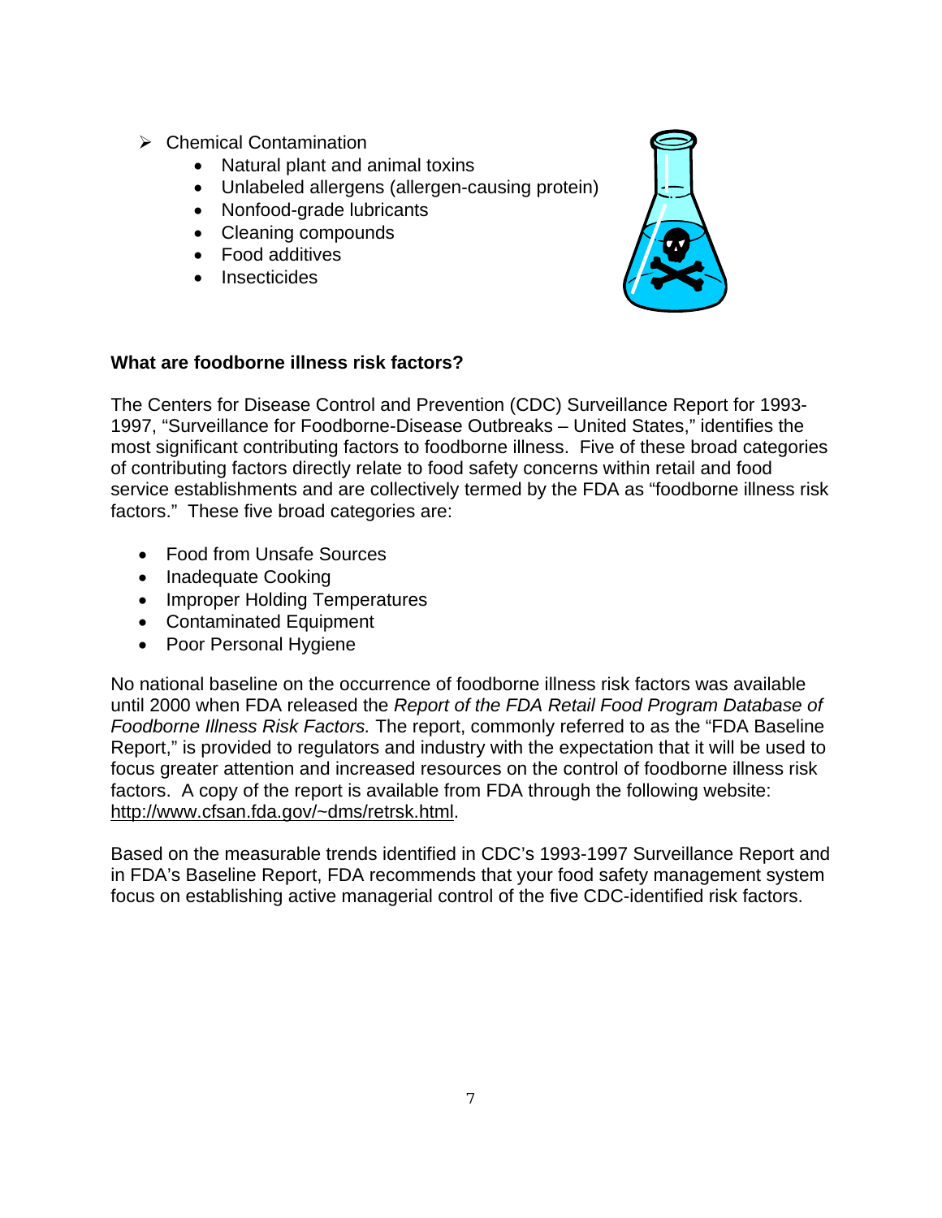- Chemical Contamination
    - Natural plant and animal toxins
    - Unlabeled allergens (allergen-causing protein)
    - Nonfood-grade lubricants
    - Cleaning compounds
    - Food additives
    - Insecticides

**What are foodborne illness risk factors?**

The Centers for Disease Control and Prevention (CDC) Surveillance Report for 1993-1997, "Surveillance for Foodborne-Disease Outbreaks – United States," identifies the most significant contributing factors to foodborne illness. Five of these broad categories of contributing factors directly relate to food safety concerns within retail and food service establishments and are collectively termed by the FDA as "foodborne illness risk factors." These five broad categories are:

- Food from Unsafe Sources
- Inadequate Cooking
- Improper Holding Temperatures
- Contaminated Equipment
- Poor Personal Hygiene

No national baseline on the occurrence of foodborne illness risk factors was available until 2000 when FDA released the *Report of the FDA Retail Food Program Database of Foodborne Illness Risk Factors.* The report, commonly referred to as the "FDA Baseline Report," is provided to regulators and industry with the expectation that it will be used to focus greater attention and increased resources on the control of foodborne illness risk factors. A copy of the report is available from FDA through the following website: http://www.cfsan.fda.gov/~dms/retrsk.html.

Based on the measurable trends identified in CDC's 1993-1997 Surveillance Report and in FDA's Baseline Report, FDA recommends that your food safety management system focus on establishing active managerial control of the five CDC-identified risk factors.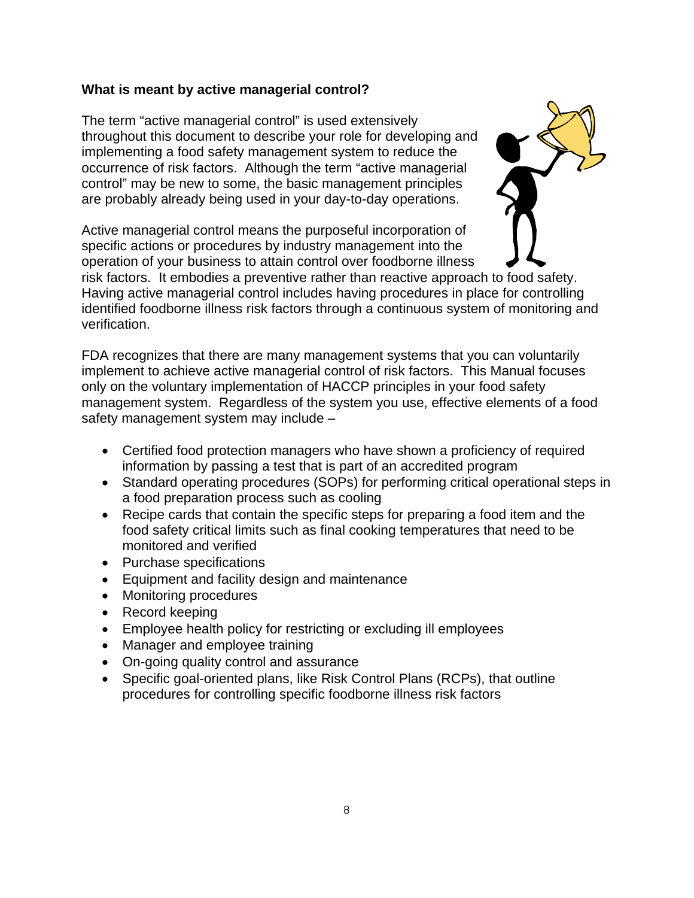**What is meant by active managerial control?**

The term "active managerial control" is used extensively throughout this document to describe your role for developing and implementing a food safety management system to reduce the occurrence of risk factors. Although the term "active managerial control" may be new to some, the basic management principles are probably already being used in your day-to-day operations.

Active managerial control means the purposeful incorporation of specific actions or procedures by industry management into the operation of your business to attain control over foodborne illness risk factors. It embodies a preventive rather than reactive approach to food safety. Having active managerial control includes having procedures in place for controlling identified foodborne illness risk factors through a continuous system of monitoring and verification.

FDA recognizes that there are many management systems that you can voluntarily implement to achieve active managerial control of risk factors. This Manual focuses only on the voluntary implementation of HACCP principles in your food safety management system. Regardless of the system you use, effective elements of a food safety management system may include –

- Certified food protection managers who have shown a proficiency of required information by passing a test that is part of an accredited program
- Standard operating procedures (SOPs) for performing critical operational steps in a food preparation process such as cooling
- Recipe cards that contain the specific steps for preparing a food item and the food safety critical limits such as final cooking temperatures that need to be monitored and verified
- Purchase specifications
- Equipment and facility design and maintenance
- Monitoring procedures
- Record keeping
- Employee health policy for restricting or excluding ill employees
- Manager and employee training
- On-going quality control and assurance
- Specific goal-oriented plans, like Risk Control Plans (RCPs), that outline procedures for controlling specific foodborne illness risk factors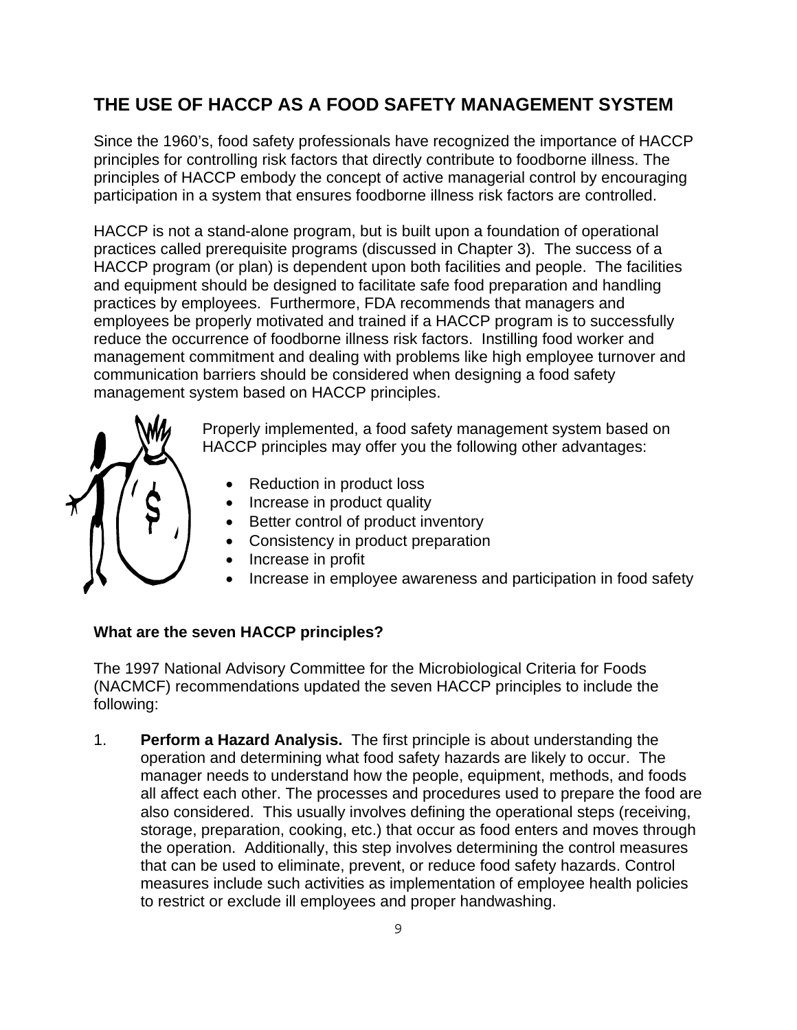## THE USE OF HACCP AS A FOOD SAFETY MANAGEMENT SYSTEM

Since the 1960's, food safety professionals have recognized the importance of HACCP principles for controlling risk factors that directly contribute to foodborne illness. The principles of HACCP embody the concept of active managerial control by encouraging participation in a system that ensures foodborne illness risk factors are controlled.

HACCP is not a stand-alone program, but is built upon a foundation of operational practices called prerequisite programs (discussed in Chapter 3). The success of a HACCP program (or plan) is dependent upon both facilities and people. The facilities and equipment should be designed to facilitate safe food preparation and handling practices by employees. Furthermore, FDA recommends that managers and employees be properly motivated and trained if a HACCP program is to successfully reduce the occurrence of foodborne illness risk factors. Instilling food worker and management commitment and dealing with problems like high employee turnover and communication barriers should be considered when designing a food safety management system based on HACCP principles.

Properly implemented, a food safety management system based on HACCP principles may offer you the following other advantages:

- Reduction in product loss
- Increase in product quality
- Better control of product inventory
- Consistency in product preparation
- Increase in profit
- Increase in employee awareness and participation in food safety

**What are the seven HACCP principles?**

The 1997 National Advisory Committee for the Microbiological Criteria for Foods (NACMCF) recommendations updated the seven HACCP principles to include the following:

1. **Perform a Hazard Analysis.** The first principle is about understanding the operation and determining what food safety hazards are likely to occur. The manager needs to understand how the people, equipment, methods, and foods all affect each other. The processes and procedures used to prepare the food are also considered. This usually involves defining the operational steps (receiving, storage, preparation, cooking, etc.) that occur as food enters and moves through the operation. Additionally, this step involves determining the control measures that can be used to eliminate, prevent, or reduce food safety hazards. Control measures include such activities as implementation of employee health policies to restrict or exclude ill employees and proper handwashing.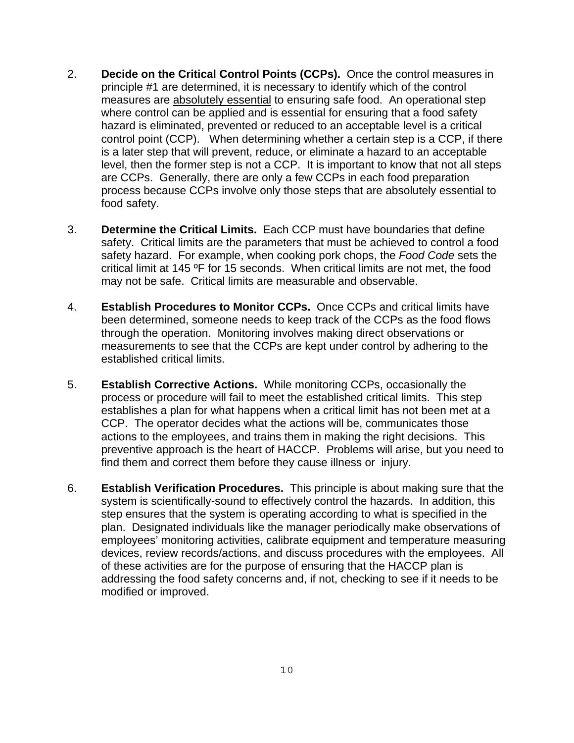2. **Decide on the Critical Control Points (CCPs).** Once the control measures in principle #1 are determined, it is necessary to identify which of the control measures are <u>absolutely essential</u> to ensuring safe food. An operational step where control can be applied and is essential for ensuring that a food safety hazard is eliminated, prevented or reduced to an acceptable level is a critical control point (CCP). When determining whether a certain step is a CCP, if there is a later step that will prevent, reduce, or eliminate a hazard to an acceptable level, then the former step is not a CCP. It is important to know that not all steps are CCPs. Generally, there are only a few CCPs in each food preparation process because CCPs involve only those steps that are absolutely essential to food safety.

3. **Determine the Critical Limits.** Each CCP must have boundaries that define safety. Critical limits are the parameters that must be achieved to control a food safety hazard. For example, when cooking pork chops, the *Food Code* sets the critical limit at 145 ºF for 15 seconds. When critical limits are not met, the food may not be safe. Critical limits are measurable and observable.

4. **Establish Procedures to Monitor CCPs.** Once CCPs and critical limits have been determined, someone needs to keep track of the CCPs as the food flows through the operation. Monitoring involves making direct observations or measurements to see that the CCPs are kept under control by adhering to the established critical limits.

5. **Establish Corrective Actions.** While monitoring CCPs, occasionally the process or procedure will fail to meet the established critical limits. This step establishes a plan for what happens when a critical limit has not been met at a CCP. The operator decides what the actions will be, communicates those actions to the employees, and trains them in making the right decisions. This preventive approach is the heart of HACCP. Problems will arise, but you need to find them and correct them before they cause illness or injury.

6. **Establish Verification Procedures.** This principle is about making sure that the system is scientifically-sound to effectively control the hazards. In addition, this step ensures that the system is operating according to what is specified in the plan. Designated individuals like the manager periodically make observations of employees' monitoring activities, calibrate equipment and temperature measuring devices, review records/actions, and discuss procedures with the employees. All of these activities are for the purpose of ensuring that the HACCP plan is addressing the food safety concerns and, if not, checking to see if it needs to be modified or improved.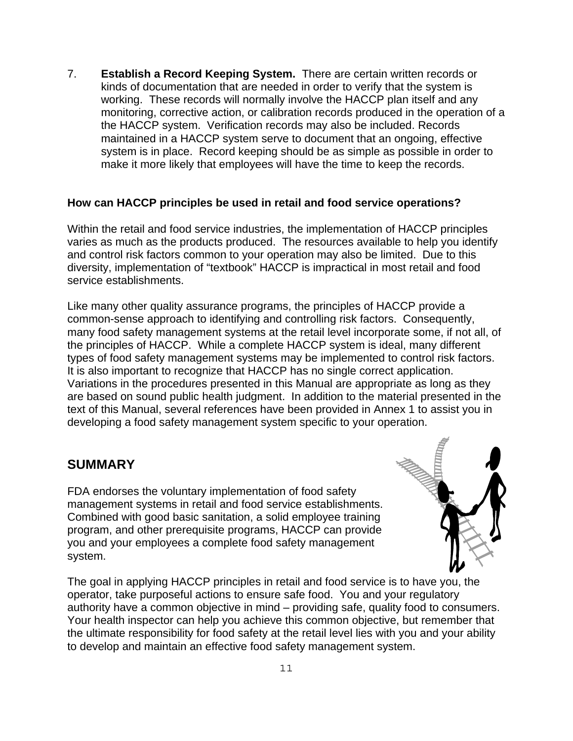7. **Establish a Record Keeping System.** There are certain written records or kinds of documentation that are needed in order to verify that the system is working. These records will normally involve the HACCP plan itself and any monitoring, corrective action, or calibration records produced in the operation of a the HACCP system. Verification records may also be included. Records maintained in a HACCP system serve to document that an ongoing, effective system is in place. Record keeping should be as simple as possible in order to make it more likely that employees will have the time to keep the records.

**How can HACCP principles be used in retail and food service operations?**

Within the retail and food service industries, the implementation of HACCP principles varies as much as the products produced. The resources available to help you identify and control risk factors common to your operation may also be limited. Due to this diversity, implementation of "textbook" HACCP is impractical in most retail and food service establishments.

Like many other quality assurance programs, the principles of HACCP provide a common-sense approach to identifying and controlling risk factors. Consequently, many food safety management systems at the retail level incorporate some, if not all, of the principles of HACCP. While a complete HACCP system is ideal, many different types of food safety management systems may be implemented to control risk factors. It is also important to recognize that HACCP has no single correct application. Variations in the procedures presented in this Manual are appropriate as long as they are based on sound public health judgment. In addition to the material presented in the text of this Manual, several references have been provided in Annex 1 to assist you in developing a food safety management system specific to your operation.

## SUMMARY

FDA endorses the voluntary implementation of food safety management systems in retail and food service establishments. Combined with good basic sanitation, a solid employee training program, and other prerequisite programs, HACCP can provide you and your employees a complete food safety management system.

The goal in applying HACCP principles in retail and food service is to have you, the operator, take purposeful actions to ensure safe food. You and your regulatory authority have a common objective in mind – providing safe, quality food to consumers. Your health inspector can help you achieve this common objective, but remember that the ultimate responsibility for food safety at the retail level lies with you and your ability to develop and maintain an effective food safety management system.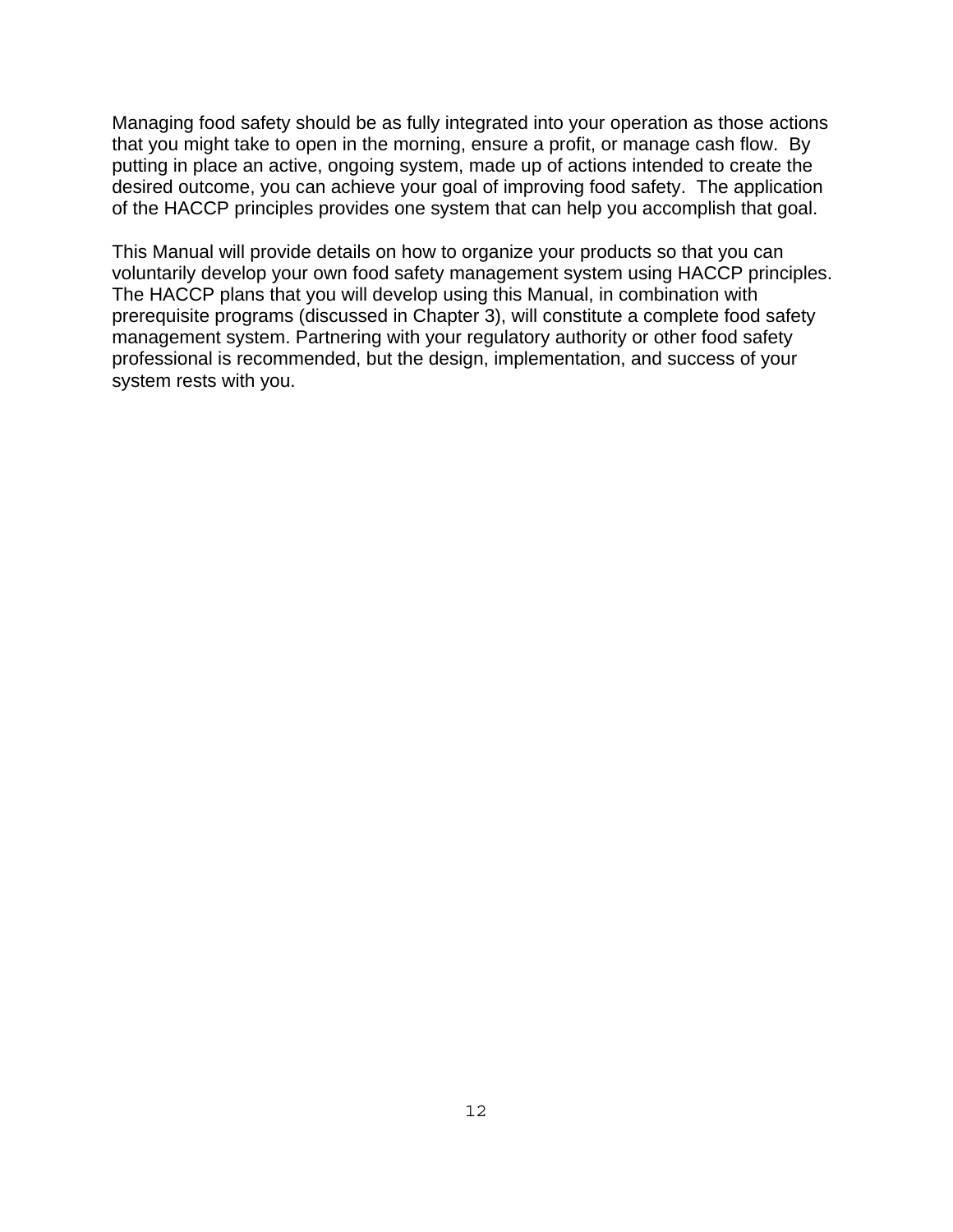Managing food safety should be as fully integrated into your operation as those actions that you might take to open in the morning, ensure a profit, or manage cash flow. By putting in place an active, ongoing system, made up of actions intended to create the desired outcome, you can achieve your goal of improving food safety. The application of the HACCP principles provides one system that can help you accomplish that goal.

This Manual will provide details on how to organize your products so that you can voluntarily develop your own food safety management system using HACCP principles. The HACCP plans that you will develop using this Manual, in combination with prerequisite programs (discussed in Chapter 3), will constitute a complete food safety management system. Partnering with your regulatory authority or other food safety professional is recommended, but the design, implementation, and success of your system rests with you.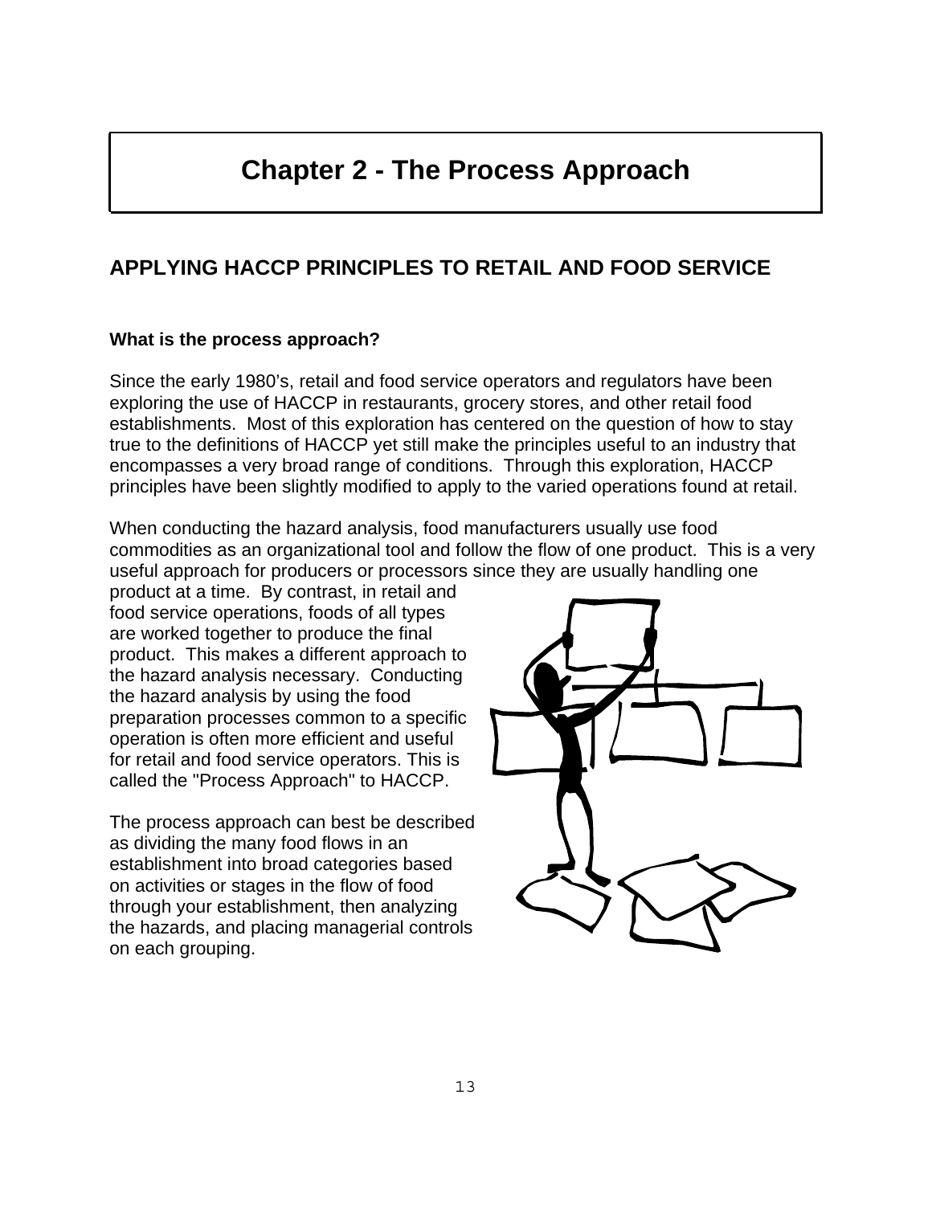# Chapter 2 - The Process Approach

## APPLYING HACCP PRINCIPLES TO RETAIL AND FOOD SERVICE

### What is the process approach?

Since the early 1980's, retail and food service operators and regulators have been exploring the use of HACCP in restaurants, grocery stores, and other retail food establishments. Most of this exploration has centered on the question of how to stay true to the definitions of HACCP yet still make the principles useful to an industry that encompasses a very broad range of conditions. Through this exploration, HACCP principles have been slightly modified to apply to the varied operations found at retail.

When conducting the hazard analysis, food manufacturers usually use food commodities as an organizational tool and follow the flow of one product. This is a very useful approach for producers or processors since they are usually handling one product at a time. By contrast, in retail and food service operations, foods of all types are worked together to produce the final product. This makes a different approach to the hazard analysis necessary. Conducting the hazard analysis by using the food preparation processes common to a specific operation is often more efficient and useful for retail and food service operators. This is called the "Process Approach" to HACCP.

The process approach can best be described as dividing the many food flows in an establishment into broad categories based on activities or stages in the flow of food through your establishment, then analyzing the hazards, and placing managerial controls on each grouping.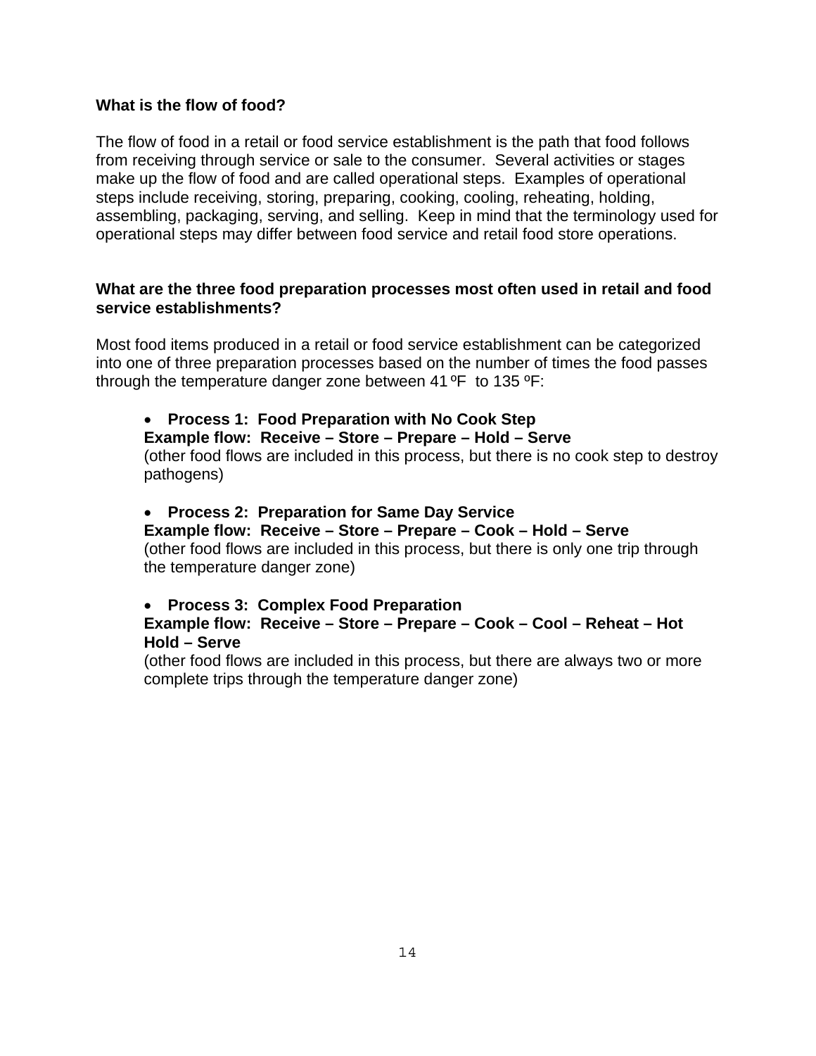**What is the flow of food?**

The flow of food in a retail or food service establishment is the path that food follows from receiving through service or sale to the consumer. Several activities or stages make up the flow of food and are called operational steps. Examples of operational steps include receiving, storing, preparing, cooking, cooling, reheating, holding, assembling, packaging, serving, and selling. Keep in mind that the terminology used for operational steps may differ between food service and retail food store operations.

**What are the three food preparation processes most often used in retail and food service establishments?**

Most food items produced in a retail or food service establishment can be categorized into one of three preparation processes based on the number of times the food passes through the temperature danger zone between 41 ºF to 135 ºF:

- **Process 1: Food Preparation with No Cook Step**
  **Example flow: Receive – Store – Prepare – Hold – Serve**
  (other food flows are included in this process, but there is no cook step to destroy pathogens)

- **Process 2: Preparation for Same Day Service**
  **Example flow: Receive – Store – Prepare – Cook – Hold – Serve**
  (other food flows are included in this process, but there is only one trip through the temperature danger zone)

- **Process 3: Complex Food Preparation**
  **Example flow: Receive – Store – Prepare – Cook – Cool – Reheat – Hot Hold – Serve**
  (other food flows are included in this process, but there are always two or more complete trips through the temperature danger zone)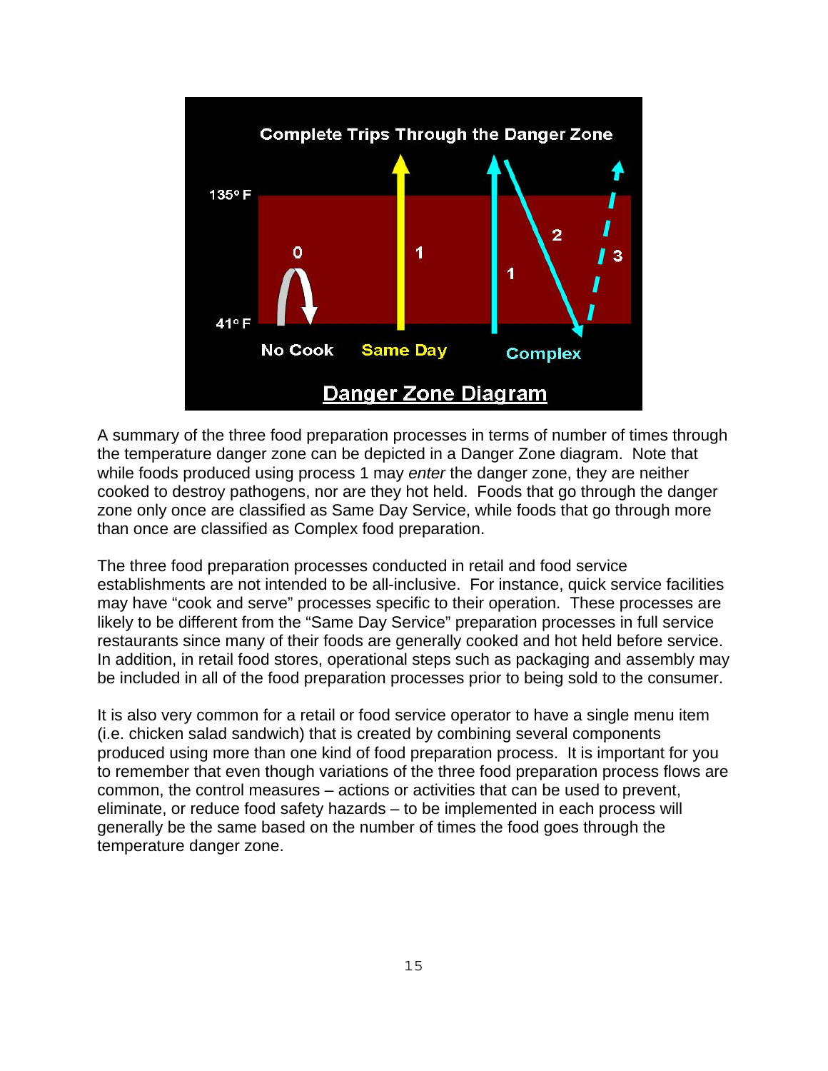A summary of the three food preparation processes in terms of number of times through the temperature danger zone can be depicted in a Danger Zone diagram. Note that while foods produced using process 1 may *enter* the danger zone, they are neither cooked to destroy pathogens, nor are they hot held. Foods that go through the danger zone only once are classified as Same Day Service, while foods that go through more than once are classified as Complex food preparation.

The three food preparation processes conducted in retail and food service establishments are not intended to be all-inclusive. For instance, quick service facilities may have "cook and serve" processes specific to their operation. These processes are likely to be different from the "Same Day Service" preparation processes in full service restaurants since many of their foods are generally cooked and hot held before service. In addition, in retail food stores, operational steps such as packaging and assembly may be included in all of the food preparation processes prior to being sold to the consumer.

It is also very common for a retail or food service operator to have a single menu item (i.e. chicken salad sandwich) that is created by combining several components produced using more than one kind of food preparation process. It is important for you to remember that even though variations of the three food preparation process flows are common, the control measures – actions or activities that can be used to prevent, eliminate, or reduce food safety hazards – to be implemented in each process will generally be the same based on the number of times the food goes through the temperature danger zone.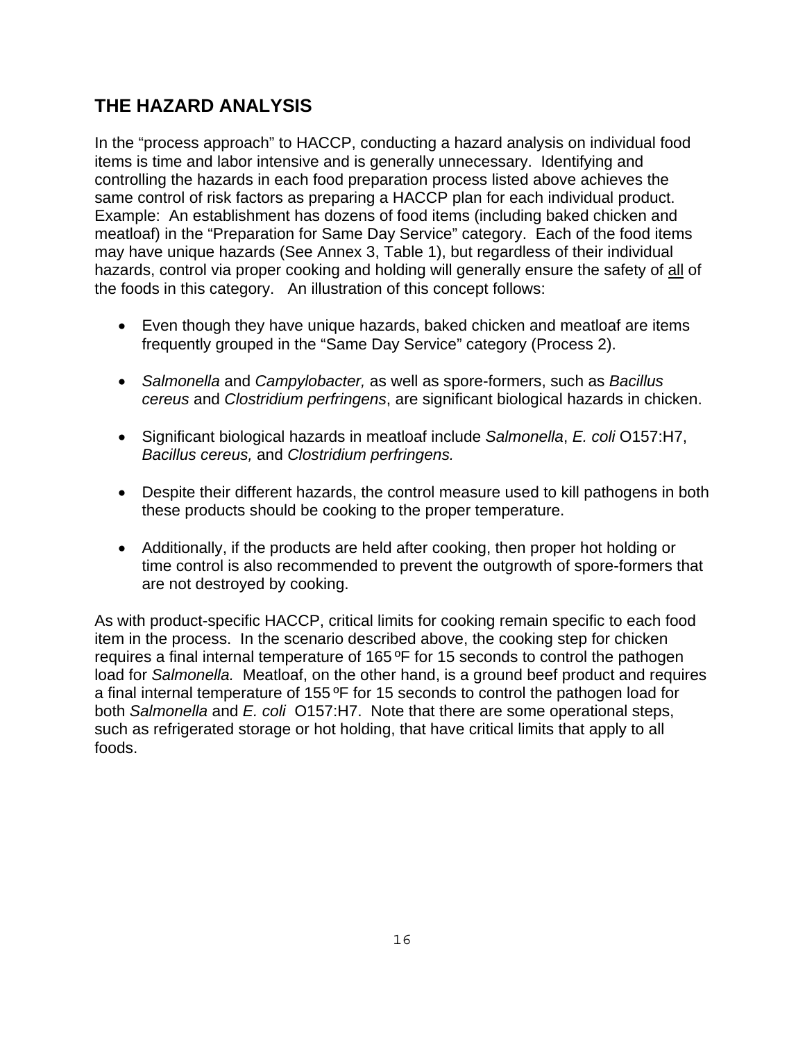## THE HAZARD ANALYSIS

In the “process approach” to HACCP, conducting a hazard analysis on individual food items is time and labor intensive and is generally unnecessary. Identifying and controlling the hazards in each food preparation process listed above achieves the same control of risk factors as preparing a HACCP plan for each individual product. Example: An establishment has dozens of food items (including baked chicken and meatloaf) in the “Preparation for Same Day Service” category. Each of the food items may have unique hazards (See Annex 3, Table 1), but regardless of their individual hazards, control via proper cooking and holding will generally ensure the safety of <u>all</u> of the foods in this category. An illustration of this concept follows:

- Even though they have unique hazards, baked chicken and meatloaf are items frequently grouped in the “Same Day Service” category (Process 2).
- *Salmonella* and *Campylobacter,* as well as spore-formers, such as *Bacillus cereus* and *Clostridium perfringens*, are significant biological hazards in chicken.
- Significant biological hazards in meatloaf include *Salmonella*, *E. coli* O157:H7, *Bacillus cereus,* and *Clostridium perfringens.*
- Despite their different hazards, the control measure used to kill pathogens in both these products should be cooking to the proper temperature.
- Additionally, if the products are held after cooking, then proper hot holding or time control is also recommended to prevent the outgrowth of spore-formers that are not destroyed by cooking.

As with product-specific HACCP, critical limits for cooking remain specific to each food item in the process. In the scenario described above, the cooking step for chicken requires a final internal temperature of 165 ºF for 15 seconds to control the pathogen load for *Salmonella.* Meatloaf, on the other hand, is a ground beef product and requires a final internal temperature of 155 ºF for 15 seconds to control the pathogen load for both *Salmonella* and *E. coli* O157:H7. Note that there are some operational steps, such as refrigerated storage or hot holding, that have critical limits that apply to all foods.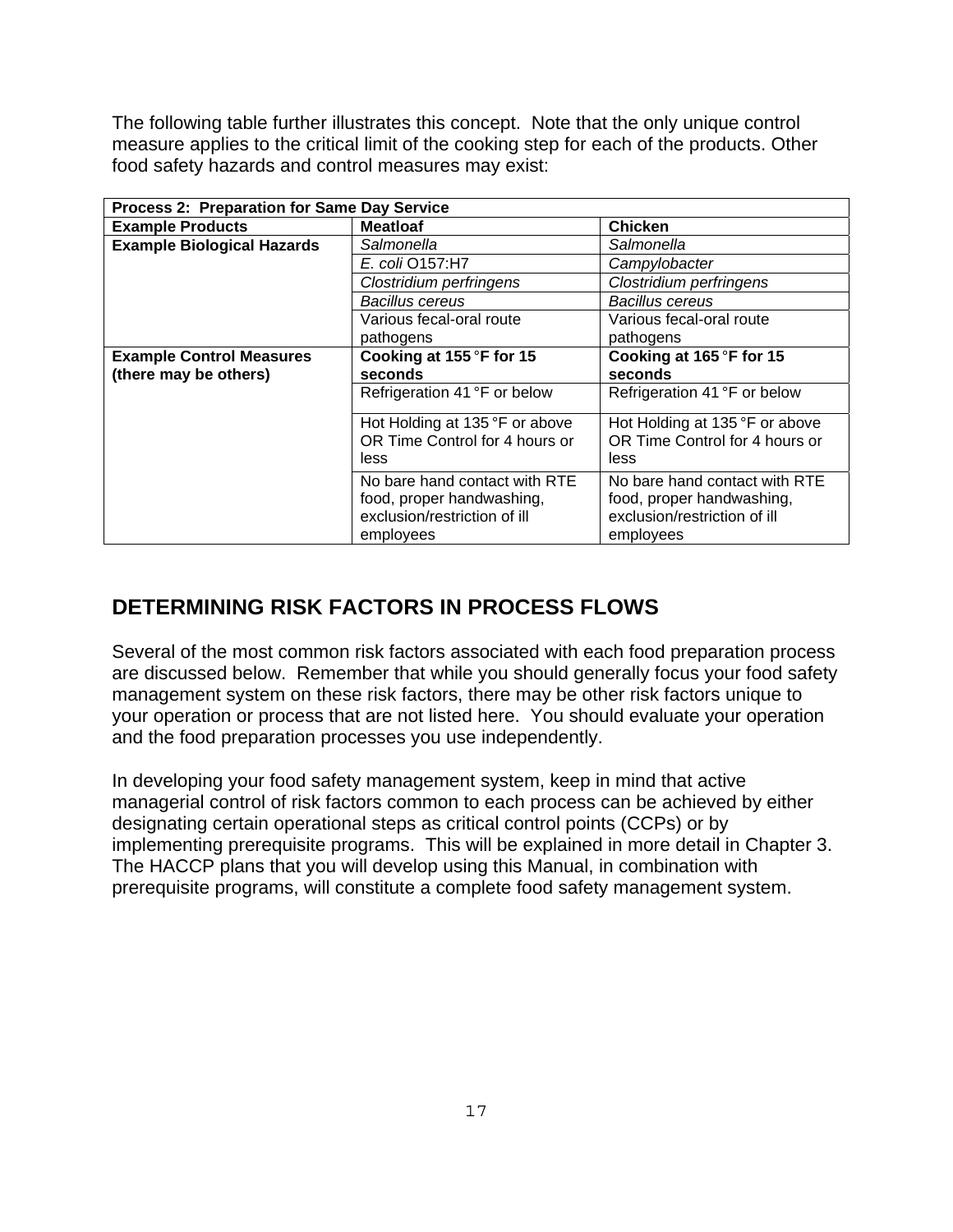The following table further illustrates this concept. Note that the only unique control measure applies to the critical limit of the cooking step for each of the products. Other food safety hazards and control measures may exist:

| **Process 2: Preparation for Same Day Service** | | |
|---|---|---|
| **Example Products** | **Meatloaf** | **Chicken** |
| **Example Biological Hazards** | *Salmonella* | *Salmonella* |
| | *E. coli* O157:H7 | *Campylobacter* |
| | *Clostridium perfringens* | *Clostridium perfringens* |
| | *Bacillus cereus* | *Bacillus cereus* |
| | Various fecal-oral route pathogens | Various fecal-oral route pathogens |
| **Example Control Measures (there may be others)** | **Cooking at 155 °F for 15 seconds** | **Cooking at 165 °F for 15 seconds** |
| | Refrigeration 41 °F or below | Refrigeration 41 °F or below |
| | Hot Holding at 135 °F or above OR Time Control for 4 hours or less | Hot Holding at 135 °F or above OR Time Control for 4 hours or less |
| | No bare hand contact with RTE food, proper handwashing, exclusion/restriction of ill employees | No bare hand contact with RTE food, proper handwashing, exclusion/restriction of ill employees |

## DETERMINING RISK FACTORS IN PROCESS FLOWS

Several of the most common risk factors associated with each food preparation process are discussed below. Remember that while you should generally focus your food safety management system on these risk factors, there may be other risk factors unique to your operation or process that are not listed here. You should evaluate your operation and the food preparation processes you use independently.

In developing your food safety management system, keep in mind that active managerial control of risk factors common to each process can be achieved by either designating certain operational steps as critical control points (CCPs) or by implementing prerequisite programs. This will be explained in more detail in Chapter 3. The HACCP plans that you will develop using this Manual, in combination with prerequisite programs, will constitute a complete food safety management system.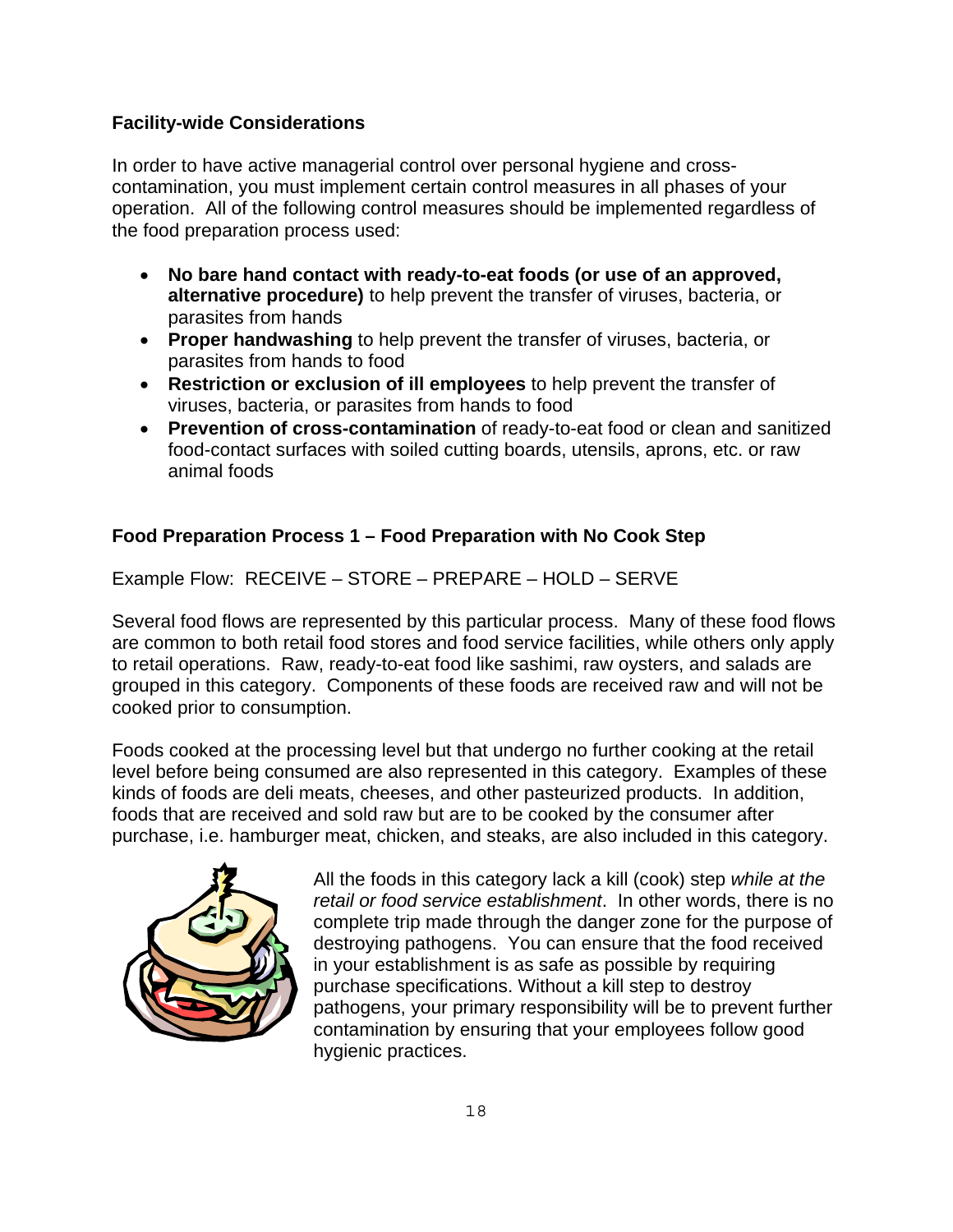## Facility-wide Considerations

In order to have active managerial control over personal hygiene and cross-contamination, you must implement certain control measures in all phases of your operation. All of the following control measures should be implemented regardless of the food preparation process used:

- **No bare hand contact with ready-to-eat foods (or use of an approved, alternative procedure)** to help prevent the transfer of viruses, bacteria, or parasites from hands
- **Proper handwashing** to help prevent the transfer of viruses, bacteria, or parasites from hands to food
- **Restriction or exclusion of ill employees** to help prevent the transfer of viruses, bacteria, or parasites from hands to food
- **Prevention of cross-contamination** of ready-to-eat food or clean and sanitized food-contact surfaces with soiled cutting boards, utensils, aprons, etc. or raw animal foods

## Food Preparation Process 1 – Food Preparation with No Cook Step

Example Flow: RECEIVE – STORE – PREPARE – HOLD – SERVE

Several food flows are represented by this particular process. Many of these food flows are common to both retail food stores and food service facilities, while others only apply to retail operations. Raw, ready-to-eat food like sashimi, raw oysters, and salads are grouped in this category. Components of these foods are received raw and will not be cooked prior to consumption.

Foods cooked at the processing level but that undergo no further cooking at the retail level before being consumed are also represented in this category. Examples of these kinds of foods are deli meats, cheeses, and other pasteurized products. In addition, foods that are received and sold raw but are to be cooked by the consumer after purchase, i.e. hamburger meat, chicken, and steaks, are also included in this category.

All the foods in this category lack a kill (cook) step *while at the retail or food service establishment*. In other words, there is no complete trip made through the danger zone for the purpose of destroying pathogens. You can ensure that the food received in your establishment is as safe as possible by requiring purchase specifications. Without a kill step to destroy pathogens, your primary responsibility will be to prevent further contamination by ensuring that your employees follow good hygienic practices.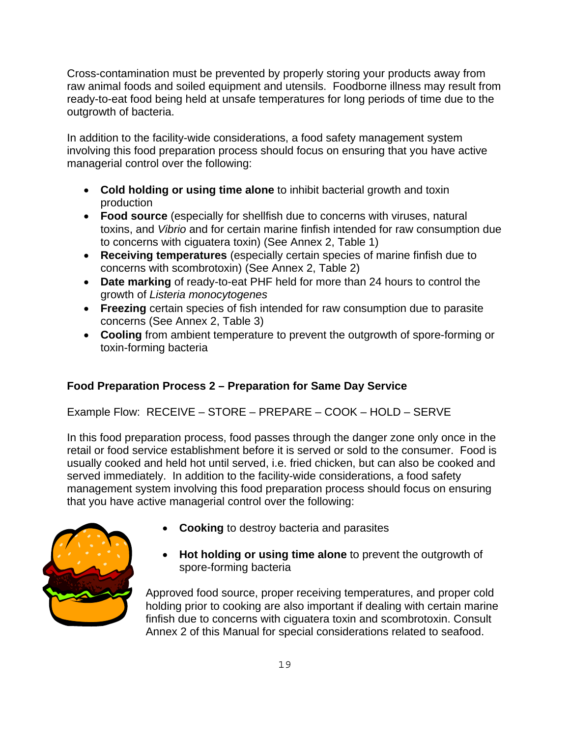Cross-contamination must be prevented by properly storing your products away from raw animal foods and soiled equipment and utensils. Foodborne illness may result from ready-to-eat food being held at unsafe temperatures for long periods of time due to the outgrowth of bacteria.

In addition to the facility-wide considerations, a food safety management system involving this food preparation process should focus on ensuring that you have active managerial control over the following:

- **Cold holding or using time alone** to inhibit bacterial growth and toxin production
- **Food source** (especially for shellfish due to concerns with viruses, natural toxins, and *Vibrio* and for certain marine finfish intended for raw consumption due to concerns with ciguatera toxin) (See Annex 2, Table 1)
- **Receiving temperatures** (especially certain species of marine finfish due to concerns with scombrotoxin) (See Annex 2, Table 2)
- **Date marking** of ready-to-eat PHF held for more than 24 hours to control the growth of *Listeria monocytogenes*
- **Freezing** certain species of fish intended for raw consumption due to parasite concerns (See Annex 2, Table 3)
- **Cooling** from ambient temperature to prevent the outgrowth of spore-forming or toxin-forming bacteria

### Food Preparation Process 2 – Preparation for Same Day Service

Example Flow: RECEIVE – STORE – PREPARE – COOK – HOLD – SERVE

In this food preparation process, food passes through the danger zone only once in the retail or food service establishment before it is served or sold to the consumer. Food is usually cooked and held hot until served, i.e. fried chicken, but can also be cooked and served immediately. In addition to the facility-wide considerations, a food safety management system involving this food preparation process should focus on ensuring that you have active managerial control over the following:

- **Cooking** to destroy bacteria and parasites
- **Hot holding or using time alone** to prevent the outgrowth of spore-forming bacteria

Approved food source, proper receiving temperatures, and proper cold holding prior to cooking are also important if dealing with certain marine finfish due to concerns with ciguatera toxin and scombrotoxin. Consult Annex 2 of this Manual for special considerations related to seafood.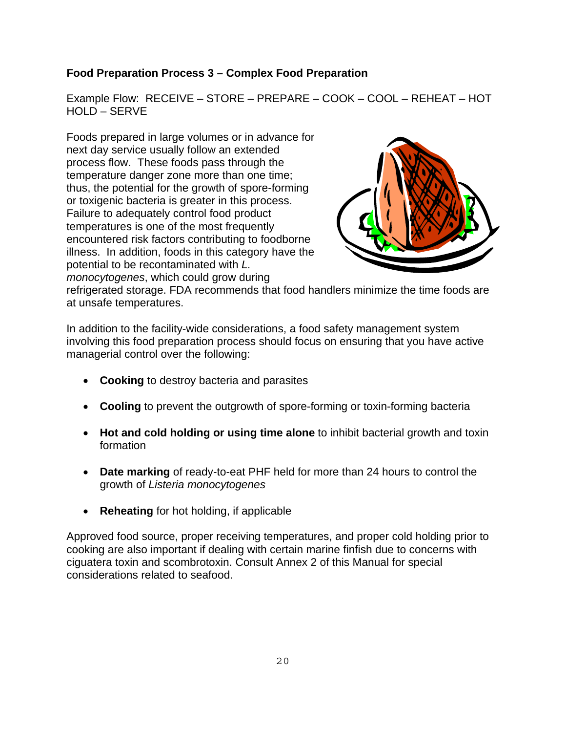**Food Preparation Process 3 – Complex Food Preparation**

Example Flow: RECEIVE – STORE – PREPARE – COOK – COOL – REHEAT – HOT HOLD – SERVE

Foods prepared in large volumes or in advance for next day service usually follow an extended process flow. These foods pass through the temperature danger zone more than one time; thus, the potential for the growth of spore-forming or toxigenic bacteria is greater in this process. Failure to adequately control food product temperatures is one of the most frequently encountered risk factors contributing to foodborne illness. In addition, foods in this category have the potential to be recontaminated with *L. monocytogenes*, which could grow during refrigerated storage. FDA recommends that food handlers minimize the time foods are at unsafe temperatures.

In addition to the facility-wide considerations, a food safety management system involving this food preparation process should focus on ensuring that you have active managerial control over the following:

- **Cooking** to destroy bacteria and parasites
- **Cooling** to prevent the outgrowth of spore-forming or toxin-forming bacteria
- **Hot and cold holding or using time alone** to inhibit bacterial growth and toxin formation
- **Date marking** of ready-to-eat PHF held for more than 24 hours to control the growth of *Listeria monocytogenes*
- **Reheating** for hot holding, if applicable

Approved food source, proper receiving temperatures, and proper cold holding prior to cooking are also important if dealing with certain marine finfish due to concerns with ciguatera toxin and scombrotoxin. Consult Annex 2 of this Manual for special considerations related to seafood.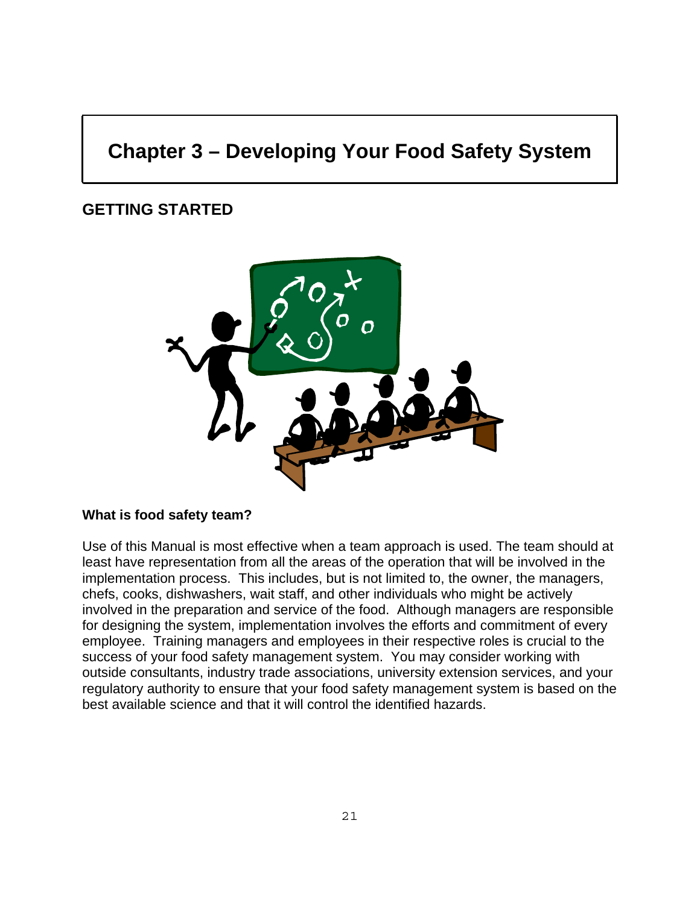# Chapter 3 – Developing Your Food Safety System

## GETTING STARTED

### What is food safety team?

Use of this Manual is most effective when a team approach is used. The team should at least have representation from all the areas of the operation that will be involved in the implementation process. This includes, but is not limited to, the owner, the managers, chefs, cooks, dishwashers, wait staff, and other individuals who might be actively involved in the preparation and service of the food. Although managers are responsible for designing the system, implementation involves the efforts and commitment of every employee. Training managers and employees in their respective roles is crucial to the success of your food safety management system. You may consider working with outside consultants, industry trade associations, university extension services, and your regulatory authority to ensure that your food safety management system is based on the best available science and that it will control the identified hazards.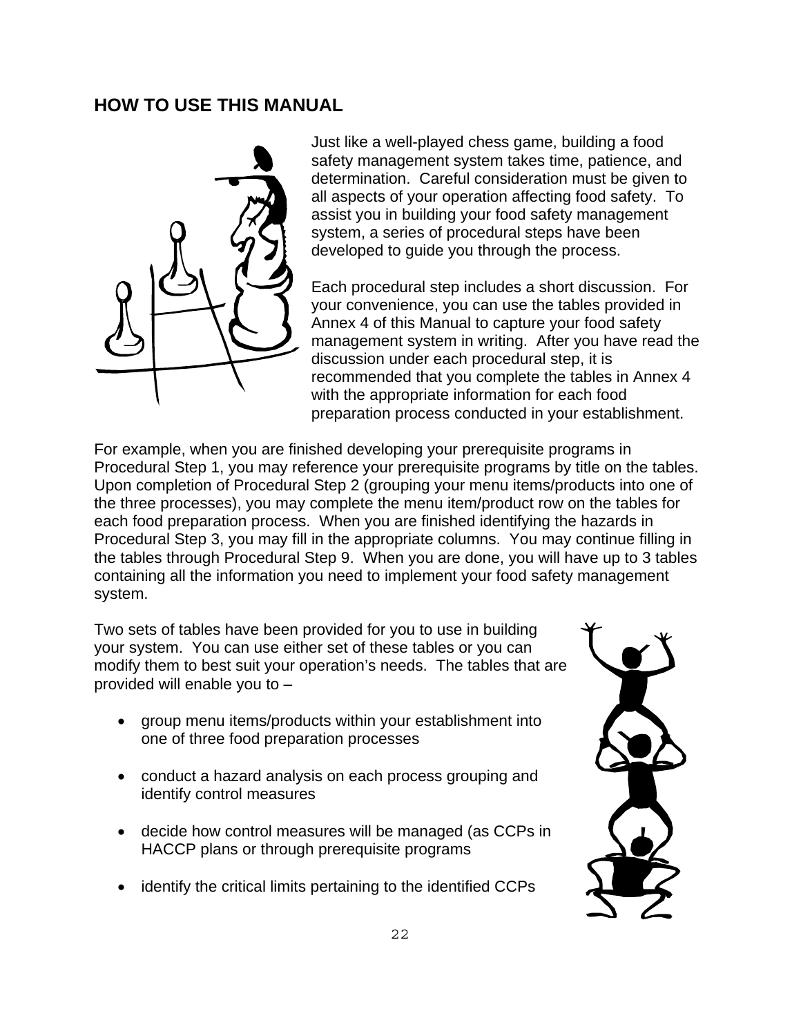## HOW TO USE THIS MANUAL

Just like a well-played chess game, building a food safety management system takes time, patience, and determination. Careful consideration must be given to all aspects of your operation affecting food safety. To assist you in building your food safety management system, a series of procedural steps have been developed to guide you through the process.

Each procedural step includes a short discussion. For your convenience, you can use the tables provided in Annex 4 of this Manual to capture your food safety management system in writing. After you have read the discussion under each procedural step, it is recommended that you complete the tables in Annex 4 with the appropriate information for each food preparation process conducted in your establishment.

For example, when you are finished developing your prerequisite programs in Procedural Step 1, you may reference your prerequisite programs by title on the tables. Upon completion of Procedural Step 2 (grouping your menu items/products into one of the three processes), you may complete the menu item/product row on the tables for each food preparation process. When you are finished identifying the hazards in Procedural Step 3, you may fill in the appropriate columns. You may continue filling in the tables through Procedural Step 9. When you are done, you will have up to 3 tables containing all the information you need to implement your food safety management system.

Two sets of tables have been provided for you to use in building your system. You can use either set of these tables or you can modify them to best suit your operation's needs. The tables that are provided will enable you to –

- group menu items/products within your establishment into one of three food preparation processes
- conduct a hazard analysis on each process grouping and identify control measures
- decide how control measures will be managed (as CCPs in HACCP plans or through prerequisite programs
- identify the critical limits pertaining to the identified CCPs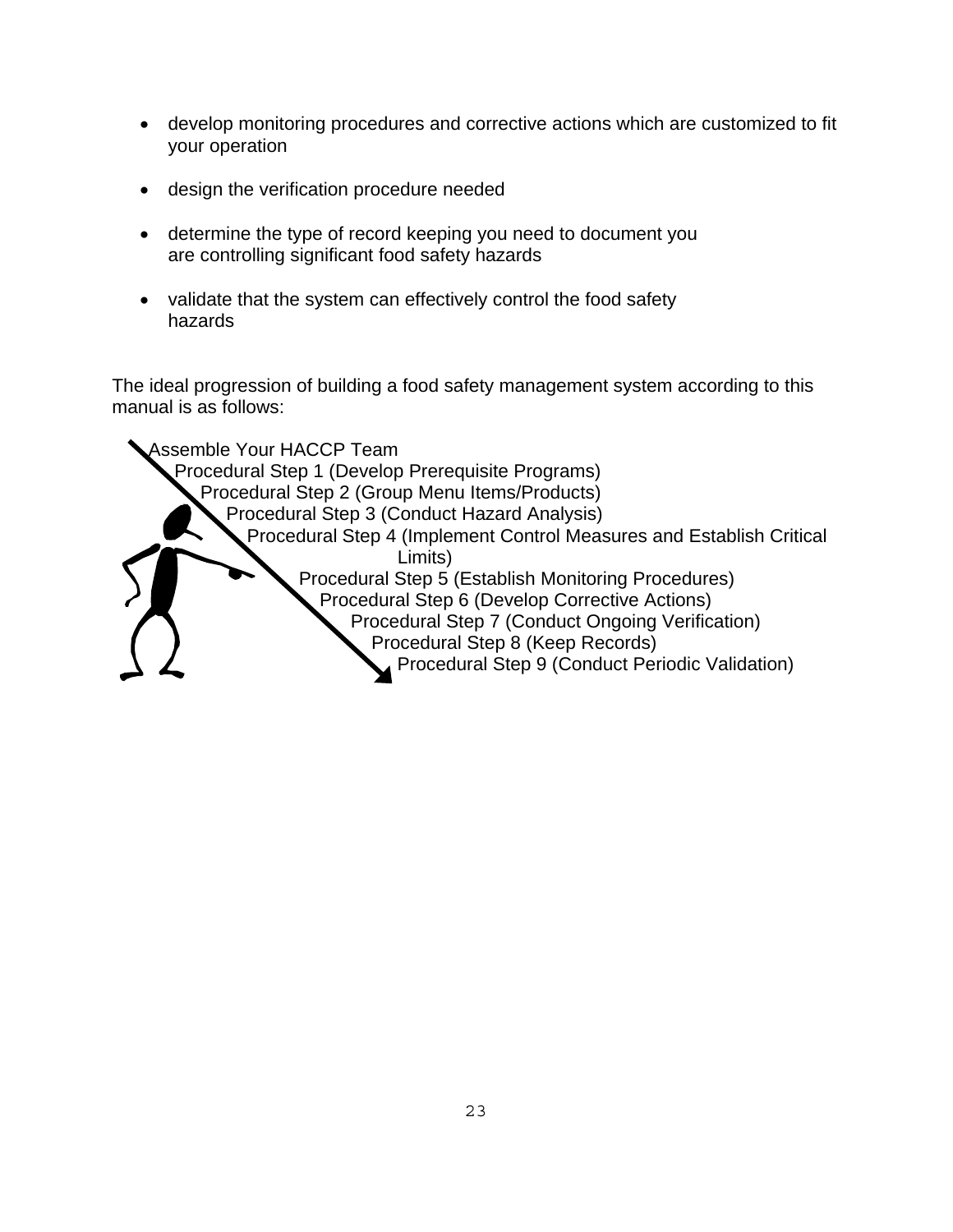- develop monitoring procedures and corrective actions which are customized to fit your operation

- design the verification procedure needed

- determine the type of record keeping you need to document you are controlling significant food safety hazards

- validate that the system can effectively control the food safety hazards

The ideal progression of building a food safety management system according to this manual is as follows:

Assemble Your HACCP Team
Procedural Step 1 (Develop Prerequisite Programs)
Procedural Step 2 (Group Menu Items/Products)
Procedural Step 3 (Conduct Hazard Analysis)
Procedural Step 4 (Implement Control Measures and Establish Critical Limits)
Procedural Step 5 (Establish Monitoring Procedures)
Procedural Step 6 (Develop Corrective Actions)
Procedural Step 7 (Conduct Ongoing Verification)
Procedural Step 8 (Keep Records)
Procedural Step 9 (Conduct Periodic Validation)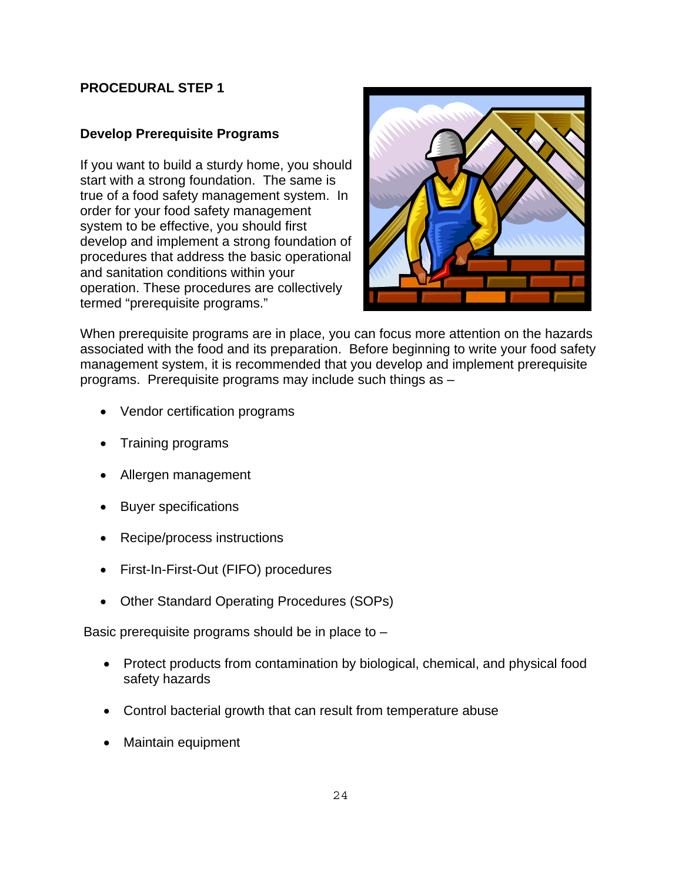## PROCEDURAL STEP 1

### Develop Prerequisite Programs

If you want to build a sturdy home, you should start with a strong foundation. The same is true of a food safety management system. In order for your food safety management system to be effective, you should first develop and implement a strong foundation of procedures that address the basic operational and sanitation conditions within your operation. These procedures are collectively termed "prerequisite programs."

When prerequisite programs are in place, you can focus more attention on the hazards associated with the food and its preparation. Before beginning to write your food safety management system, it is recommended that you develop and implement prerequisite programs. Prerequisite programs may include such things as –

- Vendor certification programs
- Training programs
- Allergen management
- Buyer specifications
- Recipe/process instructions
- First-In-First-Out (FIFO) procedures
- Other Standard Operating Procedures (SOPs)

Basic prerequisite programs should be in place to –

- Protect products from contamination by biological, chemical, and physical food safety hazards
- Control bacterial growth that can result from temperature abuse
- Maintain equipment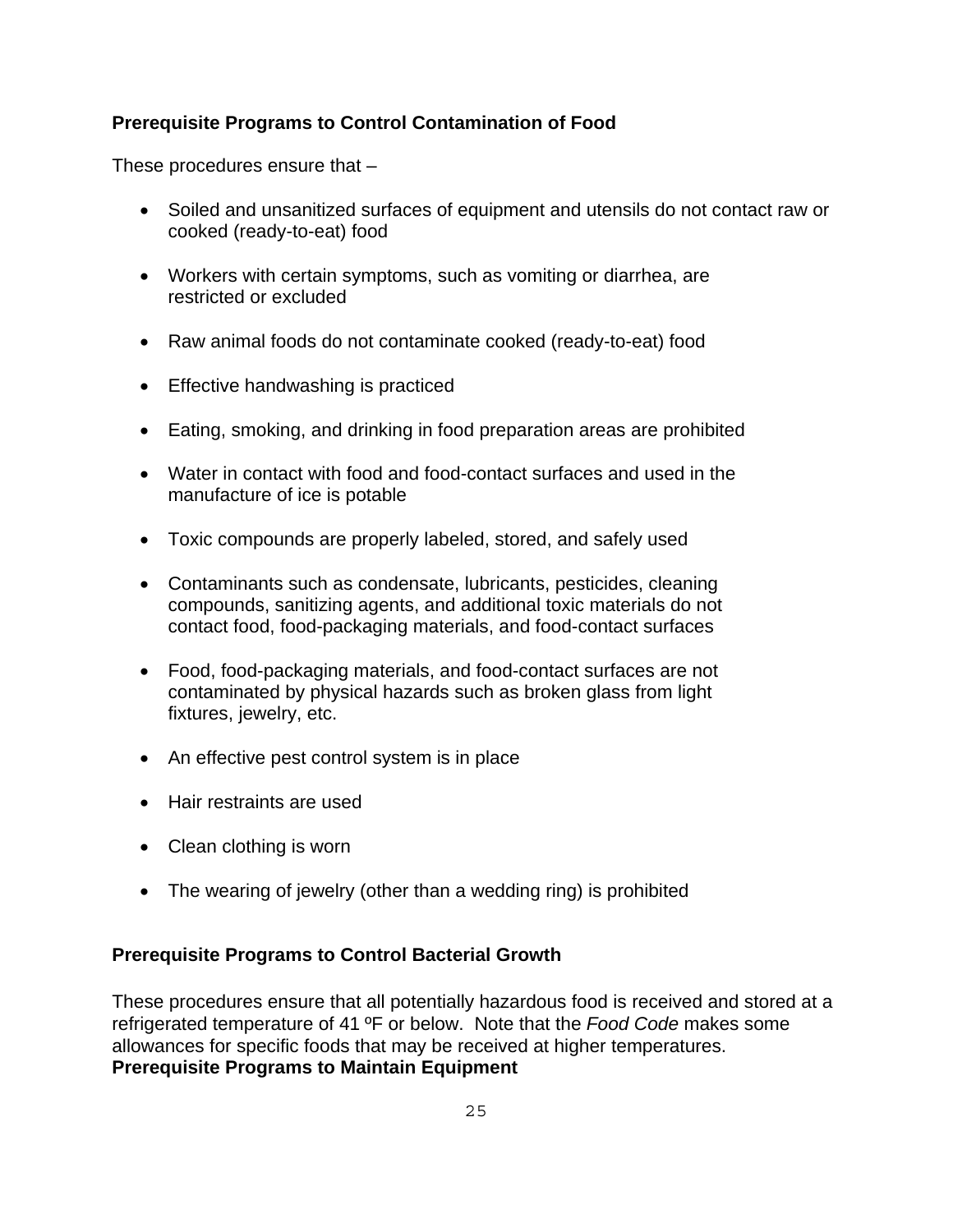### Prerequisite Programs to Control Contamination of Food

These procedures ensure that –

- Soiled and unsanitized surfaces of equipment and utensils do not contact raw or cooked (ready-to-eat) food
- Workers with certain symptoms, such as vomiting or diarrhea, are restricted or excluded
- Raw animal foods do not contaminate cooked (ready-to-eat) food
- Effective handwashing is practiced
- Eating, smoking, and drinking in food preparation areas are prohibited
- Water in contact with food and food-contact surfaces and used in the manufacture of ice is potable
- Toxic compounds are properly labeled, stored, and safely used
- Contaminants such as condensate, lubricants, pesticides, cleaning compounds, sanitizing agents, and additional toxic materials do not contact food, food-packaging materials, and food-contact surfaces
- Food, food-packaging materials, and food-contact surfaces are not contaminated by physical hazards such as broken glass from light fixtures, jewelry, etc.
- An effective pest control system is in place
- Hair restraints are used
- Clean clothing is worn
- The wearing of jewelry (other than a wedding ring) is prohibited

### Prerequisite Programs to Control Bacterial Growth

These procedures ensure that all potentially hazardous food is received and stored at a refrigerated temperature of 41 ºF or below. Note that the *Food Code* makes some allowances for specific foods that may be received at higher temperatures.

### Prerequisite Programs to Maintain Equipment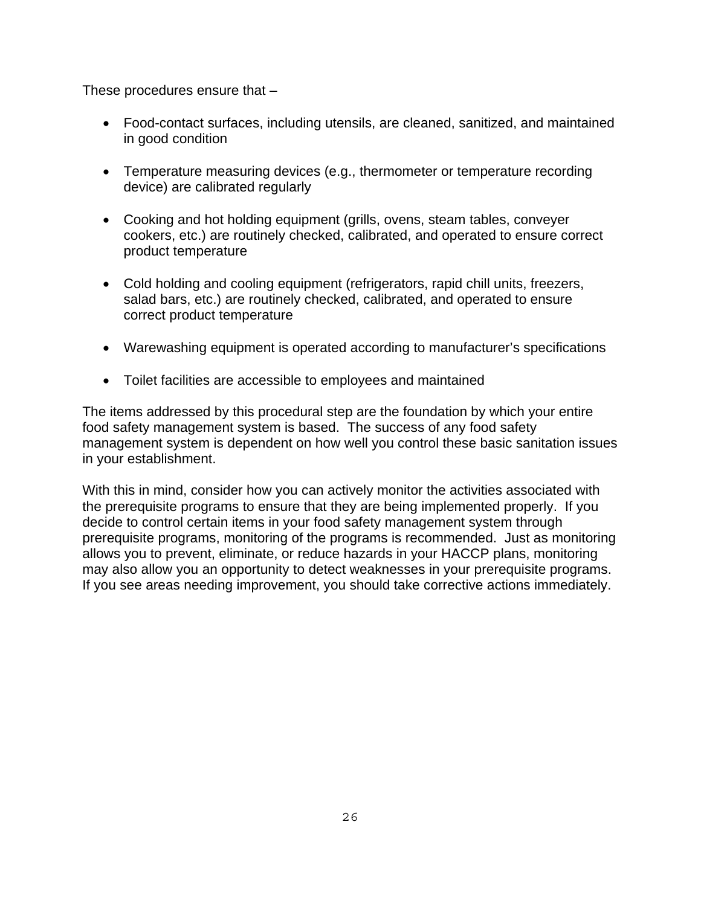These procedures ensure that –

- Food-contact surfaces, including utensils, are cleaned, sanitized, and maintained in good condition

- Temperature measuring devices (e.g., thermometer or temperature recording device) are calibrated regularly

- Cooking and hot holding equipment (grills, ovens, steam tables, conveyer cookers, etc.) are routinely checked, calibrated, and operated to ensure correct product temperature

- Cold holding and cooling equipment (refrigerators, rapid chill units, freezers, salad bars, etc.) are routinely checked, calibrated, and operated to ensure correct product temperature

- Warewashing equipment is operated according to manufacturer's specifications

- Toilet facilities are accessible to employees and maintained

The items addressed by this procedural step are the foundation by which your entire food safety management system is based. The success of any food safety management system is dependent on how well you control these basic sanitation issues in your establishment.

With this in mind, consider how you can actively monitor the activities associated with the prerequisite programs to ensure that they are being implemented properly. If you decide to control certain items in your food safety management system through prerequisite programs, monitoring of the programs is recommended. Just as monitoring allows you to prevent, eliminate, or reduce hazards in your HACCP plans, monitoring may also allow you an opportunity to detect weaknesses in your prerequisite programs. If you see areas needing improvement, you should take corrective actions immediately.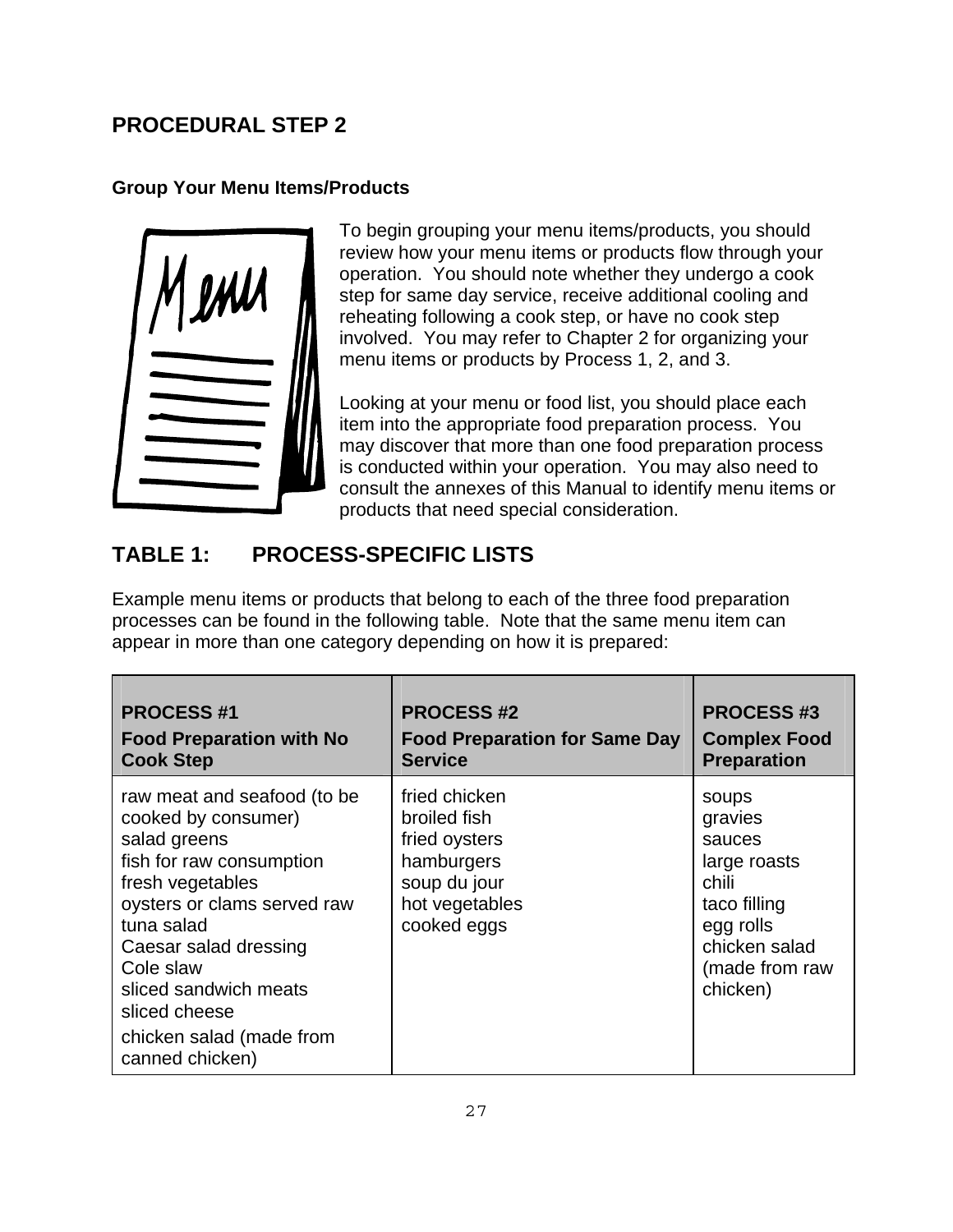## PROCEDURAL STEP 2

### Group Your Menu Items/Products

To begin grouping your menu items/products, you should review how your menu items or products flow through your operation. You should note whether they undergo a cook step for same day service, receive additional cooling and reheating following a cook step, or have no cook step involved. You may refer to Chapter 2 for organizing your menu items or products by Process 1, 2, and 3.

Looking at your menu or food list, you should place each item into the appropriate food preparation process. You may discover that more than one food preparation process is conducted within your operation. You may also need to consult the annexes of this Manual to identify menu items or products that need special consideration.

## TABLE 1: PROCESS-SPECIFIC LISTS

Example menu items or products that belong to each of the three food preparation processes can be found in the following table. Note that the same menu item can appear in more than one category depending on how it is prepared:

| PROCESS #1<br>Food Preparation with No Cook Step | PROCESS #2<br>Food Preparation for Same Day Service | PROCESS #3<br>Complex Food Preparation |
|---|---|---|
| raw meat and seafood (to be cooked by consumer)<br>salad greens<br>fish for raw consumption<br>fresh vegetables<br>oysters or clams served raw<br>tuna salad<br>Caesar salad dressing<br>Cole slaw<br>sliced sandwich meats<br>sliced cheese<br>chicken salad (made from canned chicken) | fried chicken<br>broiled fish<br>fried oysters<br>hamburgers<br>soup du jour<br>hot vegetables<br>cooked eggs | soups<br>gravies<br>sauces<br>large roasts<br>chili<br>taco filling<br>egg rolls<br>chicken salad (made from raw chicken) |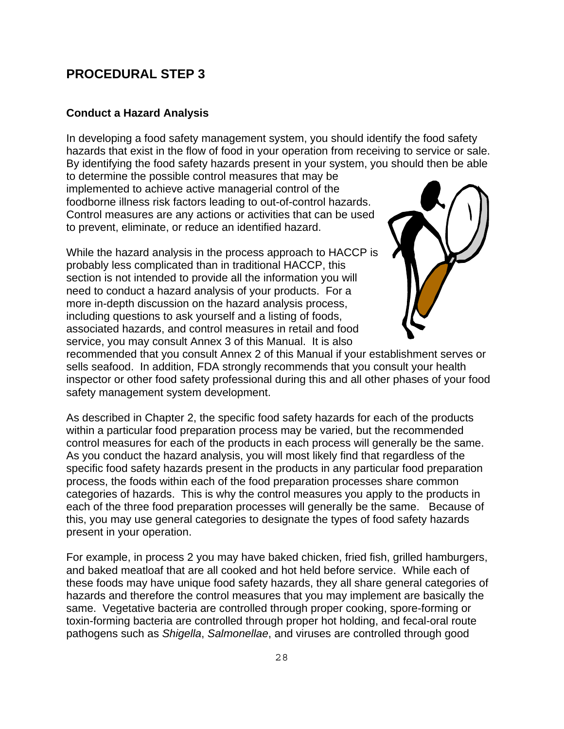## PROCEDURAL STEP 3

### Conduct a Hazard Analysis

In developing a food safety management system, you should identify the food safety hazards that exist in the flow of food in your operation from receiving to service or sale. By identifying the food safety hazards present in your system, you should then be able to determine the possible control measures that may be implemented to achieve active managerial control of the foodborne illness risk factors leading to out-of-control hazards. Control measures are any actions or activities that can be used to prevent, eliminate, or reduce an identified hazard.

While the hazard analysis in the process approach to HACCP is probably less complicated than in traditional HACCP, this section is not intended to provide all the information you will need to conduct a hazard analysis of your products. For a more in-depth discussion on the hazard analysis process, including questions to ask yourself and a listing of foods, associated hazards, and control measures in retail and food service, you may consult Annex 3 of this Manual. It is also recommended that you consult Annex 2 of this Manual if your establishment serves or sells seafood. In addition, FDA strongly recommends that you consult your health inspector or other food safety professional during this and all other phases of your food safety management system development.

As described in Chapter 2, the specific food safety hazards for each of the products within a particular food preparation process may be varied, but the recommended control measures for each of the products in each process will generally be the same. As you conduct the hazard analysis, you will most likely find that regardless of the specific food safety hazards present in the products in any particular food preparation process, the foods within each of the food preparation processes share common categories of hazards. This is why the control measures you apply to the products in each of the three food preparation processes will generally be the same. Because of this, you may use general categories to designate the types of food safety hazards present in your operation.

For example, in process 2 you may have baked chicken, fried fish, grilled hamburgers, and baked meatloaf that are all cooked and hot held before service. While each of these foods may have unique food safety hazards, they all share general categories of hazards and therefore the control measures that you may implement are basically the same. Vegetative bacteria are controlled through proper cooking, spore-forming or toxin-forming bacteria are controlled through proper hot holding, and fecal-oral route pathogens such as *Shigella*, *Salmonellae*, and viruses are controlled through good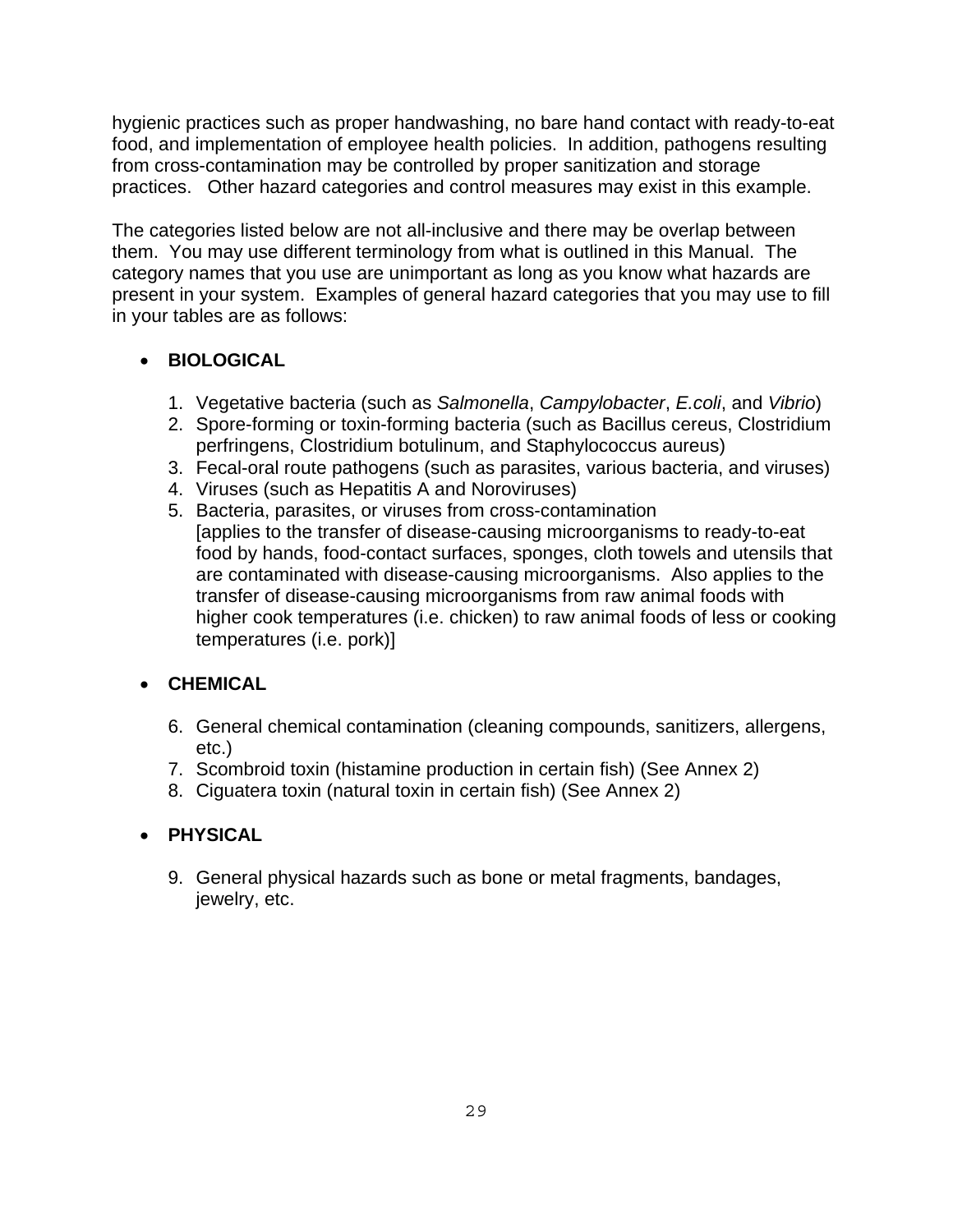hygienic practices such as proper handwashing, no bare hand contact with ready-to-eat food, and implementation of employee health policies. In addition, pathogens resulting from cross-contamination may be controlled by proper sanitization and storage practices. Other hazard categories and control measures may exist in this example.

The categories listed below are not all-inclusive and there may be overlap between them. You may use different terminology from what is outlined in this Manual. The category names that you use are unimportant as long as you know what hazards are present in your system. Examples of general hazard categories that you may use to fill in your tables are as follows:

- **BIOLOGICAL**

  1. Vegetative bacteria (such as *Salmonella*, *Campylobacter*, *E.coli*, and *Vibrio*)
  2. Spore-forming or toxin-forming bacteria (such as Bacillus cereus, Clostridium perfringens, Clostridium botulinum, and Staphylococcus aureus)
  3. Fecal-oral route pathogens (such as parasites, various bacteria, and viruses)
  4. Viruses (such as Hepatitis A and Noroviruses)
  5. Bacteria, parasites, or viruses from cross-contamination
     [applies to the transfer of disease-causing microorganisms to ready-to-eat food by hands, food-contact surfaces, sponges, cloth towels and utensils that are contaminated with disease-causing microorganisms. Also applies to the transfer of disease-causing microorganisms from raw animal foods with higher cook temperatures (i.e. chicken) to raw animal foods of less or cooking temperatures (i.e. pork)]

- **CHEMICAL**

  6. General chemical contamination (cleaning compounds, sanitizers, allergens, etc.)
  7. Scombroid toxin (histamine production in certain fish) (See Annex 2)
  8. Ciguatera toxin (natural toxin in certain fish) (See Annex 2)

- **PHYSICAL**

  9. General physical hazards such as bone or metal fragments, bandages, jewelry, etc.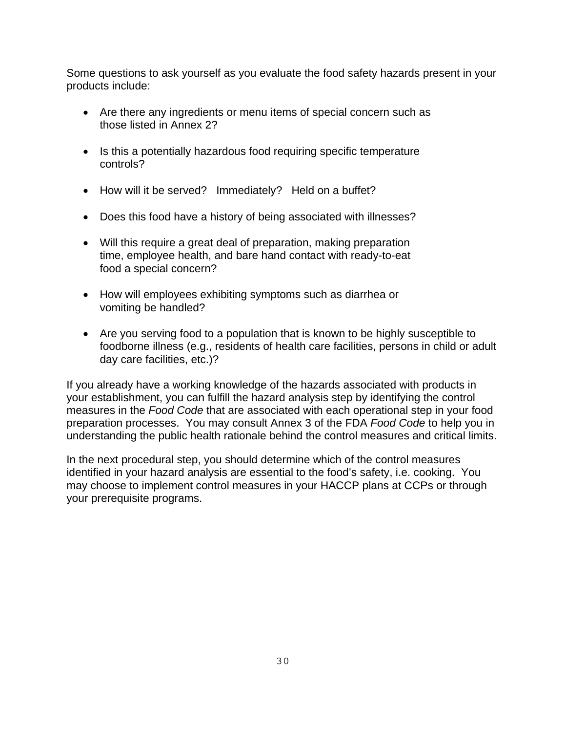Some questions to ask yourself as you evaluate the food safety hazards present in your products include:

- Are there any ingredients or menu items of special concern such as those listed in Annex 2?
- Is this a potentially hazardous food requiring specific temperature controls?
- How will it be served? Immediately? Held on a buffet?
- Does this food have a history of being associated with illnesses?
- Will this require a great deal of preparation, making preparation time, employee health, and bare hand contact with ready-to-eat food a special concern?
- How will employees exhibiting symptoms such as diarrhea or vomiting be handled?
- Are you serving food to a population that is known to be highly susceptible to foodborne illness (e.g., residents of health care facilities, persons in child or adult day care facilities, etc.)?

If you already have a working knowledge of the hazards associated with products in your establishment, you can fulfill the hazard analysis step by identifying the control measures in the *Food Code* that are associated with each operational step in your food preparation processes. You may consult Annex 3 of the FDA *Food Code* to help you in understanding the public health rationale behind the control measures and critical limits.

In the next procedural step, you should determine which of the control measures identified in your hazard analysis are essential to the food's safety, i.e. cooking. You may choose to implement control measures in your HACCP plans at CCPs or through your prerequisite programs.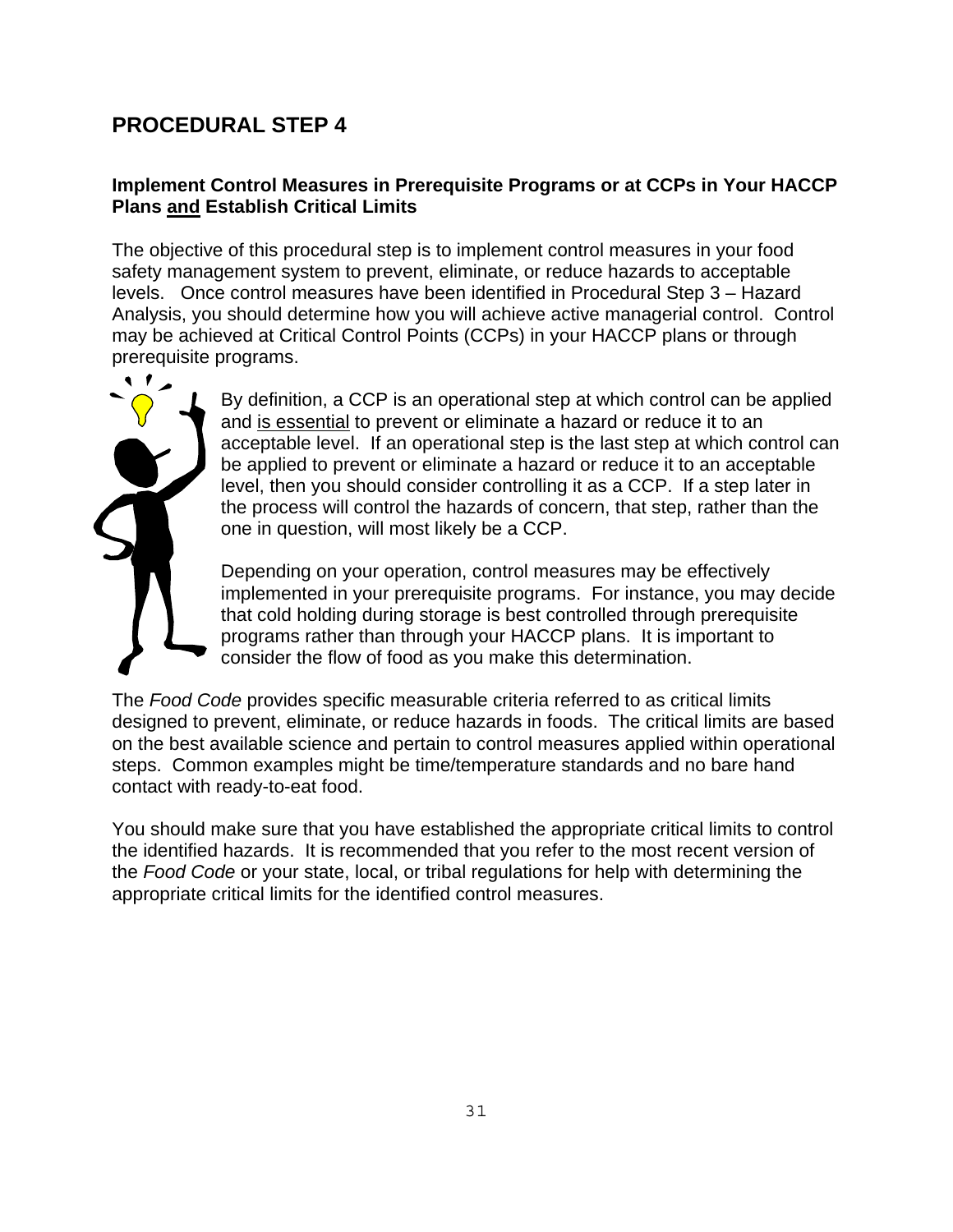## PROCEDURAL STEP 4

### Implement Control Measures in Prerequisite Programs or at CCPs in Your HACCP Plans and Establish Critical Limits

The objective of this procedural step is to implement control measures in your food safety management system to prevent, eliminate, or reduce hazards to acceptable levels. Once control measures have been identified in Procedural Step 3 – Hazard Analysis, you should determine how you will achieve active managerial control. Control may be achieved at Critical Control Points (CCPs) in your HACCP plans or through prerequisite programs.

By definition, a CCP is an operational step at which control can be applied and is essential to prevent or eliminate a hazard or reduce it to an acceptable level. If an operational step is the last step at which control can be applied to prevent or eliminate a hazard or reduce it to an acceptable level, then you should consider controlling it as a CCP. If a step later in the process will control the hazards of concern, that step, rather than the one in question, will most likely be a CCP.

Depending on your operation, control measures may be effectively implemented in your prerequisite programs. For instance, you may decide that cold holding during storage is best controlled through prerequisite programs rather than through your HACCP plans. It is important to consider the flow of food as you make this determination.

The *Food Code* provides specific measurable criteria referred to as critical limits designed to prevent, eliminate, or reduce hazards in foods. The critical limits are based on the best available science and pertain to control measures applied within operational steps. Common examples might be time/temperature standards and no bare hand contact with ready-to-eat food.

You should make sure that you have established the appropriate critical limits to control the identified hazards. It is recommended that you refer to the most recent version of the *Food Code* or your state, local, or tribal regulations for help with determining the appropriate critical limits for the identified control measures.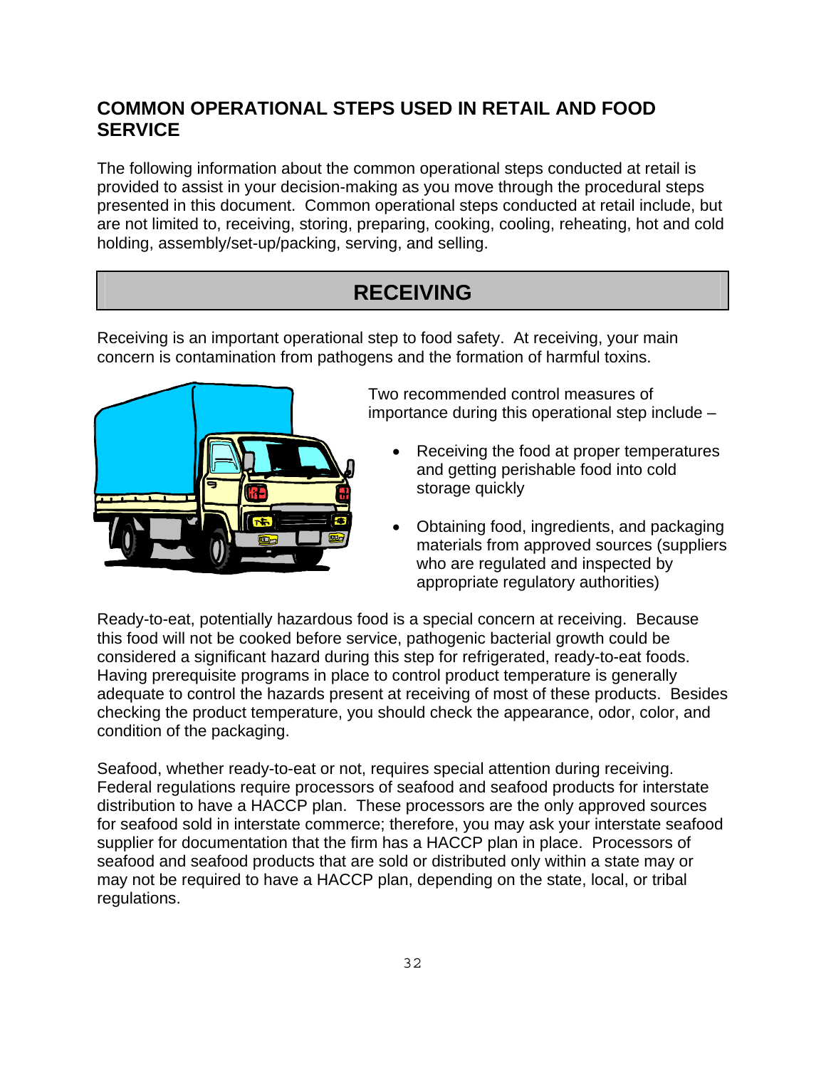## COMMON OPERATIONAL STEPS USED IN RETAIL AND FOOD SERVICE

The following information about the common operational steps conducted at retail is provided to assist in your decision-making as you move through the procedural steps presented in this document. Common operational steps conducted at retail include, but are not limited to, receiving, storing, preparing, cooking, cooling, reheating, hot and cold holding, assembly/set-up/packing, serving, and selling.

### RECEIVING

Receiving is an important operational step to food safety. At receiving, your main concern is contamination from pathogens and the formation of harmful toxins.

Two recommended control measures of importance during this operational step include –

- Receiving the food at proper temperatures and getting perishable food into cold storage quickly
- Obtaining food, ingredients, and packaging materials from approved sources (suppliers who are regulated and inspected by appropriate regulatory authorities)

Ready-to-eat, potentially hazardous food is a special concern at receiving. Because this food will not be cooked before service, pathogenic bacterial growth could be considered a significant hazard during this step for refrigerated, ready-to-eat foods. Having prerequisite programs in place to control product temperature is generally adequate to control the hazards present at receiving of most of these products. Besides checking the product temperature, you should check the appearance, odor, color, and condition of the packaging.

Seafood, whether ready-to-eat or not, requires special attention during receiving. Federal regulations require processors of seafood and seafood products for interstate distribution to have a HACCP plan. These processors are the only approved sources for seafood sold in interstate commerce; therefore, you may ask your interstate seafood supplier for documentation that the firm has a HACCP plan in place. Processors of seafood and seafood products that are sold or distributed only within a state may or may not be required to have a HACCP plan, depending on the state, local, or tribal regulations.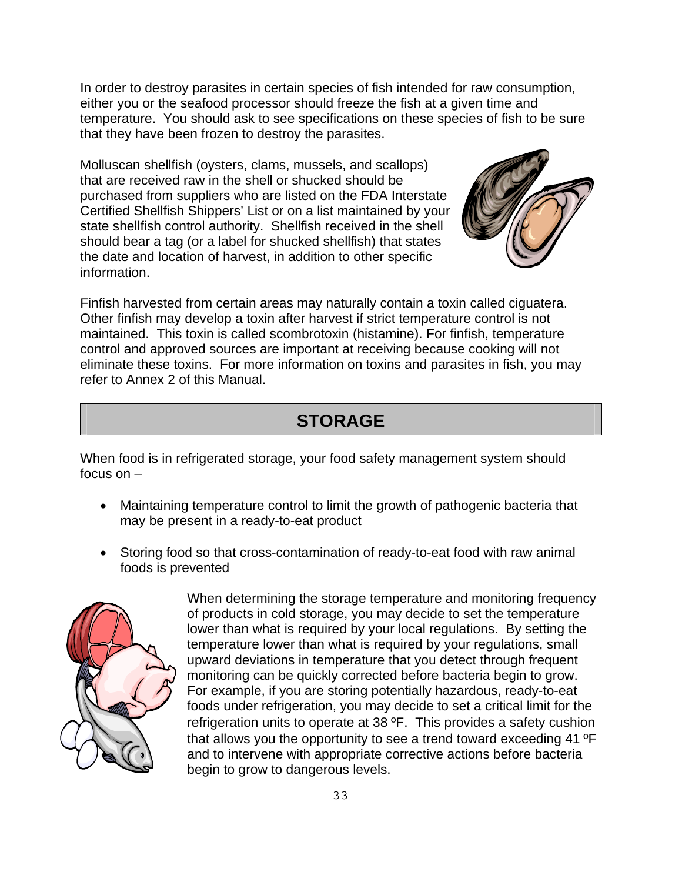In order to destroy parasites in certain species of fish intended for raw consumption, either you or the seafood processor should freeze the fish at a given time and temperature. You should ask to see specifications on these species of fish to be sure that they have been frozen to destroy the parasites.

Molluscan shellfish (oysters, clams, mussels, and scallops) that are received raw in the shell or shucked should be purchased from suppliers who are listed on the FDA Interstate Certified Shellfish Shippers' List or on a list maintained by your state shellfish control authority. Shellfish received in the shell should bear a tag (or a label for shucked shellfish) that states the date and location of harvest, in addition to other specific information.

Finfish harvested from certain areas may naturally contain a toxin called ciguatera. Other finfish may develop a toxin after harvest if strict temperature control is not maintained. This toxin is called scombrotoxin (histamine). For finfish, temperature control and approved sources are important at receiving because cooking will not eliminate these toxins. For more information on toxins and parasites in fish, you may refer to Annex 2 of this Manual.

## STORAGE

When food is in refrigerated storage, your food safety management system should focus on –

- Maintaining temperature control to limit the growth of pathogenic bacteria that may be present in a ready-to-eat product
- Storing food so that cross-contamination of ready-to-eat food with raw animal foods is prevented

When determining the storage temperature and monitoring frequency of products in cold storage, you may decide to set the temperature lower than what is required by your local regulations. By setting the temperature lower than what is required by your regulations, small upward deviations in temperature that you detect through frequent monitoring can be quickly corrected before bacteria begin to grow. For example, if you are storing potentially hazardous, ready-to-eat foods under refrigeration, you may decide to set a critical limit for the refrigeration units to operate at 38 ºF. This provides a safety cushion that allows you the opportunity to see a trend toward exceeding 41 ºF and to intervene with appropriate corrective actions before bacteria begin to grow to dangerous levels.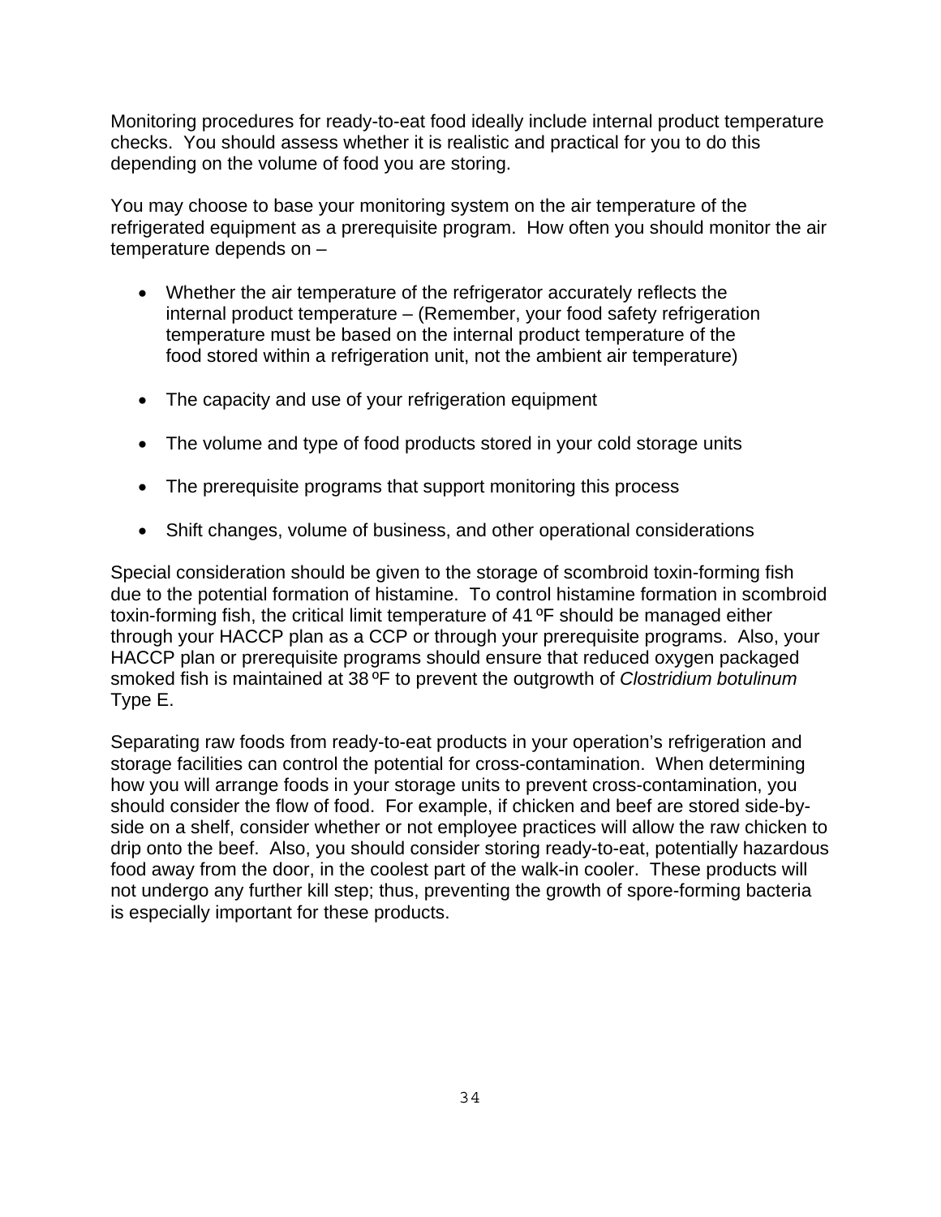Monitoring procedures for ready-to-eat food ideally include internal product temperature checks. You should assess whether it is realistic and practical for you to do this depending on the volume of food you are storing.

You may choose to base your monitoring system on the air temperature of the refrigerated equipment as a prerequisite program. How often you should monitor the air temperature depends on –

- Whether the air temperature of the refrigerator accurately reflects the internal product temperature – (Remember, your food safety refrigeration temperature must be based on the internal product temperature of the food stored within a refrigeration unit, not the ambient air temperature)
- The capacity and use of your refrigeration equipment
- The volume and type of food products stored in your cold storage units
- The prerequisite programs that support monitoring this process
- Shift changes, volume of business, and other operational considerations

Special consideration should be given to the storage of scombroid toxin-forming fish due to the potential formation of histamine. To control histamine formation in scombroid toxin-forming fish, the critical limit temperature of 41 ºF should be managed either through your HACCP plan as a CCP or through your prerequisite programs. Also, your HACCP plan or prerequisite programs should ensure that reduced oxygen packaged smoked fish is maintained at 38 ºF to prevent the outgrowth of *Clostridium botulinum* Type E.

Separating raw foods from ready-to-eat products in your operation's refrigeration and storage facilities can control the potential for cross-contamination. When determining how you will arrange foods in your storage units to prevent cross-contamination, you should consider the flow of food. For example, if chicken and beef are stored side-by-side on a shelf, consider whether or not employee practices will allow the raw chicken to drip onto the beef. Also, you should consider storing ready-to-eat, potentially hazardous food away from the door, in the coolest part of the walk-in cooler. These products will not undergo any further kill step; thus, preventing the growth of spore-forming bacteria is especially important for these products.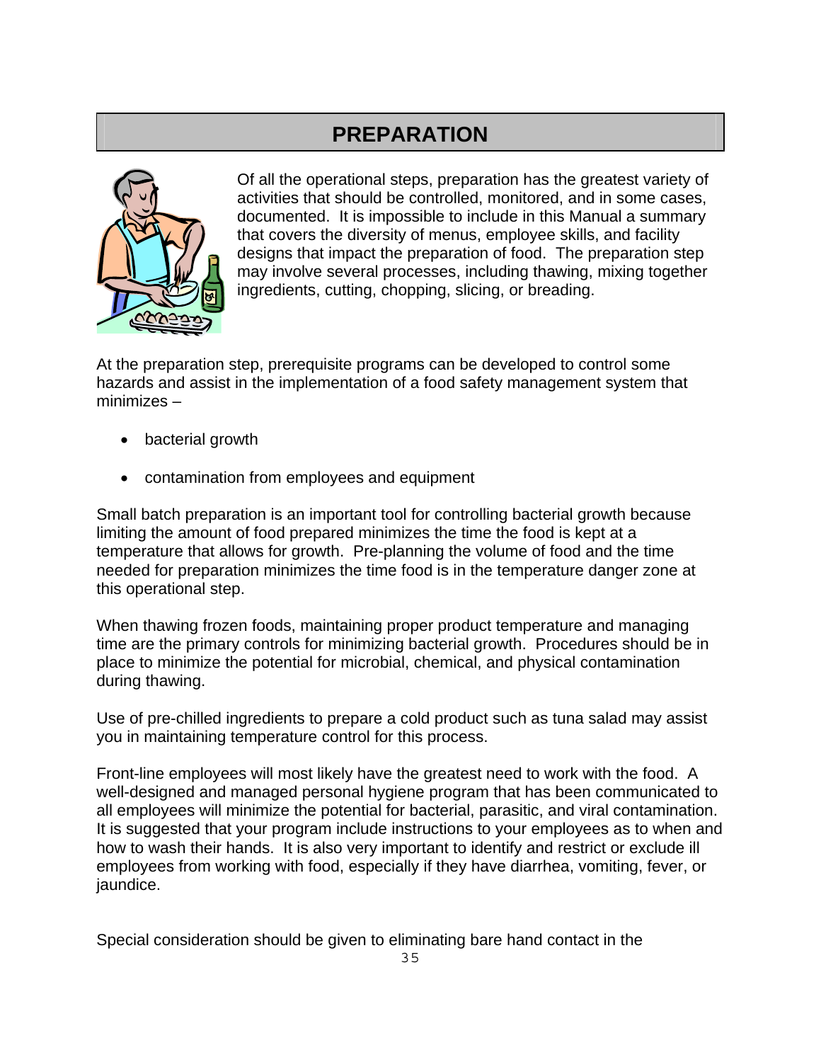# PREPARATION

Of all the operational steps, preparation has the greatest variety of activities that should be controlled, monitored, and in some cases, documented. It is impossible to include in this Manual a summary that covers the diversity of menus, employee skills, and facility designs that impact the preparation of food. The preparation step may involve several processes, including thawing, mixing together ingredients, cutting, chopping, slicing, or breading.

At the preparation step, prerequisite programs can be developed to control some hazards and assist in the implementation of a food safety management system that minimizes –

- bacterial growth
- contamination from employees and equipment

Small batch preparation is an important tool for controlling bacterial growth because limiting the amount of food prepared minimizes the time the food is kept at a temperature that allows for growth. Pre-planning the volume of food and the time needed for preparation minimizes the time food is in the temperature danger zone at this operational step.

When thawing frozen foods, maintaining proper product temperature and managing time are the primary controls for minimizing bacterial growth. Procedures should be in place to minimize the potential for microbial, chemical, and physical contamination during thawing.

Use of pre-chilled ingredients to prepare a cold product such as tuna salad may assist you in maintaining temperature control for this process.

Front-line employees will most likely have the greatest need to work with the food. A well-designed and managed personal hygiene program that has been communicated to all employees will minimize the potential for bacterial, parasitic, and viral contamination. It is suggested that your program include instructions to your employees as to when and how to wash their hands. It is also very important to identify and restrict or exclude ill employees from working with food, especially if they have diarrhea, vomiting, fever, or jaundice.

Special consideration should be given to eliminating bare hand contact in the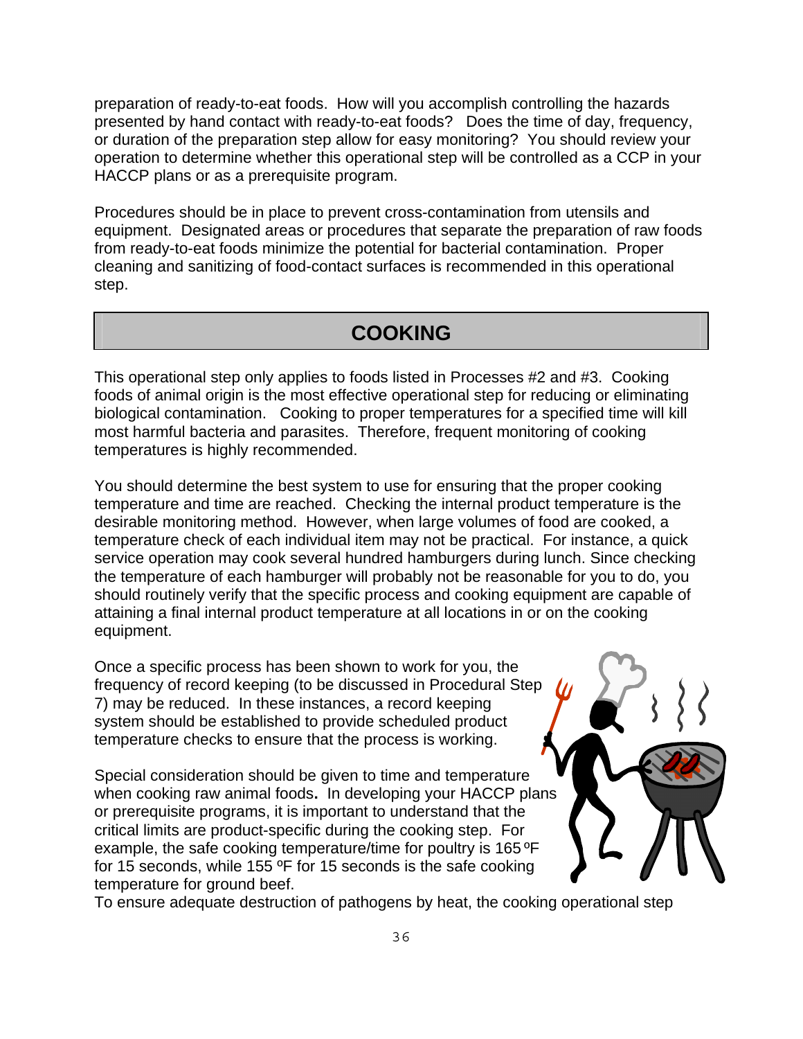preparation of ready-to-eat foods. How will you accomplish controlling the hazards presented by hand contact with ready-to-eat foods? Does the time of day, frequency, or duration of the preparation step allow for easy monitoring? You should review your operation to determine whether this operational step will be controlled as a CCP in your HACCP plans or as a prerequisite program.

Procedures should be in place to prevent cross-contamination from utensils and equipment. Designated areas or procedures that separate the preparation of raw foods from ready-to-eat foods minimize the potential for bacterial contamination. Proper cleaning and sanitizing of food-contact surfaces is recommended in this operational step.

## COOKING

This operational step only applies to foods listed in Processes #2 and #3. Cooking foods of animal origin is the most effective operational step for reducing or eliminating biological contamination. Cooking to proper temperatures for a specified time will kill most harmful bacteria and parasites. Therefore, frequent monitoring of cooking temperatures is highly recommended.

You should determine the best system to use for ensuring that the proper cooking temperature and time are reached. Checking the internal product temperature is the desirable monitoring method. However, when large volumes of food are cooked, a temperature check of each individual item may not be practical. For instance, a quick service operation may cook several hundred hamburgers during lunch. Since checking the temperature of each hamburger will probably not be reasonable for you to do, you should routinely verify that the specific process and cooking equipment are capable of attaining a final internal product temperature at all locations in or on the cooking equipment.

Once a specific process has been shown to work for you, the frequency of record keeping (to be discussed in Procedural Step 7) may be reduced. In these instances, a record keeping system should be established to provide scheduled product temperature checks to ensure that the process is working.

Special consideration should be given to time and temperature when cooking raw animal foods**.** In developing your HACCP plans or prerequisite programs, it is important to understand that the critical limits are product-specific during the cooking step. For example, the safe cooking temperature/time for poultry is 165 ºF for 15 seconds, while 155 ºF for 15 seconds is the safe cooking temperature for ground beef.

To ensure adequate destruction of pathogens by heat, the cooking operational step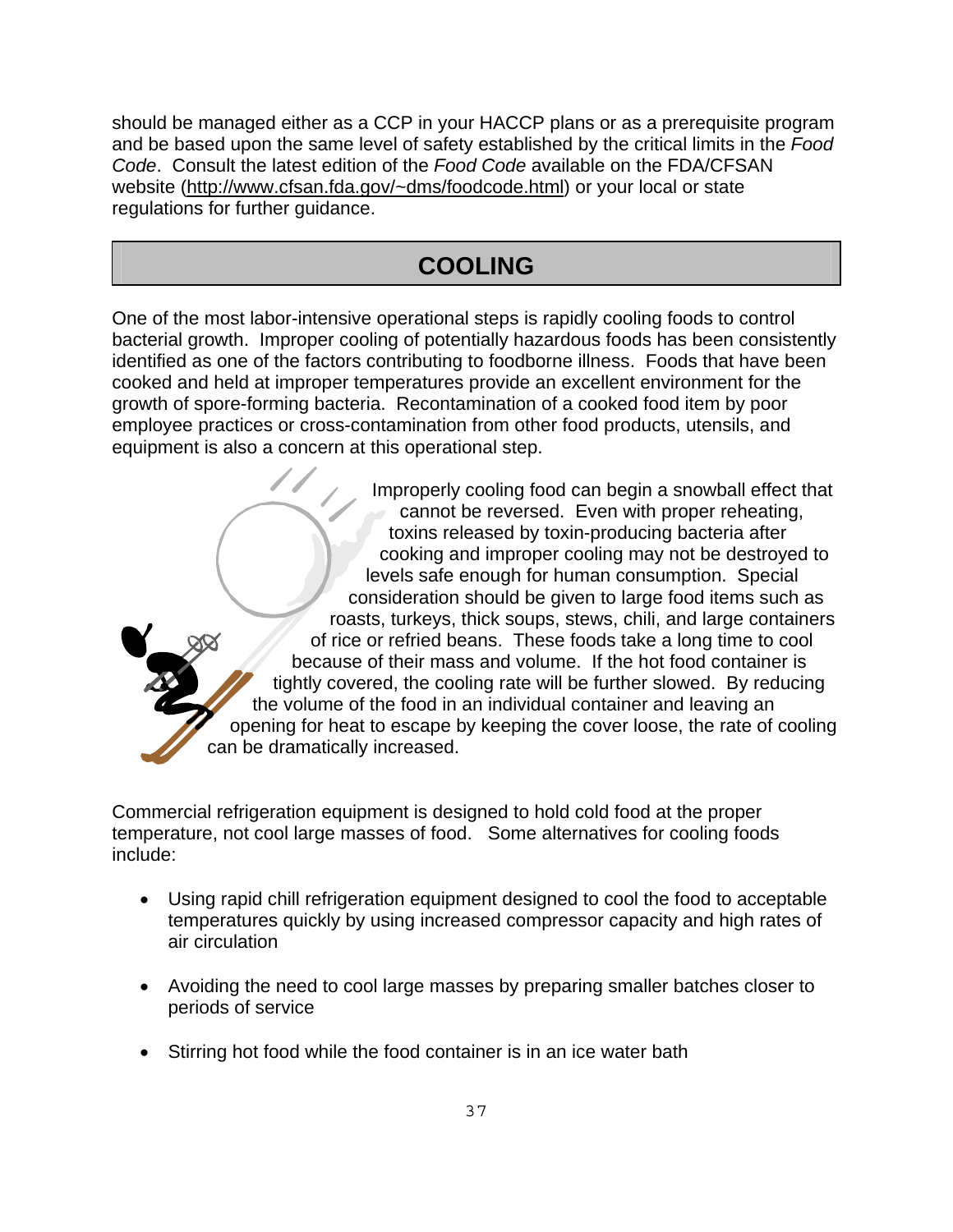should be managed either as a CCP in your HACCP plans or as a prerequisite program and be based upon the same level of safety established by the critical limits in the *Food Code*. Consult the latest edition of the *Food Code* available on the FDA/CFSAN website (http://www.cfsan.fda.gov/~dms/foodcode.html) or your local or state regulations for further guidance.

## COOLING

One of the most labor-intensive operational steps is rapidly cooling foods to control bacterial growth. Improper cooling of potentially hazardous foods has been consistently identified as one of the factors contributing to foodborne illness. Foods that have been cooked and held at improper temperatures provide an excellent environment for the growth of spore-forming bacteria. Recontamination of a cooked food item by poor employee practices or cross-contamination from other food products, utensils, and equipment is also a concern at this operational step.

Improperly cooling food can begin a snowball effect that cannot be reversed. Even with proper reheating, toxins released by toxin-producing bacteria after cooking and improper cooling may not be destroyed to levels safe enough for human consumption. Special consideration should be given to large food items such as roasts, turkeys, thick soups, stews, chili, and large containers of rice or refried beans. These foods take a long time to cool because of their mass and volume. If the hot food container is tightly covered, the cooling rate will be further slowed. By reducing the volume of the food in an individual container and leaving an opening for heat to escape by keeping the cover loose, the rate of cooling can be dramatically increased.

Commercial refrigeration equipment is designed to hold cold food at the proper temperature, not cool large masses of food. Some alternatives for cooling foods include:

- Using rapid chill refrigeration equipment designed to cool the food to acceptable temperatures quickly by using increased compressor capacity and high rates of air circulation
- Avoiding the need to cool large masses by preparing smaller batches closer to periods of service
- Stirring hot food while the food container is in an ice water bath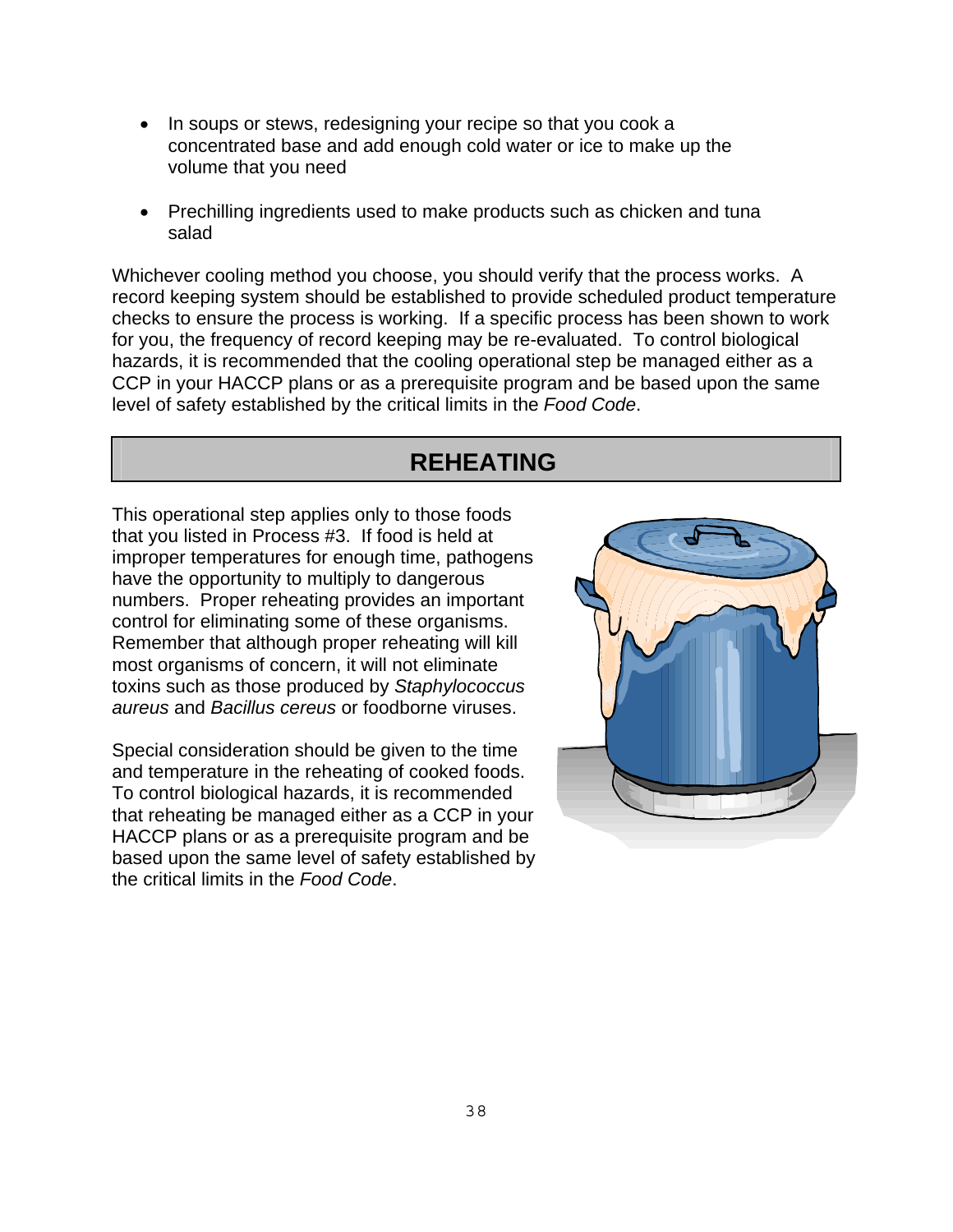- In soups or stews, redesigning your recipe so that you cook a concentrated base and add enough cold water or ice to make up the volume that you need

- Prechilling ingredients used to make products such as chicken and tuna salad

Whichever cooling method you choose, you should verify that the process works. A record keeping system should be established to provide scheduled product temperature checks to ensure the process is working. If a specific process has been shown to work for you, the frequency of record keeping may be re-evaluated. To control biological hazards, it is recommended that the cooling operational step be managed either as a CCP in your HACCP plans or as a prerequisite program and be based upon the same level of safety established by the critical limits in the *Food Code*.

## REHEATING

This operational step applies only to those foods that you listed in Process #3. If food is held at improper temperatures for enough time, pathogens have the opportunity to multiply to dangerous numbers. Proper reheating provides an important control for eliminating some of these organisms. Remember that although proper reheating will kill most organisms of concern, it will not eliminate toxins such as those produced by *Staphylococcus aureus* and *Bacillus cereus* or foodborne viruses.

Special consideration should be given to the time and temperature in the reheating of cooked foods. To control biological hazards, it is recommended that reheating be managed either as a CCP in your HACCP plans or as a prerequisite program and be based upon the same level of safety established by the critical limits in the *Food Code*.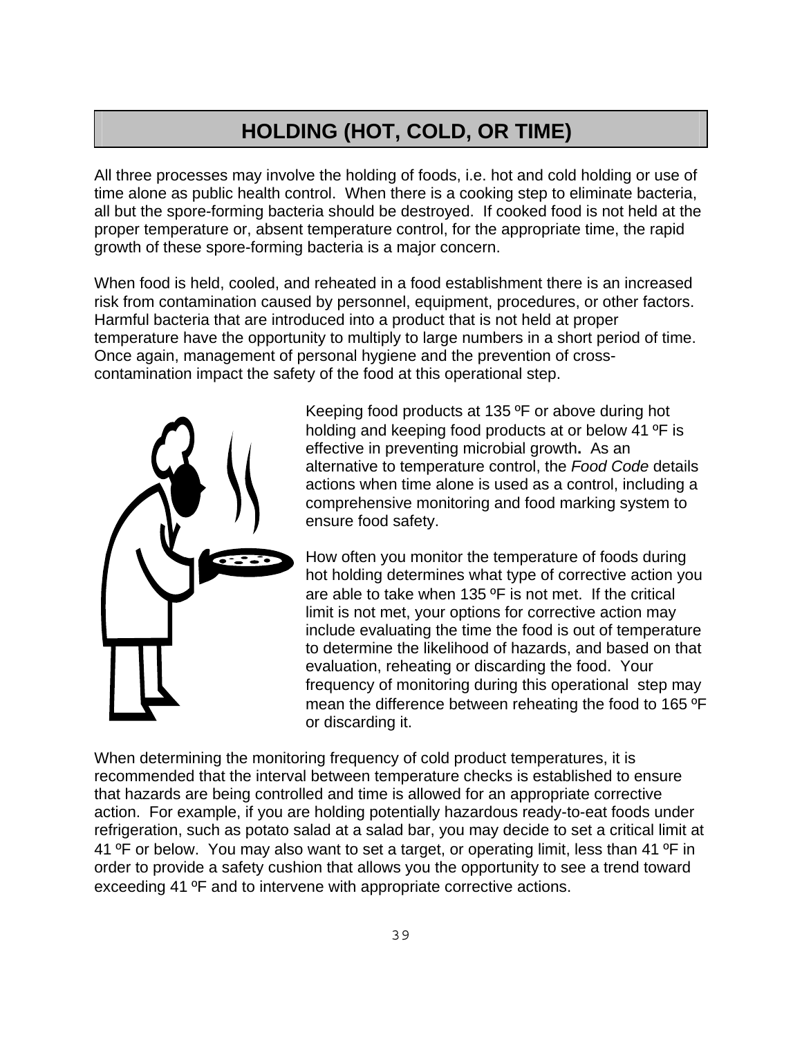# HOLDING (HOT, COLD, OR TIME)

All three processes may involve the holding of foods, i.e. hot and cold holding or use of time alone as public health control. When there is a cooking step to eliminate bacteria, all but the spore-forming bacteria should be destroyed. If cooked food is not held at the proper temperature or, absent temperature control, for the appropriate time, the rapid growth of these spore-forming bacteria is a major concern.

When food is held, cooled, and reheated in a food establishment there is an increased risk from contamination caused by personnel, equipment, procedures, or other factors. Harmful bacteria that are introduced into a product that is not held at proper temperature have the opportunity to multiply to large numbers in a short period of time. Once again, management of personal hygiene and the prevention of cross-contamination impact the safety of the food at this operational step.

Keeping food products at 135 ºF or above during hot holding and keeping food products at or below 41 ºF is effective in preventing microbial growth**.** As an alternative to temperature control, the *Food Code* details actions when time alone is used as a control, including a comprehensive monitoring and food marking system to ensure food safety.

How often you monitor the temperature of foods during hot holding determines what type of corrective action you are able to take when 135 ºF is not met. If the critical limit is not met, your options for corrective action may include evaluating the time the food is out of temperature to determine the likelihood of hazards, and based on that evaluation, reheating or discarding the food. Your frequency of monitoring during this operational step may mean the difference between reheating the food to 165 ºF or discarding it.

When determining the monitoring frequency of cold product temperatures, it is recommended that the interval between temperature checks is established to ensure that hazards are being controlled and time is allowed for an appropriate corrective action. For example, if you are holding potentially hazardous ready-to-eat foods under refrigeration, such as potato salad at a salad bar, you may decide to set a critical limit at 41 ºF or below. You may also want to set a target, or operating limit, less than 41 ºF in order to provide a safety cushion that allows you the opportunity to see a trend toward exceeding 41 ºF and to intervene with appropriate corrective actions.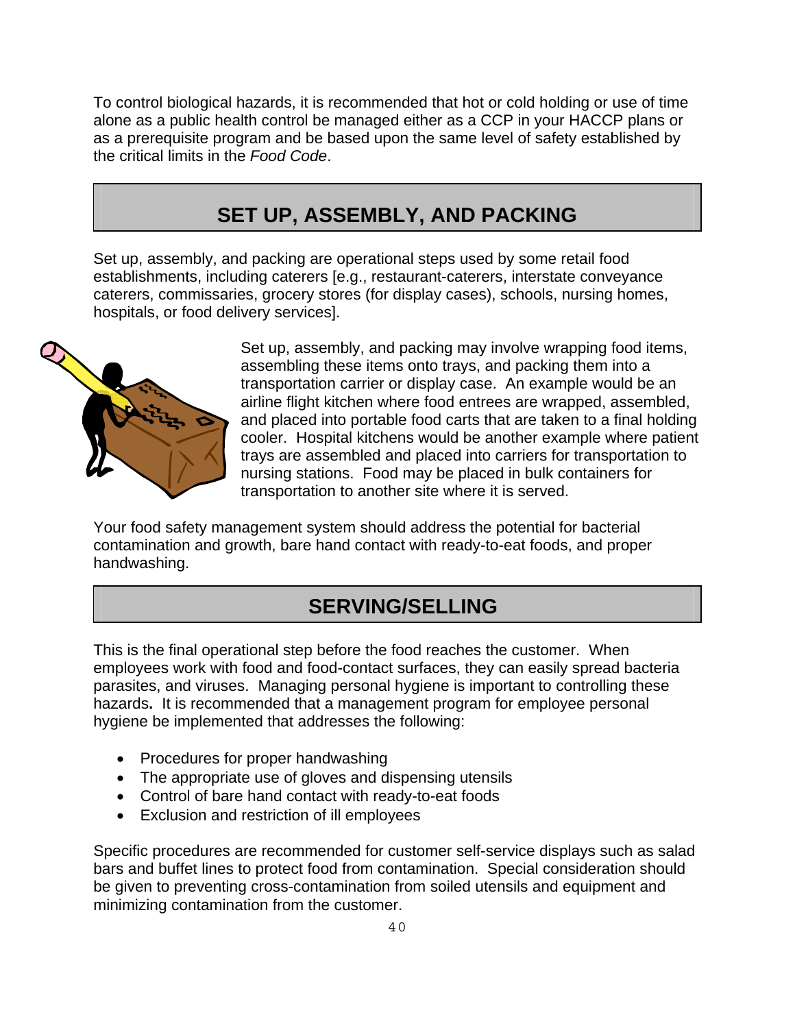To control biological hazards, it is recommended that hot or cold holding or use of time alone as a public health control be managed either as a CCP in your HACCP plans or as a prerequisite program and be based upon the same level of safety established by the critical limits in the *Food Code*.

## SET UP, ASSEMBLY, AND PACKING

Set up, assembly, and packing are operational steps used by some retail food establishments, including caterers [e.g., restaurant-caterers, interstate conveyance caterers, commissaries, grocery stores (for display cases), schools, nursing homes, hospitals, or food delivery services].

Set up, assembly, and packing may involve wrapping food items, assembling these items onto trays, and packing them into a transportation carrier or display case. An example would be an airline flight kitchen where food entrees are wrapped, assembled, and placed into portable food carts that are taken to a final holding cooler. Hospital kitchens would be another example where patient trays are assembled and placed into carriers for transportation to nursing stations. Food may be placed in bulk containers for transportation to another site where it is served.

Your food safety management system should address the potential for bacterial contamination and growth, bare hand contact with ready-to-eat foods, and proper handwashing.

## SERVING/SELLING

This is the final operational step before the food reaches the customer. When employees work with food and food-contact surfaces, they can easily spread bacteria parasites, and viruses. Managing personal hygiene is important to controlling these hazards**.** It is recommended that a management program for employee personal hygiene be implemented that addresses the following:

- Procedures for proper handwashing
- The appropriate use of gloves and dispensing utensils
- Control of bare hand contact with ready-to-eat foods
- Exclusion and restriction of ill employees

Specific procedures are recommended for customer self-service displays such as salad bars and buffet lines to protect food from contamination. Special consideration should be given to preventing cross-contamination from soiled utensils and equipment and minimizing contamination from the customer.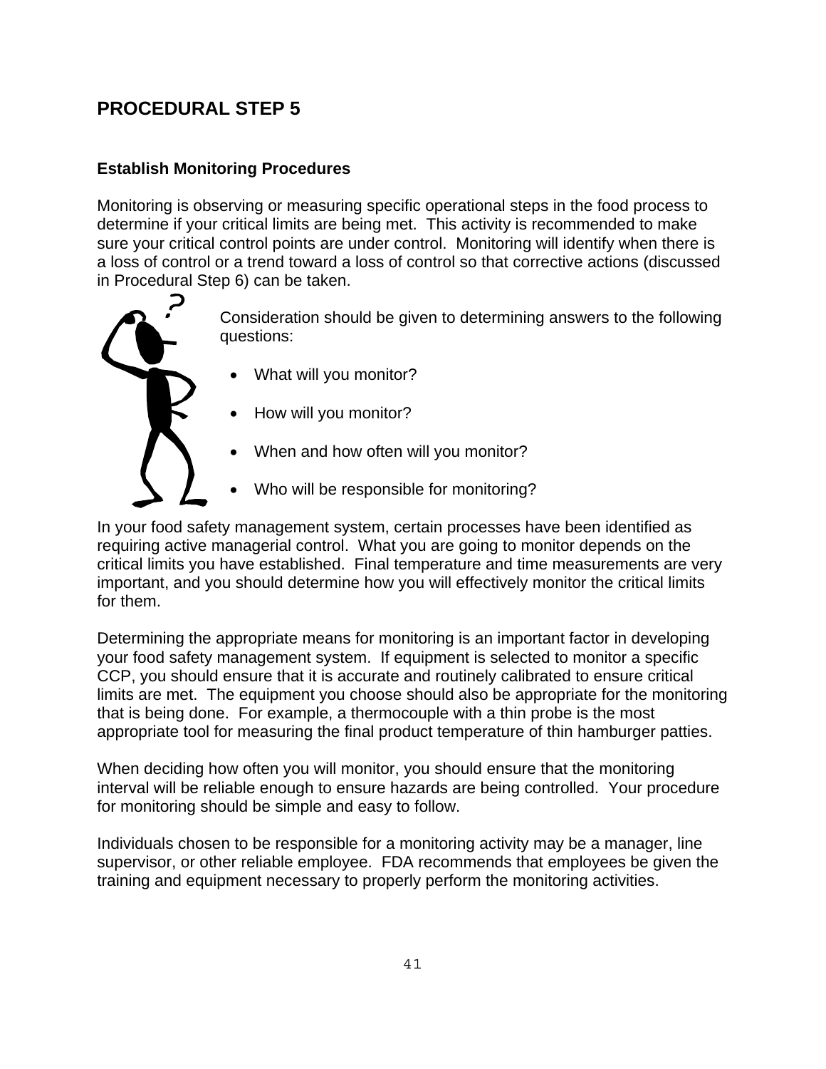## PROCEDURAL STEP 5

### Establish Monitoring Procedures

Monitoring is observing or measuring specific operational steps in the food process to determine if your critical limits are being met. This activity is recommended to make sure your critical control points are under control. Monitoring will identify when there is a loss of control or a trend toward a loss of control so that corrective actions (discussed in Procedural Step 6) can be taken.

Consideration should be given to determining answers to the following questions:

- What will you monitor?
- How will you monitor?
- When and how often will you monitor?
- Who will be responsible for monitoring?

In your food safety management system, certain processes have been identified as requiring active managerial control. What you are going to monitor depends on the critical limits you have established. Final temperature and time measurements are very important, and you should determine how you will effectively monitor the critical limits for them.

Determining the appropriate means for monitoring is an important factor in developing your food safety management system. If equipment is selected to monitor a specific CCP, you should ensure that it is accurate and routinely calibrated to ensure critical limits are met. The equipment you choose should also be appropriate for the monitoring that is being done. For example, a thermocouple with a thin probe is the most appropriate tool for measuring the final product temperature of thin hamburger patties.

When deciding how often you will monitor, you should ensure that the monitoring interval will be reliable enough to ensure hazards are being controlled. Your procedure for monitoring should be simple and easy to follow.

Individuals chosen to be responsible for a monitoring activity may be a manager, line supervisor, or other reliable employee. FDA recommends that employees be given the training and equipment necessary to properly perform the monitoring activities.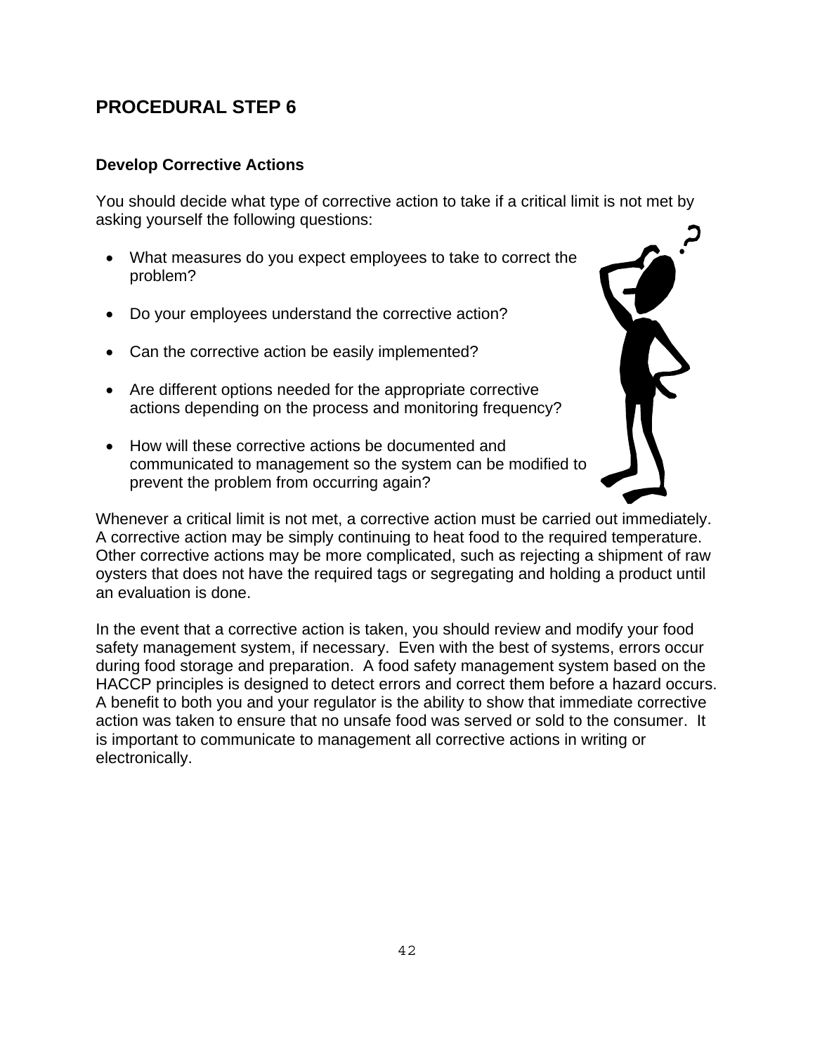## PROCEDURAL STEP 6

### Develop Corrective Actions

You should decide what type of corrective action to take if a critical limit is not met by asking yourself the following questions:

- What measures do you expect employees to take to correct the problem?
- Do your employees understand the corrective action?
- Can the corrective action be easily implemented?
- Are different options needed for the appropriate corrective actions depending on the process and monitoring frequency?
- How will these corrective actions be documented and communicated to management so the system can be modified to prevent the problem from occurring again?

Whenever a critical limit is not met, a corrective action must be carried out immediately. A corrective action may be simply continuing to heat food to the required temperature. Other corrective actions may be more complicated, such as rejecting a shipment of raw oysters that does not have the required tags or segregating and holding a product until an evaluation is done.

In the event that a corrective action is taken, you should review and modify your food safety management system, if necessary. Even with the best of systems, errors occur during food storage and preparation. A food safety management system based on the HACCP principles is designed to detect errors and correct them before a hazard occurs. A benefit to both you and your regulator is the ability to show that immediate corrective action was taken to ensure that no unsafe food was served or sold to the consumer. It is important to communicate to management all corrective actions in writing or electronically.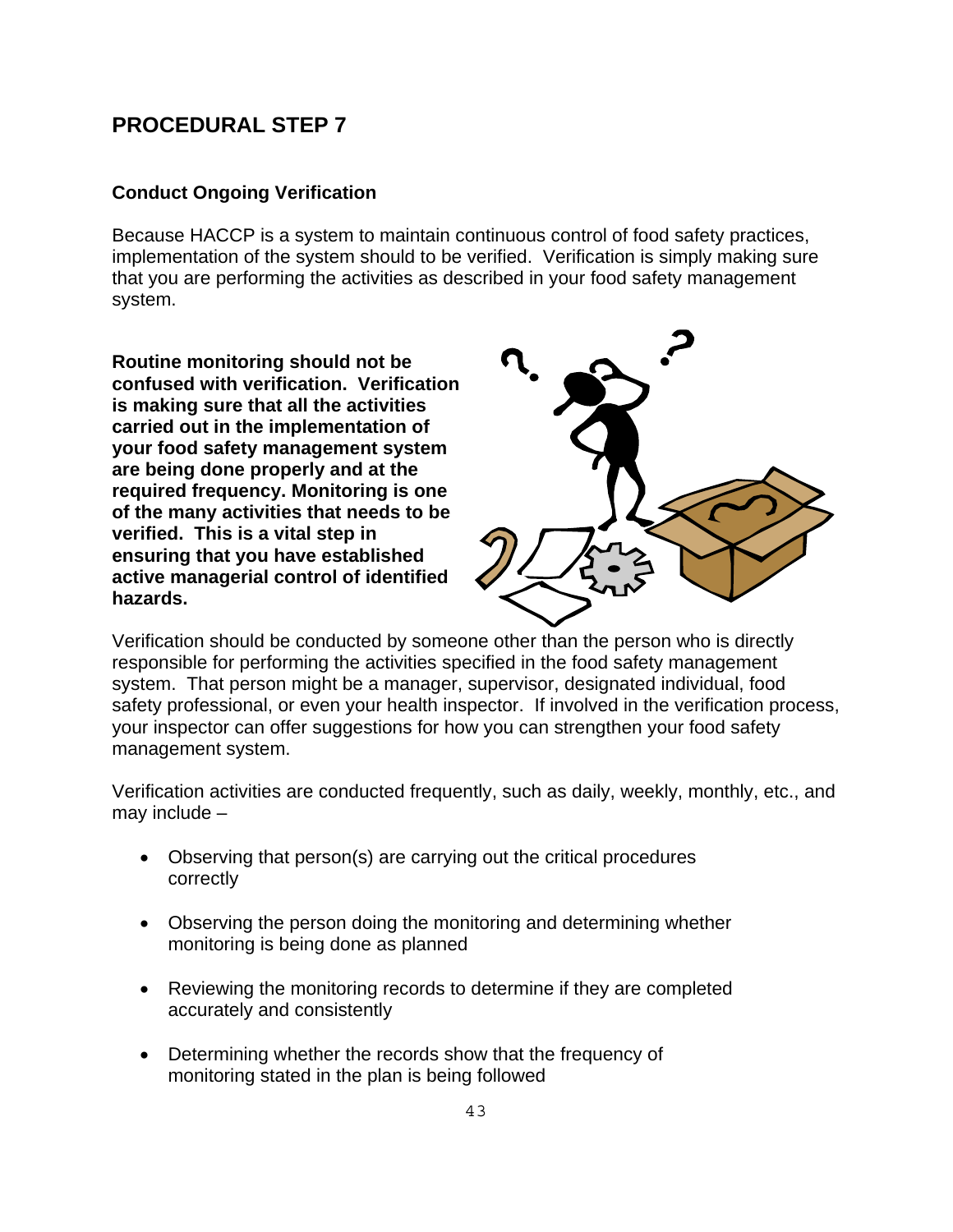## PROCEDURAL STEP 7

### Conduct Ongoing Verification

Because HACCP is a system to maintain continuous control of food safety practices, implementation of the system should to be verified. Verification is simply making sure that you are performing the activities as described in your food safety management system.

**Routine monitoring should not be confused with verification. Verification is making sure that all the activities carried out in the implementation of your food safety management system are being done properly and at the required frequency. Monitoring is one of the many activities that needs to be verified. This is a vital step in ensuring that you have established active managerial control of identified hazards.**

Verification should be conducted by someone other than the person who is directly responsible for performing the activities specified in the food safety management system. That person might be a manager, supervisor, designated individual, food safety professional, or even your health inspector. If involved in the verification process, your inspector can offer suggestions for how you can strengthen your food safety management system.

Verification activities are conducted frequently, such as daily, weekly, monthly, etc., and may include –

- Observing that person(s) are carrying out the critical procedures correctly
- Observing the person doing the monitoring and determining whether monitoring is being done as planned
- Reviewing the monitoring records to determine if they are completed accurately and consistently
- Determining whether the records show that the frequency of monitoring stated in the plan is being followed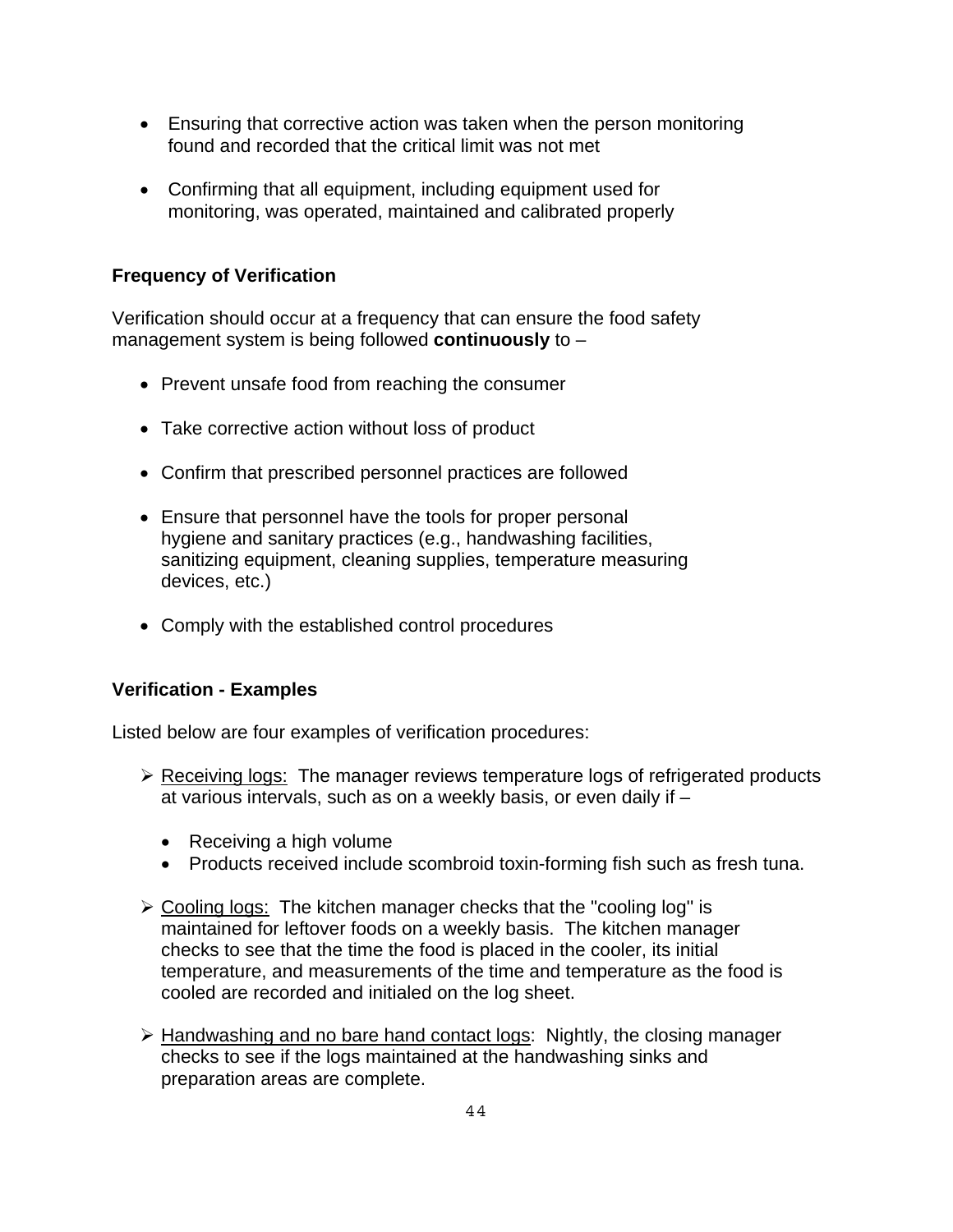- Ensuring that corrective action was taken when the person monitoring found and recorded that the critical limit was not met

- Confirming that all equipment, including equipment used for monitoring, was operated, maintained and calibrated properly

### Frequency of Verification

Verification should occur at a frequency that can ensure the food safety management system is being followed **continuously** to –

- Prevent unsafe food from reaching the consumer

- Take corrective action without loss of product

- Confirm that prescribed personnel practices are followed

- Ensure that personnel have the tools for proper personal hygiene and sanitary practices (e.g., handwashing facilities, sanitizing equipment, cleaning supplies, temperature measuring devices, etc.)

- Comply with the established control procedures

### Verification - Examples

Listed below are four examples of verification procedures:

- <u>Receiving logs:</u> The manager reviews temperature logs of refrigerated products at various intervals, such as on a weekly basis, or even daily if –
  - Receiving a high volume
  - Products received include scombroid toxin-forming fish such as fresh tuna.

- <u>Cooling logs:</u> The kitchen manager checks that the "cooling log" is maintained for leftover foods on a weekly basis. The kitchen manager checks to see that the time the food is placed in the cooler, its initial temperature, and measurements of the time and temperature as the food is cooled are recorded and initialed on the log sheet.

- <u>Handwashing and no bare hand contact logs</u>: Nightly, the closing manager checks to see if the logs maintained at the handwashing sinks and preparation areas are complete.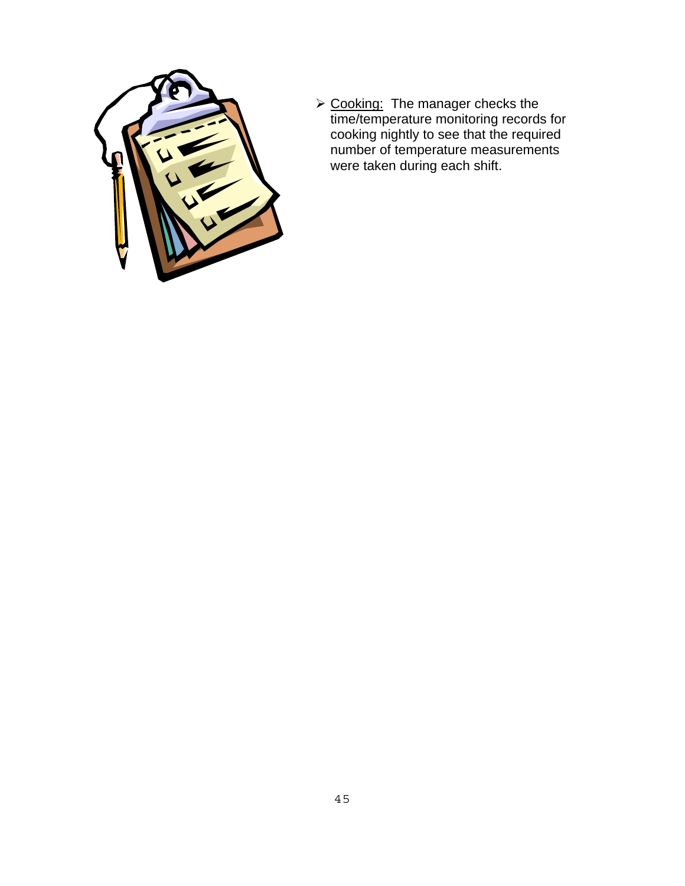- <u>Cooking:</u> The manager checks the time/temperature monitoring records for cooking nightly to see that the required number of temperature measurements were taken during each shift.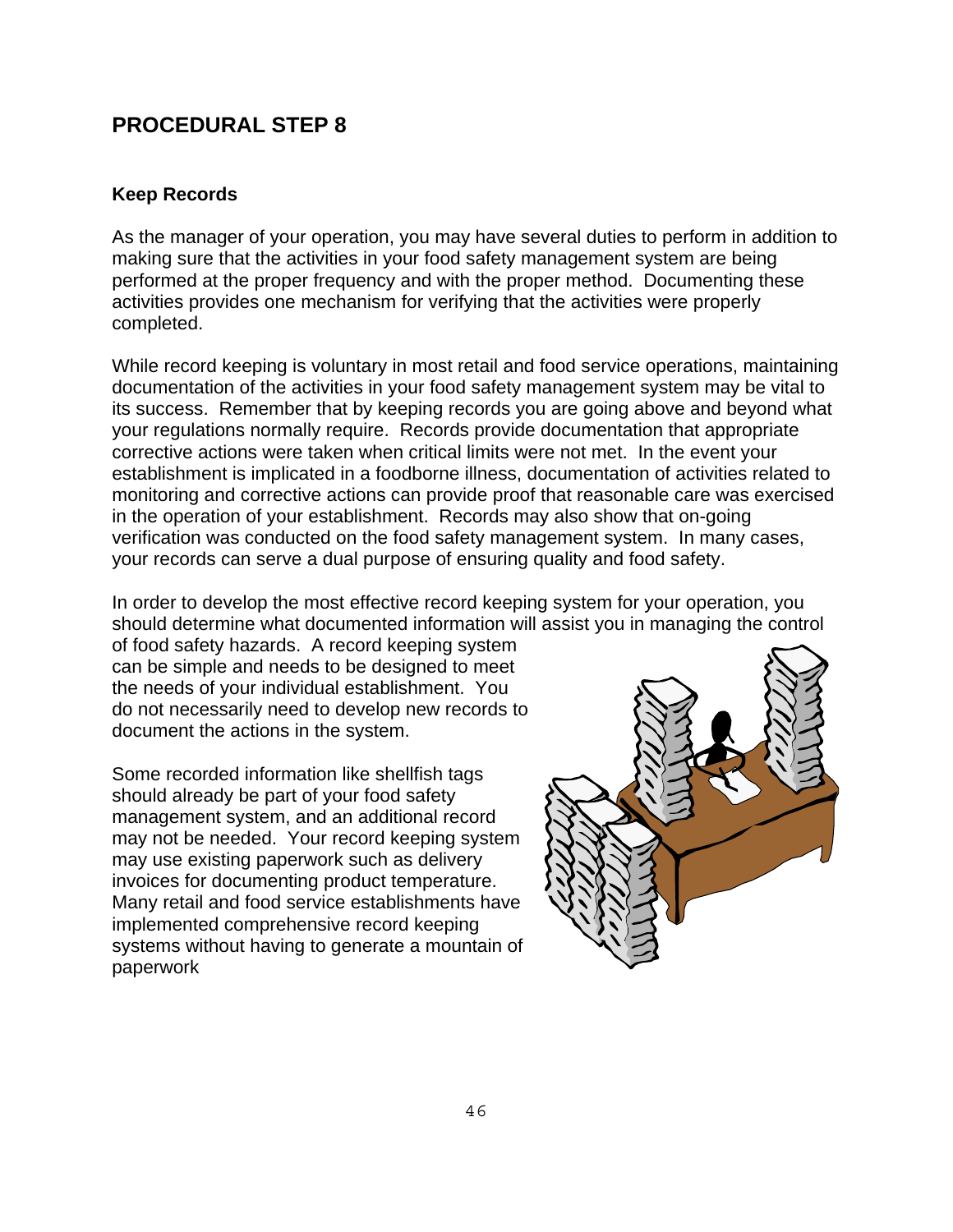## PROCEDURAL STEP 8

### Keep Records

As the manager of your operation, you may have several duties to perform in addition to making sure that the activities in your food safety management system are being performed at the proper frequency and with the proper method. Documenting these activities provides one mechanism for verifying that the activities were properly completed.

While record keeping is voluntary in most retail and food service operations, maintaining documentation of the activities in your food safety management system may be vital to its success. Remember that by keeping records you are going above and beyond what your regulations normally require. Records provide documentation that appropriate corrective actions were taken when critical limits were not met. In the event your establishment is implicated in a foodborne illness, documentation of activities related to monitoring and corrective actions can provide proof that reasonable care was exercised in the operation of your establishment. Records may also show that on-going verification was conducted on the food safety management system. In many cases, your records can serve a dual purpose of ensuring quality and food safety.

In order to develop the most effective record keeping system for your operation, you should determine what documented information will assist you in managing the control of food safety hazards. A record keeping system can be simple and needs to be designed to meet the needs of your individual establishment. You do not necessarily need to develop new records to document the actions in the system.

Some recorded information like shellfish tags should already be part of your food safety management system, and an additional record may not be needed. Your record keeping system may use existing paperwork such as delivery invoices for documenting product temperature. Many retail and food service establishments have implemented comprehensive record keeping systems without having to generate a mountain of paperwork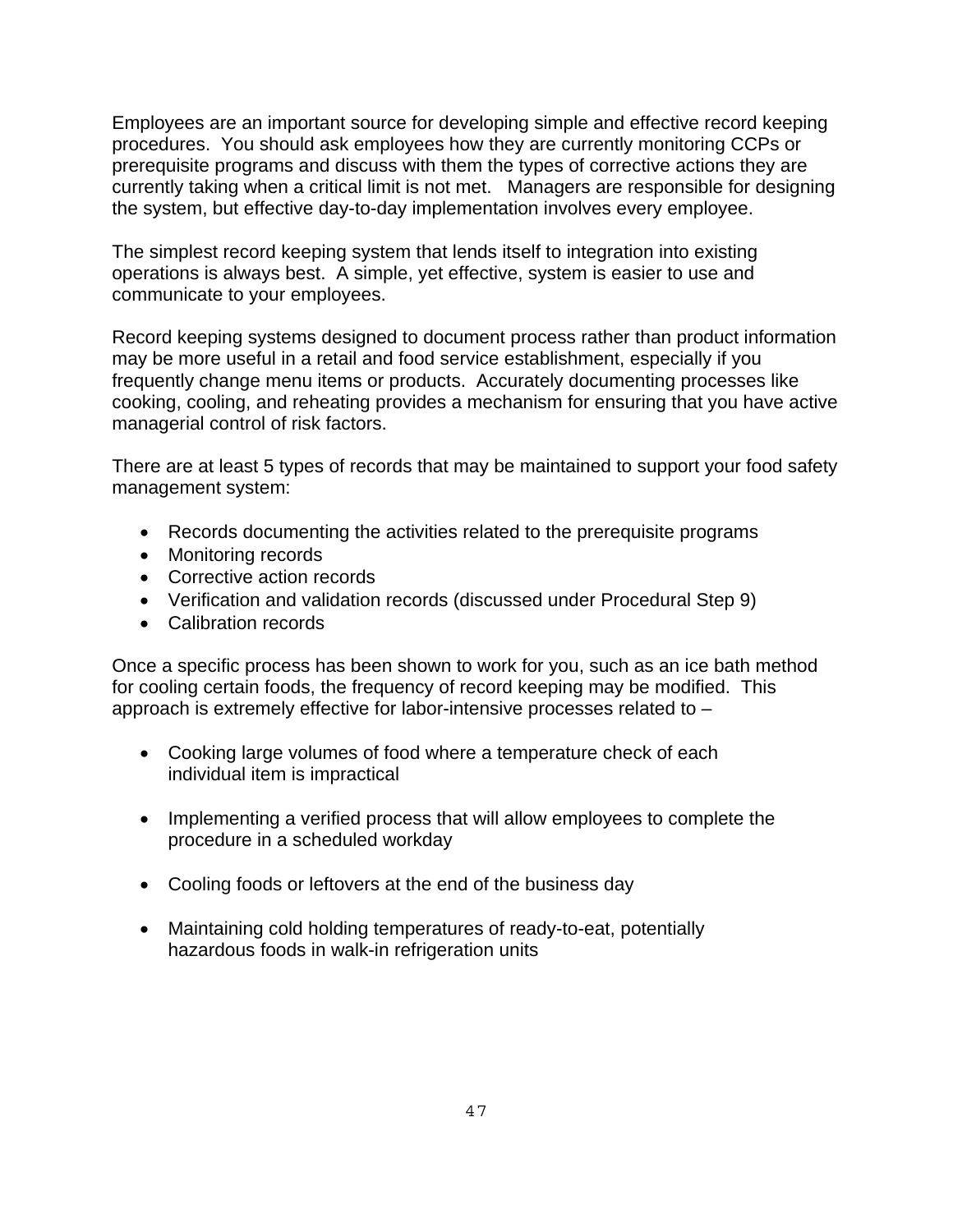Employees are an important source for developing simple and effective record keeping procedures. You should ask employees how they are currently monitoring CCPs or prerequisite programs and discuss with them the types of corrective actions they are currently taking when a critical limit is not met. Managers are responsible for designing the system, but effective day-to-day implementation involves every employee.

The simplest record keeping system that lends itself to integration into existing operations is always best. A simple, yet effective, system is easier to use and communicate to your employees.

Record keeping systems designed to document process rather than product information may be more useful in a retail and food service establishment, especially if you frequently change menu items or products. Accurately documenting processes like cooking, cooling, and reheating provides a mechanism for ensuring that you have active managerial control of risk factors.

There are at least 5 types of records that may be maintained to support your food safety management system:

- Records documenting the activities related to the prerequisite programs
- Monitoring records
- Corrective action records
- Verification and validation records (discussed under Procedural Step 9)
- Calibration records

Once a specific process has been shown to work for you, such as an ice bath method for cooling certain foods, the frequency of record keeping may be modified. This approach is extremely effective for labor-intensive processes related to –

- Cooking large volumes of food where a temperature check of each individual item is impractical

- Implementing a verified process that will allow employees to complete the procedure in a scheduled workday

- Cooling foods or leftovers at the end of the business day

- Maintaining cold holding temperatures of ready-to-eat, potentially hazardous foods in walk-in refrigeration units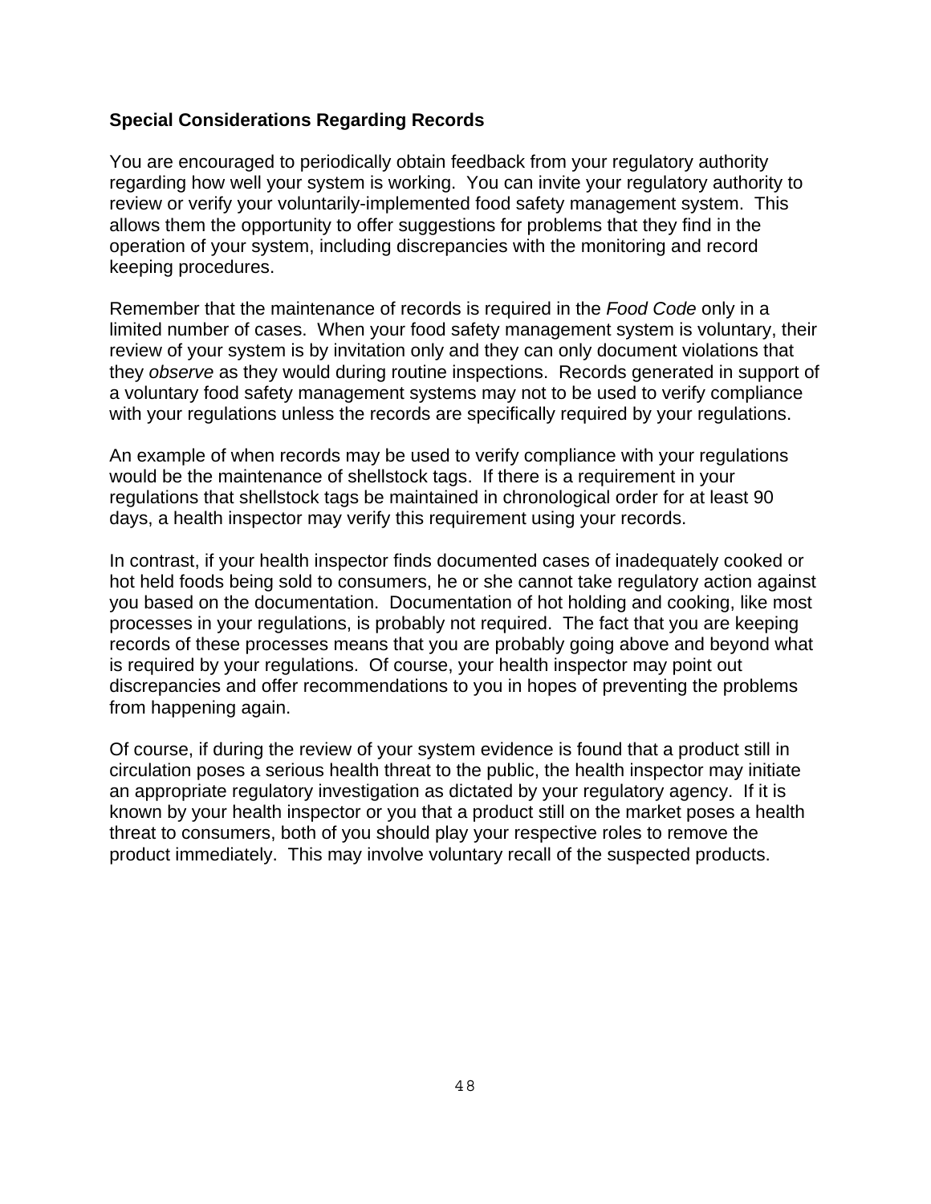**Special Considerations Regarding Records**

You are encouraged to periodically obtain feedback from your regulatory authority regarding how well your system is working. You can invite your regulatory authority to review or verify your voluntarily-implemented food safety management system. This allows them the opportunity to offer suggestions for problems that they find in the operation of your system, including discrepancies with the monitoring and record keeping procedures.

Remember that the maintenance of records is required in the *Food Code* only in a limited number of cases. When your food safety management system is voluntary, their review of your system is by invitation only and they can only document violations that they *observe* as they would during routine inspections. Records generated in support of a voluntary food safety management systems may not to be used to verify compliance with your regulations unless the records are specifically required by your regulations.

An example of when records may be used to verify compliance with your regulations would be the maintenance of shellstock tags. If there is a requirement in your regulations that shellstock tags be maintained in chronological order for at least 90 days, a health inspector may verify this requirement using your records.

In contrast, if your health inspector finds documented cases of inadequately cooked or hot held foods being sold to consumers, he or she cannot take regulatory action against you based on the documentation. Documentation of hot holding and cooking, like most processes in your regulations, is probably not required. The fact that you are keeping records of these processes means that you are probably going above and beyond what is required by your regulations. Of course, your health inspector may point out discrepancies and offer recommendations to you in hopes of preventing the problems from happening again.

Of course, if during the review of your system evidence is found that a product still in circulation poses a serious health threat to the public, the health inspector may initiate an appropriate regulatory investigation as dictated by your regulatory agency. If it is known by your health inspector or you that a product still on the market poses a health threat to consumers, both of you should play your respective roles to remove the product immediately. This may involve voluntary recall of the suspected products.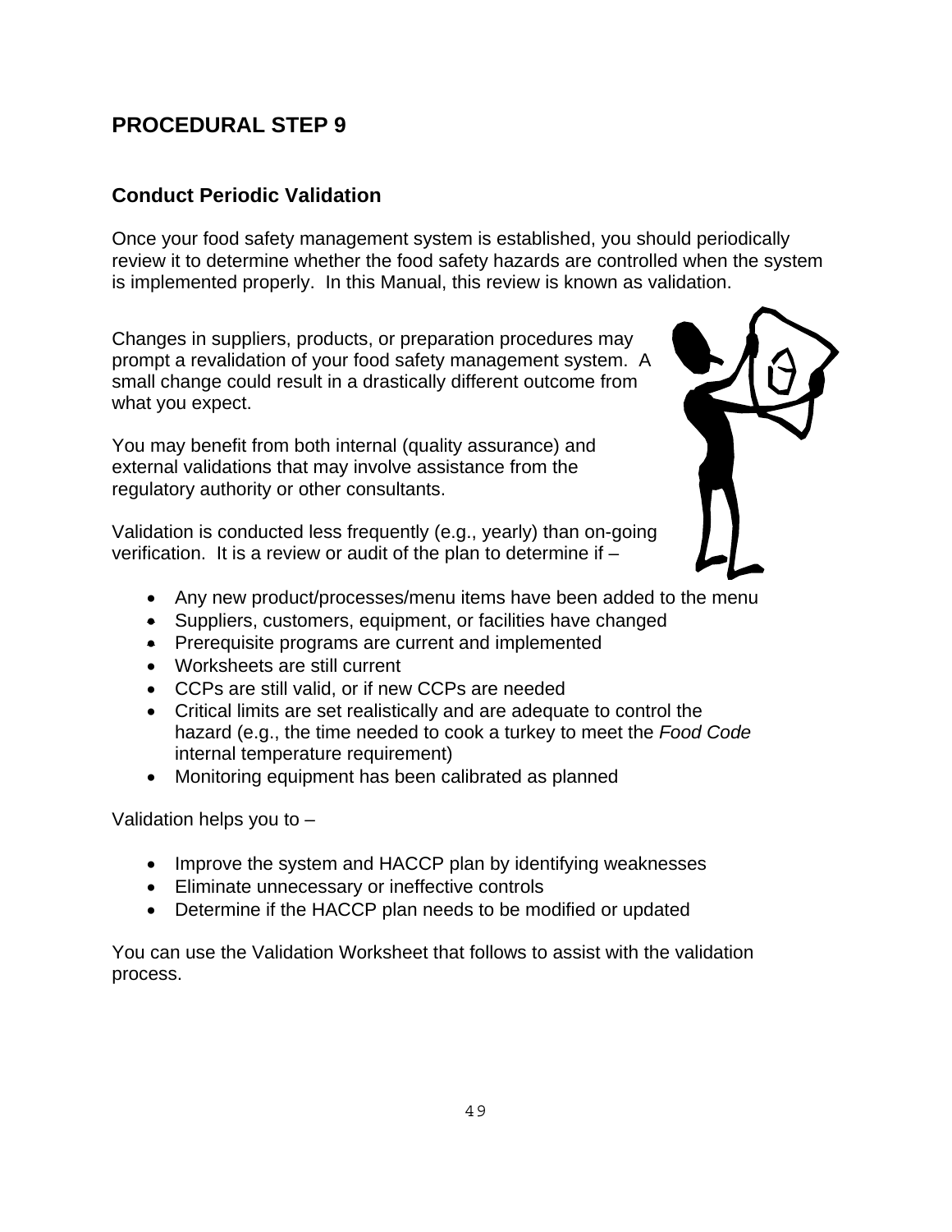## PROCEDURAL STEP 9

### Conduct Periodic Validation

Once your food safety management system is established, you should periodically review it to determine whether the food safety hazards are controlled when the system is implemented properly. In this Manual, this review is known as validation.

Changes in suppliers, products, or preparation procedures may prompt a revalidation of your food safety management system. A small change could result in a drastically different outcome from what you expect.

You may benefit from both internal (quality assurance) and external validations that may involve assistance from the regulatory authority or other consultants.

Validation is conducted less frequently (e.g., yearly) than on-going verification. It is a review or audit of the plan to determine if –

- Any new product/processes/menu items have been added to the menu
- Suppliers, customers, equipment, or facilities have changed
- Prerequisite programs are current and implemented
- Worksheets are still current
- CCPs are still valid, or if new CCPs are needed
- Critical limits are set realistically and are adequate to control the hazard (e.g., the time needed to cook a turkey to meet the *Food Code* internal temperature requirement)
- Monitoring equipment has been calibrated as planned

Validation helps you to –

- Improve the system and HACCP plan by identifying weaknesses
- Eliminate unnecessary or ineffective controls
- Determine if the HACCP plan needs to be modified or updated

You can use the Validation Worksheet that follows to assist with the validation process.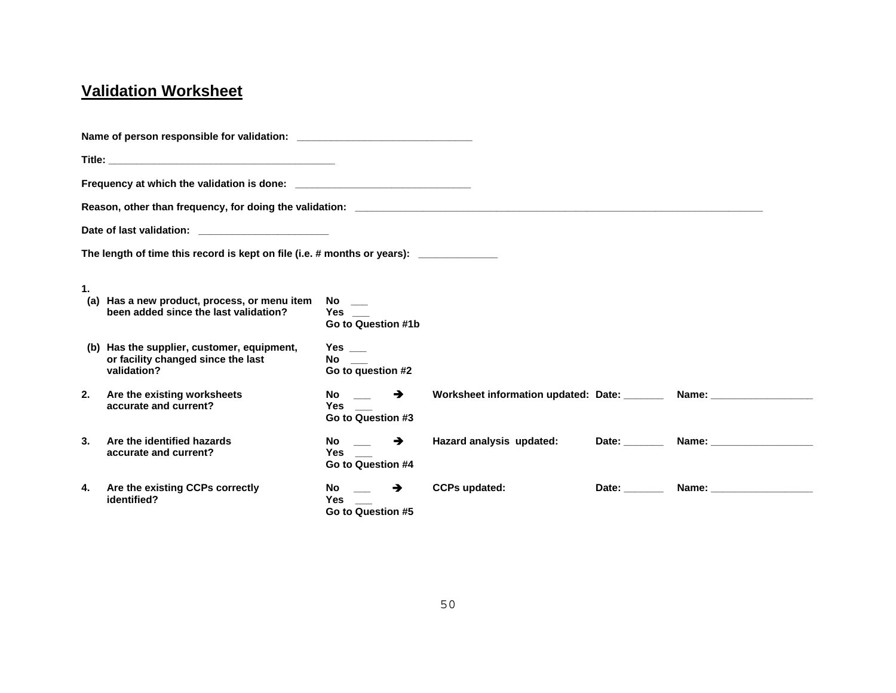## Validation Worksheet

**Name of person responsible for validation:** ______________________________

**Title:** ______________________________________

**Frequency at which the validation is done:** ______________________________

**Reason, other than frequency, for doing the validation:** ______________________________________________________________________________

**Date of last validation:** ______________________

**The length of time this record is kept on file (i.e. # months or years):** _____________

**1.**

| | Question | Answer | | Action | Date | Name |
|---|---|---|---|---|---|---|
| **(a)** | **Has a new product, process, or menu item been added since the last validation?** | **No** ___ <br> **Yes** ___ <br> **Go to Question #1b** | | | | |
| **(b)** | **Has the supplier, customer, equipment, or facility changed since the last validation?** | **Yes** ___ <br> **No** ___ <br> **Go to question #2** | | | | |
| **2.** | **Are the existing worksheets accurate and current?** | **No** ___ <br> **Yes** ___ <br> **Go to Question #3** | ➔ | **Worksheet information updated:** | **Date:** _______ | **Name:** __________________ |
| **3.** | **Are the identified hazards accurate and current?** | **No** ___ <br> **Yes** ___ <br> **Go to Question #4** | ➔ | **Hazard analysis updated:** | **Date:** _______ | **Name:** __________________ |
| **4.** | **Are the existing CCPs correctly identified?** | **No** ___ <br> **Yes** ___ <br> **Go to Question #5** | ➔ | **CCPs updated:** | **Date:** _______ | **Name:** __________________ |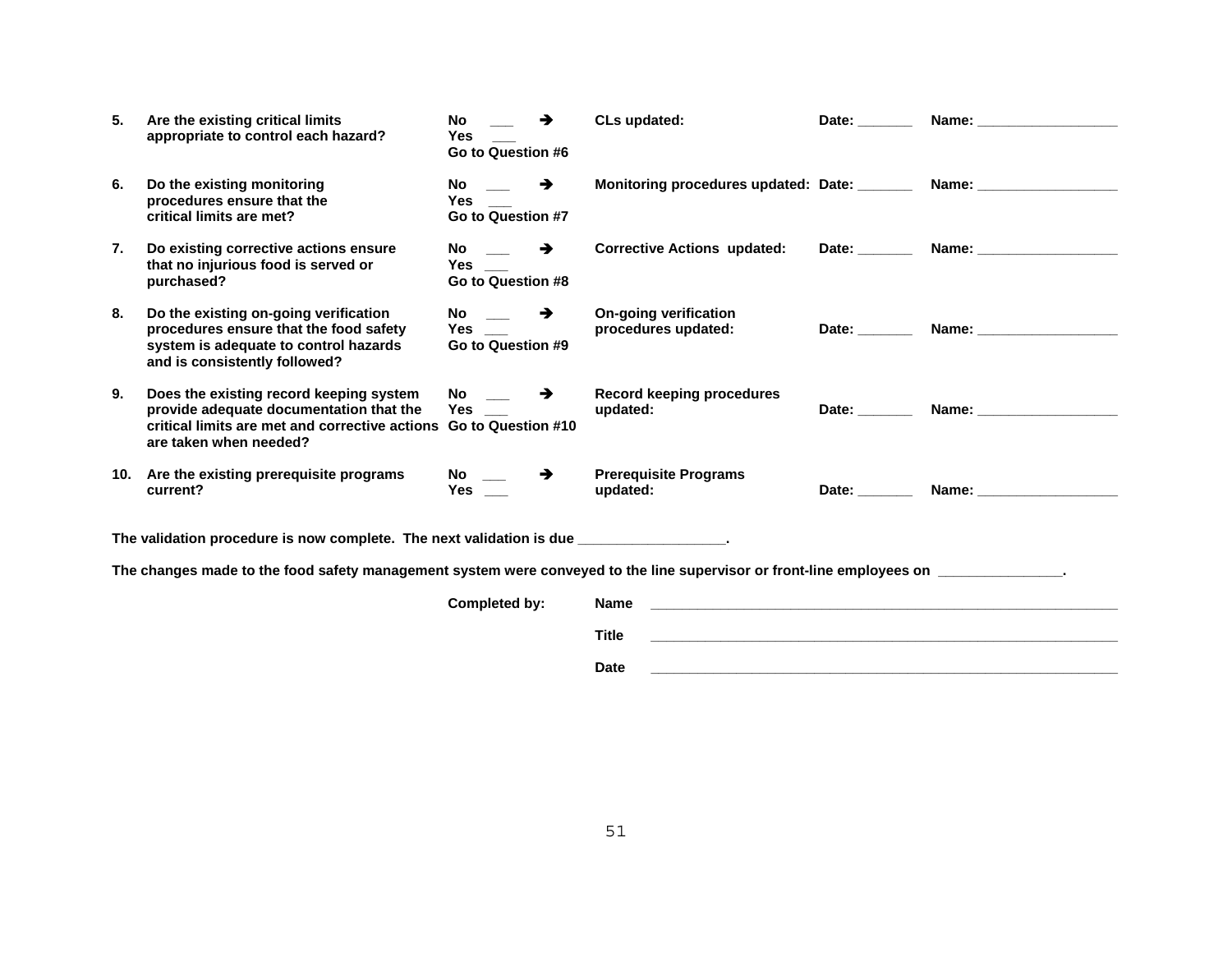| | | | | | |
|---|---|---|---|---|---|
| **5.** | **Are the existing critical limits appropriate to control each hazard?** | **No** ___ ➔<br>**Yes** ___<br>**Go to Question #6** | **CLs updated:** | **Date:** _______ | **Name:** __________________ |
| **6.** | **Do the existing monitoring procedures ensure that the critical limits are met?** | **No** ___ ➔<br>**Yes** ___<br>**Go to Question #7** | **Monitoring procedures updated:** | **Date:** _______ | **Name:** __________________ |
| **7.** | **Do existing corrective actions ensure that no injurious food is served or purchased?** | **No** ___ ➔<br>**Yes** ___<br>**Go to Question #8** | **Corrective Actions updated:** | **Date:** _______ | **Name:** __________________ |
| **8.** | **Do the existing on-going verification procedures ensure that the food safety system is adequate to control hazards and is consistently followed?** | **No** ___ ➔<br>**Yes** ___<br>**Go to Question #9** | **On-going verification procedures updated:** | **Date:** _______ | **Name:** __________________ |
| **9.** | **Does the existing record keeping system provide adequate documentation that the critical limits are met and corrective actions are taken when needed?** | **No** ___ ➔<br>**Yes** ___<br>**Go to Question #10** | **Record keeping procedures updated:** | **Date:** _______ | **Name:** __________________ |
| **10.** | **Are the existing prerequisite programs current?** | **No** ___ ➔<br>**Yes** ___ | **Prerequisite Programs updated:** | **Date:** _______ | **Name:** __________________ |

**The validation procedure is now complete. The next validation is due __________________.**

**The changes made to the food safety management system were conveyed to the line supervisor or front-line employees on _______________.**

**Completed by:**

**Name** ______________________________________________________________

**Title** ______________________________________________________________

**Date** ______________________________________________________________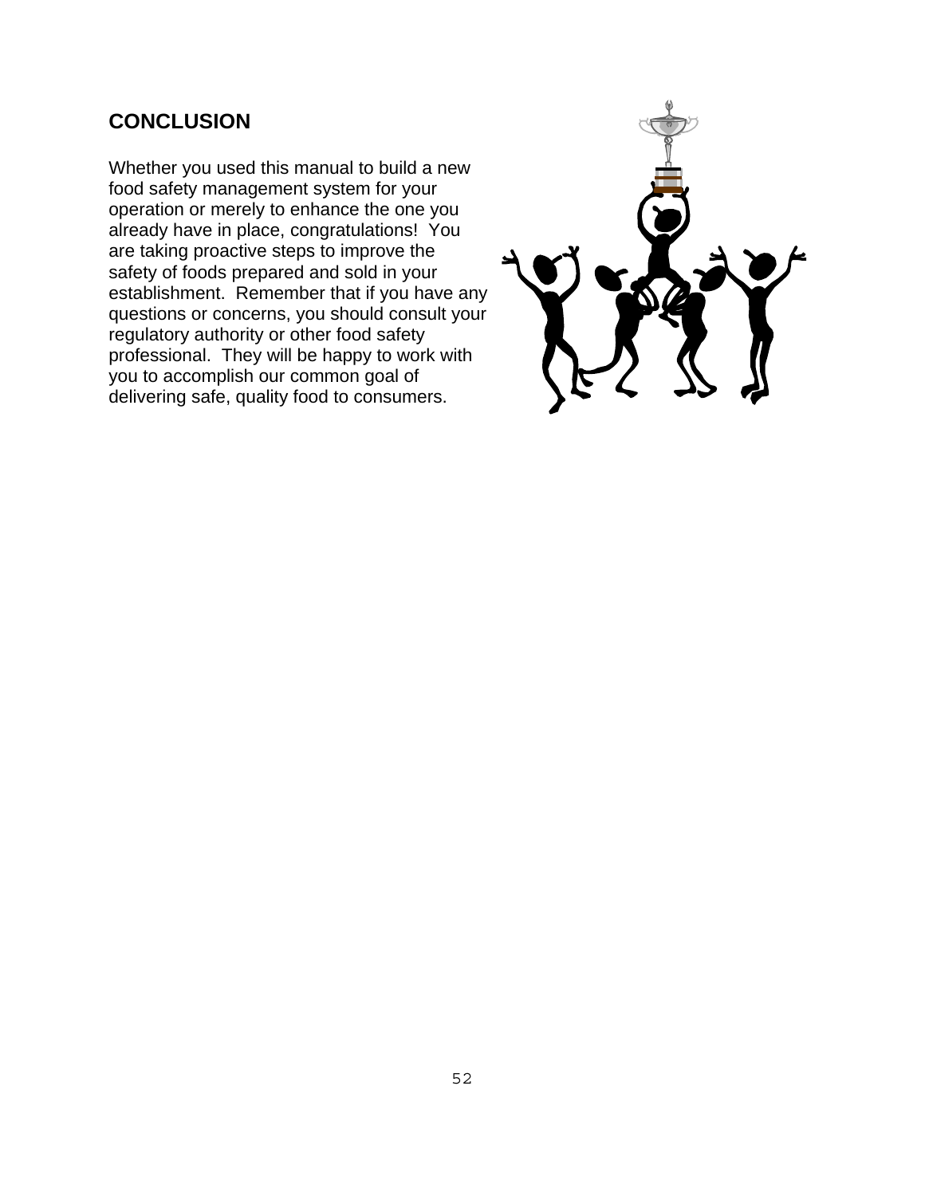## CONCLUSION

Whether you used this manual to build a new food safety management system for your operation or merely to enhance the one you already have in place, congratulations! You are taking proactive steps to improve the safety of foods prepared and sold in your establishment. Remember that if you have any questions or concerns, you should consult your regulatory authority or other food safety professional. They will be happy to work with you to accomplish our common goal of delivering safe, quality food to consumers.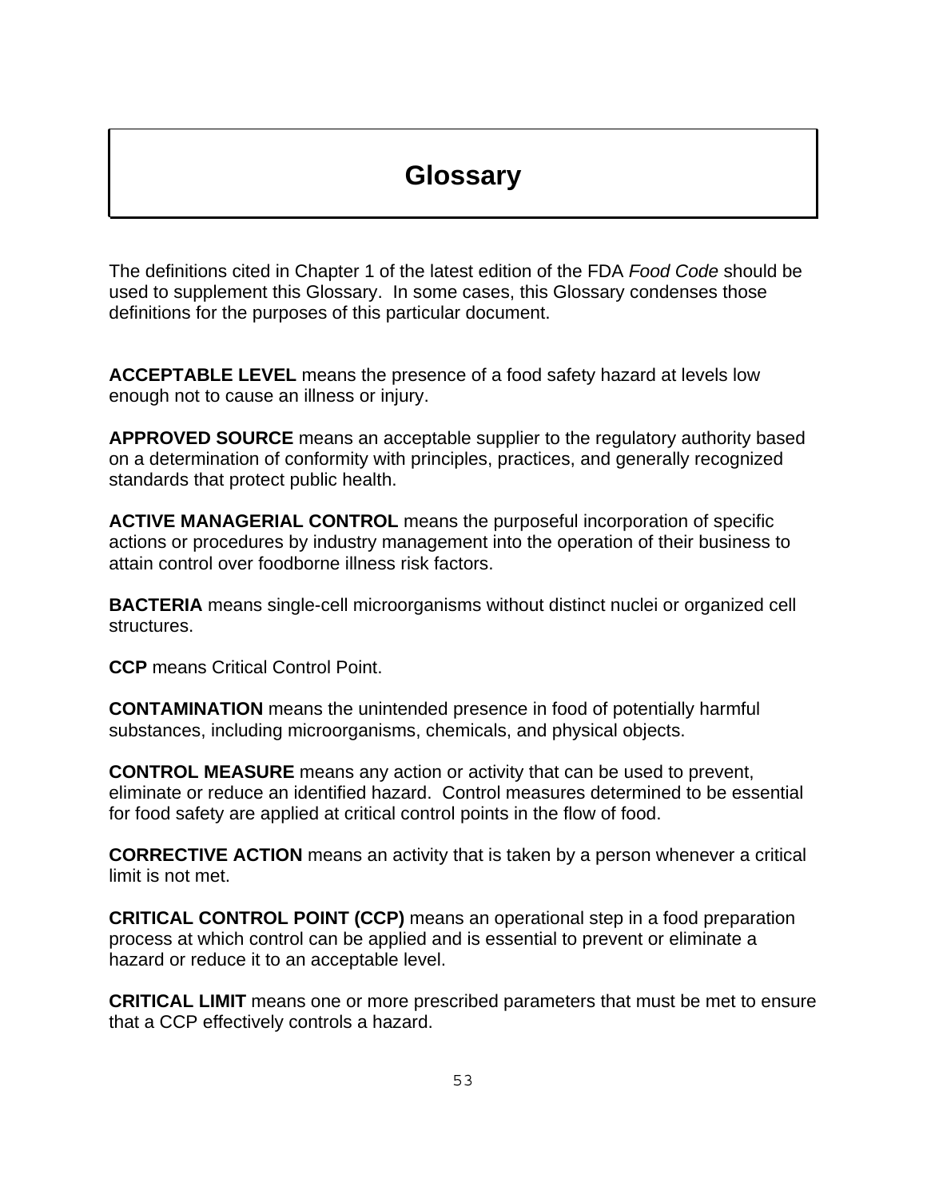# Glossary

The definitions cited in Chapter 1 of the latest edition of the FDA *Food Code* should be used to supplement this Glossary. In some cases, this Glossary condenses those definitions for the purposes of this particular document.

**ACCEPTABLE LEVEL** means the presence of a food safety hazard at levels low enough not to cause an illness or injury.

**APPROVED SOURCE** means an acceptable supplier to the regulatory authority based on a determination of conformity with principles, practices, and generally recognized standards that protect public health.

**ACTIVE MANAGERIAL CONTROL** means the purposeful incorporation of specific actions or procedures by industry management into the operation of their business to attain control over foodborne illness risk factors.

**BACTERIA** means single-cell microorganisms without distinct nuclei or organized cell structures.

**CCP** means Critical Control Point.

**CONTAMINATION** means the unintended presence in food of potentially harmful substances, including microorganisms, chemicals, and physical objects.

**CONTROL MEASURE** means any action or activity that can be used to prevent, eliminate or reduce an identified hazard. Control measures determined to be essential for food safety are applied at critical control points in the flow of food.

**CORRECTIVE ACTION** means an activity that is taken by a person whenever a critical limit is not met.

**CRITICAL CONTROL POINT (CCP)** means an operational step in a food preparation process at which control can be applied and is essential to prevent or eliminate a hazard or reduce it to an acceptable level.

**CRITICAL LIMIT** means one or more prescribed parameters that must be met to ensure that a CCP effectively controls a hazard.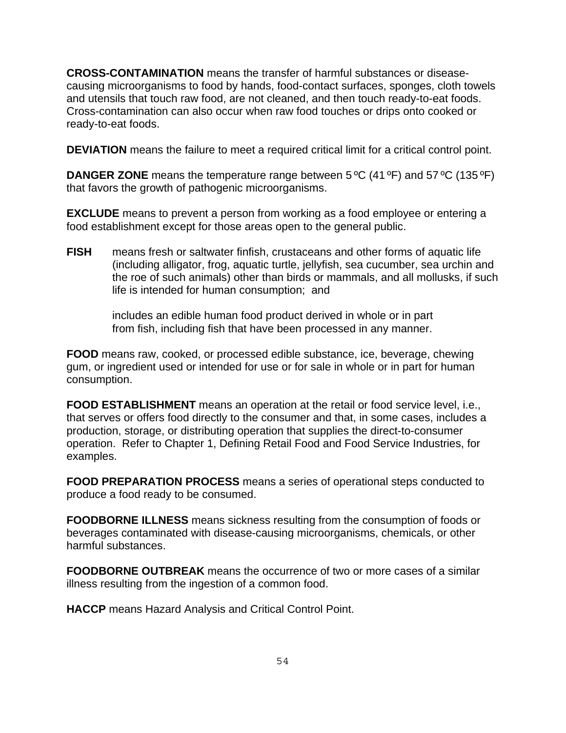**CROSS-CONTAMINATION** means the transfer of harmful substances or disease-causing microorganisms to food by hands, food-contact surfaces, sponges, cloth towels and utensils that touch raw food, are not cleaned, and then touch ready-to-eat foods. Cross-contamination can also occur when raw food touches or drips onto cooked or ready-to-eat foods.

**DEVIATION** means the failure to meet a required critical limit for a critical control point.

**DANGER ZONE** means the temperature range between 5 ºC (41 ºF) and 57 ºC (135 ºF) that favors the growth of pathogenic microorganisms.

**EXCLUDE** means to prevent a person from working as a food employee or entering a food establishment except for those areas open to the general public.

**FISH** means fresh or saltwater finfish, crustaceans and other forms of aquatic life (including alligator, frog, aquatic turtle, jellyfish, sea cucumber, sea urchin and the roe of such animals) other than birds or mammals, and all mollusks, if such life is intended for human consumption; and

includes an edible human food product derived in whole or in part from fish, including fish that have been processed in any manner.

**FOOD** means raw, cooked, or processed edible substance, ice, beverage, chewing gum, or ingredient used or intended for use or for sale in whole or in part for human consumption.

**FOOD ESTABLISHMENT** means an operation at the retail or food service level, i.e., that serves or offers food directly to the consumer and that, in some cases, includes a production, storage, or distributing operation that supplies the direct-to-consumer operation. Refer to Chapter 1, Defining Retail Food and Food Service Industries, for examples.

**FOOD PREPARATION PROCESS** means a series of operational steps conducted to produce a food ready to be consumed.

**FOODBORNE ILLNESS** means sickness resulting from the consumption of foods or beverages contaminated with disease-causing microorganisms, chemicals, or other harmful substances.

**FOODBORNE OUTBREAK** means the occurrence of two or more cases of a similar illness resulting from the ingestion of a common food.

**HACCP** means Hazard Analysis and Critical Control Point.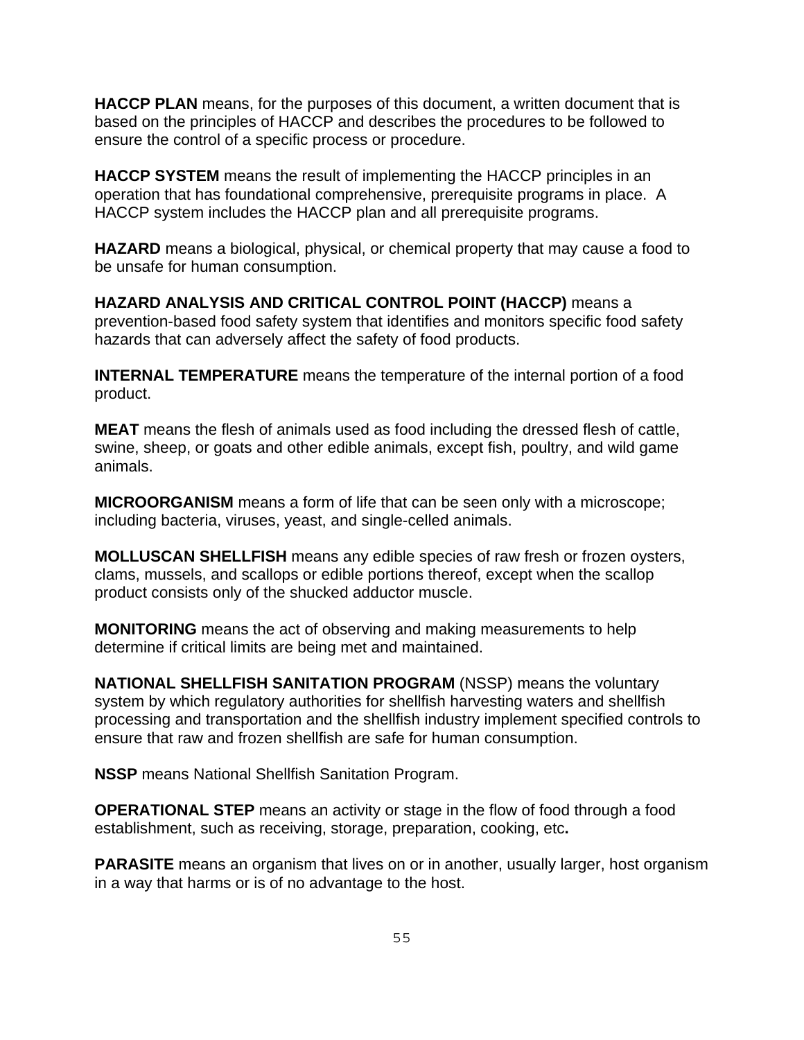**HACCP PLAN** means, for the purposes of this document, a written document that is based on the principles of HACCP and describes the procedures to be followed to ensure the control of a specific process or procedure.

**HACCP SYSTEM** means the result of implementing the HACCP principles in an operation that has foundational comprehensive, prerequisite programs in place. A HACCP system includes the HACCP plan and all prerequisite programs.

**HAZARD** means a biological, physical, or chemical property that may cause a food to be unsafe for human consumption.

**HAZARD ANALYSIS AND CRITICAL CONTROL POINT (HACCP)** means a prevention-based food safety system that identifies and monitors specific food safety hazards that can adversely affect the safety of food products.

**INTERNAL TEMPERATURE** means the temperature of the internal portion of a food product.

**MEAT** means the flesh of animals used as food including the dressed flesh of cattle, swine, sheep, or goats and other edible animals, except fish, poultry, and wild game animals.

**MICROORGANISM** means a form of life that can be seen only with a microscope; including bacteria, viruses, yeast, and single-celled animals.

**MOLLUSCAN SHELLFISH** means any edible species of raw fresh or frozen oysters, clams, mussels, and scallops or edible portions thereof, except when the scallop product consists only of the shucked adductor muscle.

**MONITORING** means the act of observing and making measurements to help determine if critical limits are being met and maintained.

**NATIONAL SHELLFISH SANITATION PROGRAM** (NSSP) means the voluntary system by which regulatory authorities for shellfish harvesting waters and shellfish processing and transportation and the shellfish industry implement specified controls to ensure that raw and frozen shellfish are safe for human consumption.

**NSSP** means National Shellfish Sanitation Program.

**OPERATIONAL STEP** means an activity or stage in the flow of food through a food establishment, such as receiving, storage, preparation, cooking, etc**.**

**PARASITE** means an organism that lives on or in another, usually larger, host organism in a way that harms or is of no advantage to the host.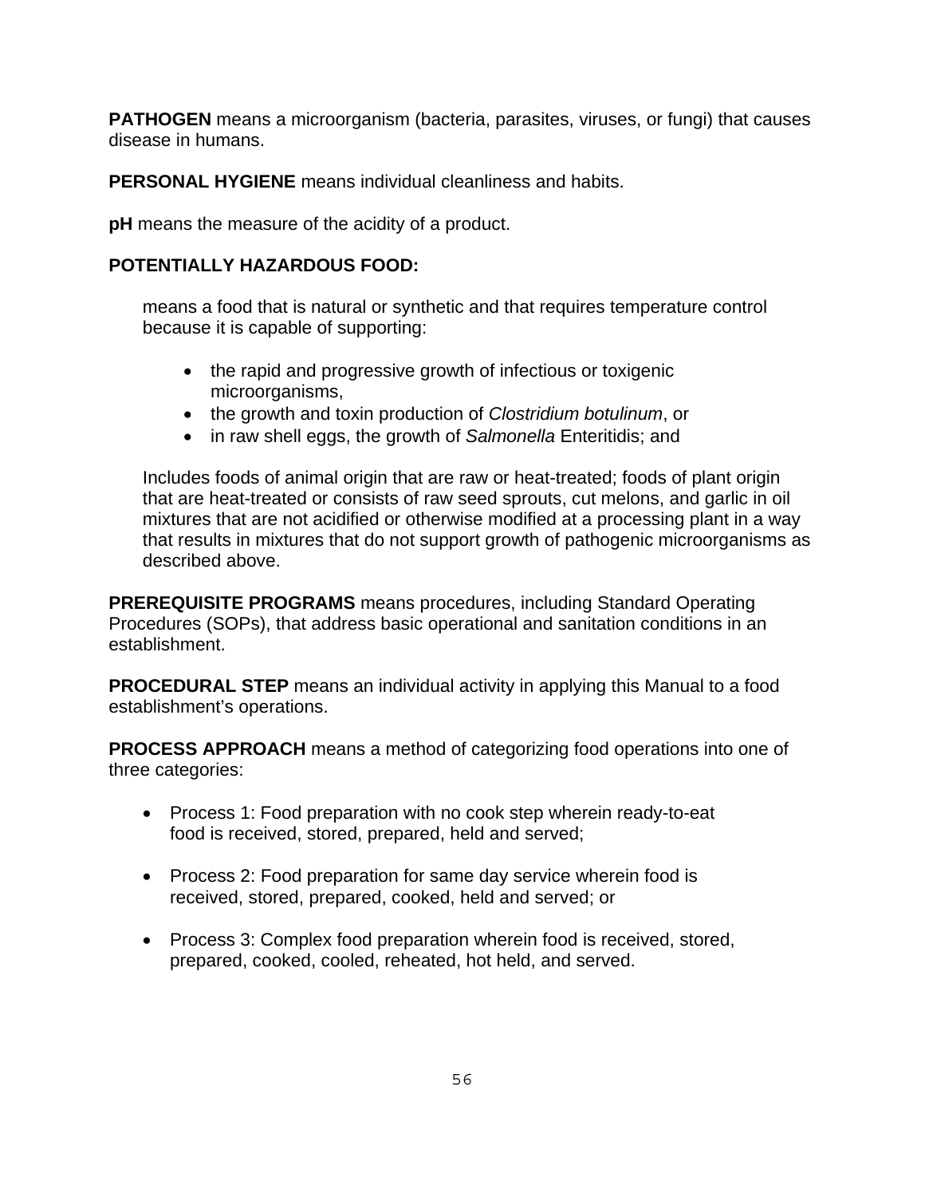**PATHOGEN** means a microorganism (bacteria, parasites, viruses, or fungi) that causes disease in humans.

**PERSONAL HYGIENE** means individual cleanliness and habits.

**pH** means the measure of the acidity of a product.

**POTENTIALLY HAZARDOUS FOOD:**

means a food that is natural or synthetic and that requires temperature control because it is capable of supporting:

- the rapid and progressive growth of infectious or toxigenic microorganisms,
- the growth and toxin production of *Clostridium botulinum*, or
- in raw shell eggs, the growth of *Salmonella* Enteritidis; and

Includes foods of animal origin that are raw or heat-treated; foods of plant origin that are heat-treated or consists of raw seed sprouts, cut melons, and garlic in oil mixtures that are not acidified or otherwise modified at a processing plant in a way that results in mixtures that do not support growth of pathogenic microorganisms as described above.

**PREREQUISITE PROGRAMS** means procedures, including Standard Operating Procedures (SOPs), that address basic operational and sanitation conditions in an establishment.

**PROCEDURAL STEP** means an individual activity in applying this Manual to a food establishment's operations.

**PROCESS APPROACH** means a method of categorizing food operations into one of three categories:

- Process 1: Food preparation with no cook step wherein ready-to-eat food is received, stored, prepared, held and served;

- Process 2: Food preparation for same day service wherein food is received, stored, prepared, cooked, held and served; or

- Process 3: Complex food preparation wherein food is received, stored, prepared, cooked, cooled, reheated, hot held, and served.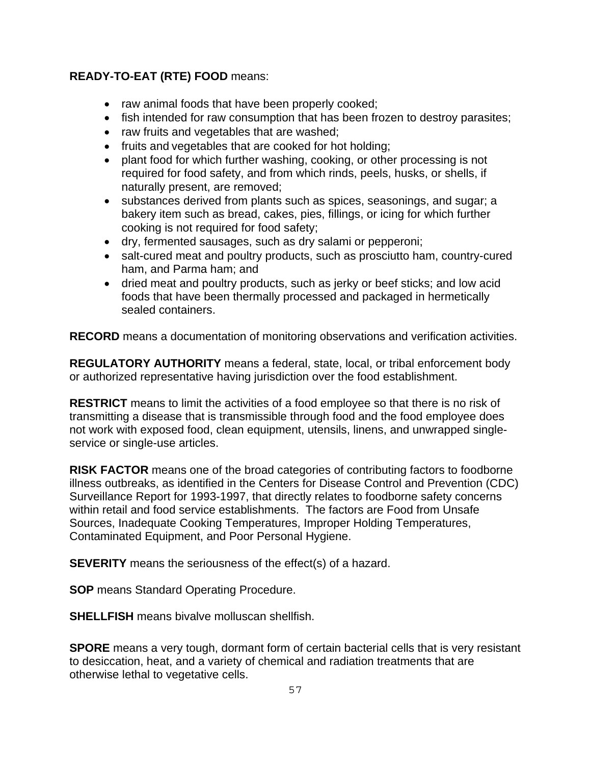**READY-TO-EAT (RTE) FOOD** means:

- raw animal foods that have been properly cooked;
- fish intended for raw consumption that has been frozen to destroy parasites;
- raw fruits and vegetables that are washed;
- fruits and vegetables that are cooked for hot holding;
- plant food for which further washing, cooking, or other processing is not required for food safety, and from which rinds, peels, husks, or shells, if naturally present, are removed;
- substances derived from plants such as spices, seasonings, and sugar; a bakery item such as bread, cakes, pies, fillings, or icing for which further cooking is not required for food safety;
- dry, fermented sausages, such as dry salami or pepperoni;
- salt-cured meat and poultry products, such as prosciutto ham, country-cured ham, and Parma ham; and
- dried meat and poultry products, such as jerky or beef sticks; and low acid foods that have been thermally processed and packaged in hermetically sealed containers.

**RECORD** means a documentation of monitoring observations and verification activities.

**REGULATORY AUTHORITY** means a federal, state, local, or tribal enforcement body or authorized representative having jurisdiction over the food establishment.

**RESTRICT** means to limit the activities of a food employee so that there is no risk of transmitting a disease that is transmissible through food and the food employee does not work with exposed food, clean equipment, utensils, linens, and unwrapped single-service or single-use articles.

**RISK FACTOR** means one of the broad categories of contributing factors to foodborne illness outbreaks, as identified in the Centers for Disease Control and Prevention (CDC) Surveillance Report for 1993-1997, that directly relates to foodborne safety concerns within retail and food service establishments. The factors are Food from Unsafe Sources, Inadequate Cooking Temperatures, Improper Holding Temperatures, Contaminated Equipment, and Poor Personal Hygiene.

**SEVERITY** means the seriousness of the effect(s) of a hazard.

**SOP** means Standard Operating Procedure.

**SHELLFISH** means bivalve molluscan shellfish.

**SPORE** means a very tough, dormant form of certain bacterial cells that is very resistant to desiccation, heat, and a variety of chemical and radiation treatments that are otherwise lethal to vegetative cells.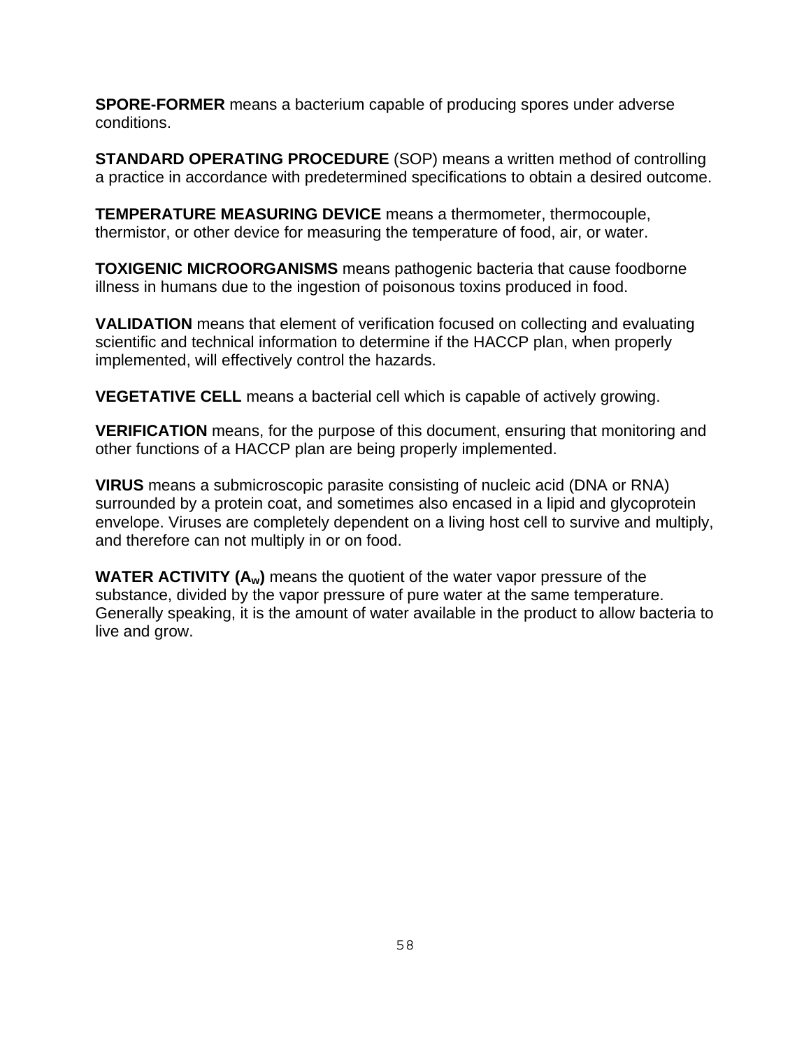**SPORE-FORMER** means a bacterium capable of producing spores under adverse conditions.

**STANDARD OPERATING PROCEDURE** (SOP) means a written method of controlling a practice in accordance with predetermined specifications to obtain a desired outcome.

**TEMPERATURE MEASURING DEVICE** means a thermometer, thermocouple, thermistor, or other device for measuring the temperature of food, air, or water.

**TOXIGENIC MICROORGANISMS** means pathogenic bacteria that cause foodborne illness in humans due to the ingestion of poisonous toxins produced in food.

**VALIDATION** means that element of verification focused on collecting and evaluating scientific and technical information to determine if the HACCP plan, when properly implemented, will effectively control the hazards.

**VEGETATIVE CELL** means a bacterial cell which is capable of actively growing.

**VERIFICATION** means, for the purpose of this document, ensuring that monitoring and other functions of a HACCP plan are being properly implemented.

**VIRUS** means a submicroscopic parasite consisting of nucleic acid (DNA or RNA) surrounded by a protein coat, and sometimes also encased in a lipid and glycoprotein envelope. Viruses are completely dependent on a living host cell to survive and multiply, and therefore can not multiply in or on food.

**WATER ACTIVITY ($A_W$)** means the quotient of the water vapor pressure of the substance, divided by the vapor pressure of pure water at the same temperature. Generally speaking, it is the amount of water available in the product to allow bacteria to live and grow.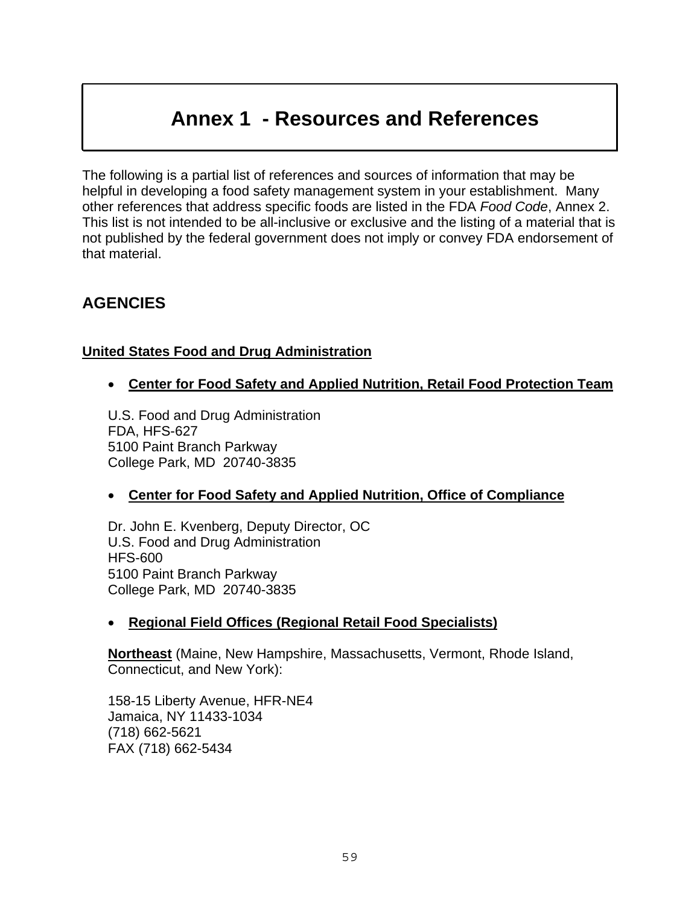# Annex 1 - Resources and References

The following is a partial list of references and sources of information that may be helpful in developing a food safety management system in your establishment. Many other references that address specific foods are listed in the FDA *Food Code*, Annex 2. This list is not intended to be all-inclusive or exclusive and the listing of a material that is not published by the federal government does not imply or convey FDA endorsement of that material.

## AGENCIES

### United States Food and Drug Administration

- **Center for Food Safety and Applied Nutrition, Retail Food Protection Team**

  U.S. Food and Drug Administration
  FDA, HFS-627
  5100 Paint Branch Parkway
  College Park, MD 20740-3835

- **Center for Food Safety and Applied Nutrition, Office of Compliance**

  Dr. John E. Kvenberg, Deputy Director, OC
  U.S. Food and Drug Administration
  HFS-600
  5100 Paint Branch Parkway
  College Park, MD 20740-3835

- **Regional Field Offices (Regional Retail Food Specialists)**

  **Northeast** (Maine, New Hampshire, Massachusetts, Vermont, Rhode Island, Connecticut, and New York):

  158-15 Liberty Avenue, HFR-NE4
  Jamaica, NY 11433-1034
  (718) 662-5621
  FAX (718) 662-5434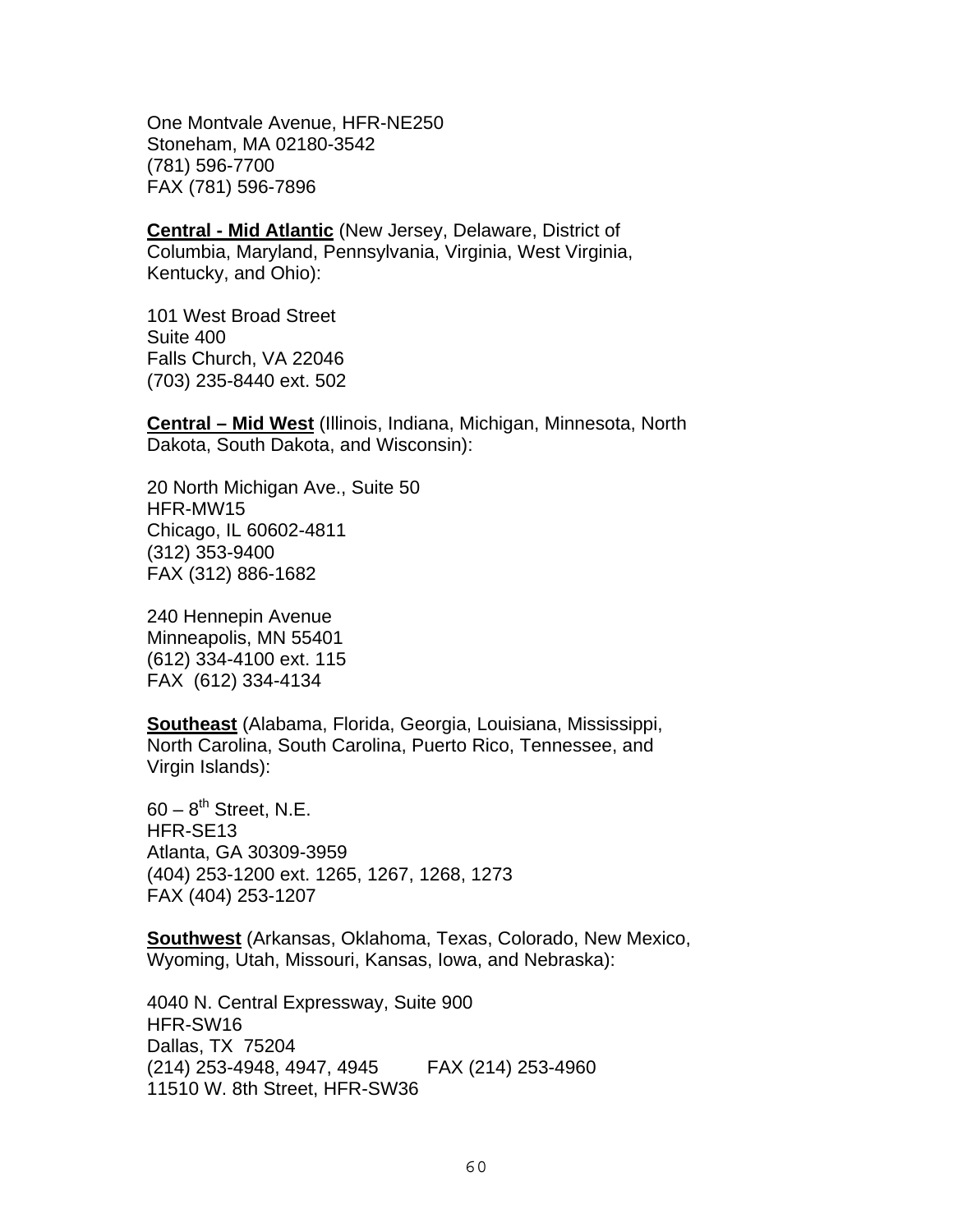One Montvale Avenue, HFR-NE250  
Stoneham, MA 02180-3542  
(781) 596-7700  
FAX (781) 596-7896

**Central - Mid Atlantic** (New Jersey, Delaware, District of Columbia, Maryland, Pennsylvania, Virginia, West Virginia, Kentucky, and Ohio):

101 West Broad Street  
Suite 400  
Falls Church, VA 22046  
(703) 235-8440 ext. 502

**Central – Mid West** (Illinois, Indiana, Michigan, Minnesota, North Dakota, South Dakota, and Wisconsin):

20 North Michigan Ave., Suite 50  
HFR-MW15  
Chicago, IL 60602-4811  
(312) 353-9400  
FAX (312) 886-1682

240 Hennepin Avenue  
Minneapolis, MN 55401  
(612) 334-4100 ext. 115  
FAX (612) 334-4134

**Southeast** (Alabama, Florida, Georgia, Louisiana, Mississippi, North Carolina, South Carolina, Puerto Rico, Tennessee, and Virgin Islands):

60 – 8th Street, N.E.  
HFR-SE13  
Atlanta, GA 30309-3959  
(404) 253-1200 ext. 1265, 1267, 1268, 1273  
FAX (404) 253-1207

**Southwest** (Arkansas, Oklahoma, Texas, Colorado, New Mexico, Wyoming, Utah, Missouri, Kansas, Iowa, and Nebraska):

4040 N. Central Expressway, Suite 900  
HFR-SW16  
Dallas, TX 75204  
(214) 253-4948, 4947, 4945 FAX (214) 253-4960  
11510 W. 8th Street, HFR-SW36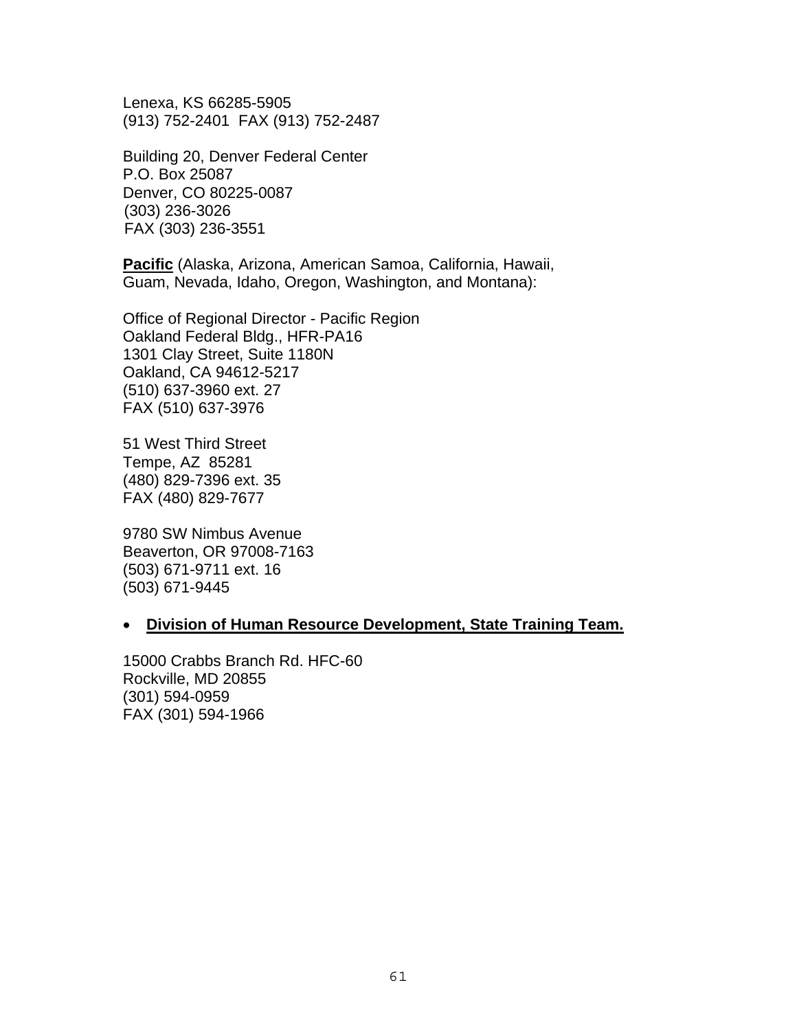Lenexa, KS 66285-5905
(913) 752-2401 FAX (913) 752-2487

Building 20, Denver Federal Center
P.O. Box 25087
Denver, CO 80225-0087
(303) 236-3026
FAX (303) 236-3551

**Pacific** (Alaska, Arizona, American Samoa, California, Hawaii, Guam, Nevada, Idaho, Oregon, Washington, and Montana):

Office of Regional Director - Pacific Region
Oakland Federal Bldg., HFR-PA16
1301 Clay Street, Suite 1180N
Oakland, CA 94612-5217
(510) 637-3960 ext. 27
FAX (510) 637-3976

51 West Third Street
Tempe, AZ 85281
(480) 829-7396 ext. 35
FAX (480) 829-7677

9780 SW Nimbus Avenue
Beaverton, OR 97008-7163
(503) 671-9711 ext. 16
(503) 671-9445

- **Division of Human Resource Development, State Training Team.**

15000 Crabbs Branch Rd. HFC-60
Rockville, MD 20855
(301) 594-0959
FAX (301) 594-1966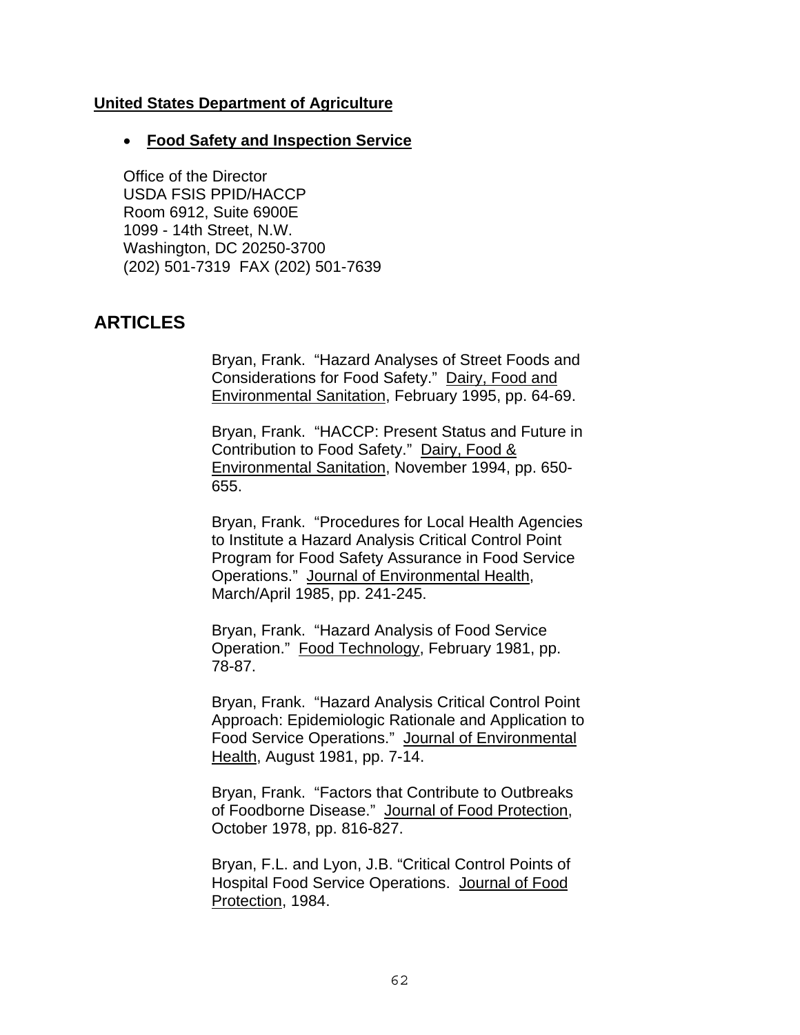**United States Department of Agriculture**

- **Food Safety and Inspection Service**

Office of the Director
USDA FSIS PPID/HACCP
Room 6912, Suite 6900E
1099 - 14th Street, N.W.
Washington, DC 20250-3700
(202) 501-7319 FAX (202) 501-7639

## ARTICLES

Bryan, Frank. "Hazard Analyses of Street Foods and Considerations for Food Safety." Dairy, Food and Environmental Sanitation, February 1995, pp. 64-69.

Bryan, Frank. "HACCP: Present Status and Future in Contribution to Food Safety." Dairy, Food & Environmental Sanitation, November 1994, pp. 650-655.

Bryan, Frank. "Procedures for Local Health Agencies to Institute a Hazard Analysis Critical Control Point Program for Food Safety Assurance in Food Service Operations." Journal of Environmental Health, March/April 1985, pp. 241-245.

Bryan, Frank. "Hazard Analysis of Food Service Operation." Food Technology, February 1981, pp. 78-87.

Bryan, Frank. "Hazard Analysis Critical Control Point Approach: Epidemiologic Rationale and Application to Food Service Operations." Journal of Environmental Health, August 1981, pp. 7-14.

Bryan, Frank. "Factors that Contribute to Outbreaks of Foodborne Disease." Journal of Food Protection, October 1978, pp. 816-827.

Bryan, F.L. and Lyon, J.B. "Critical Control Points of Hospital Food Service Operations. Journal of Food Protection, 1984.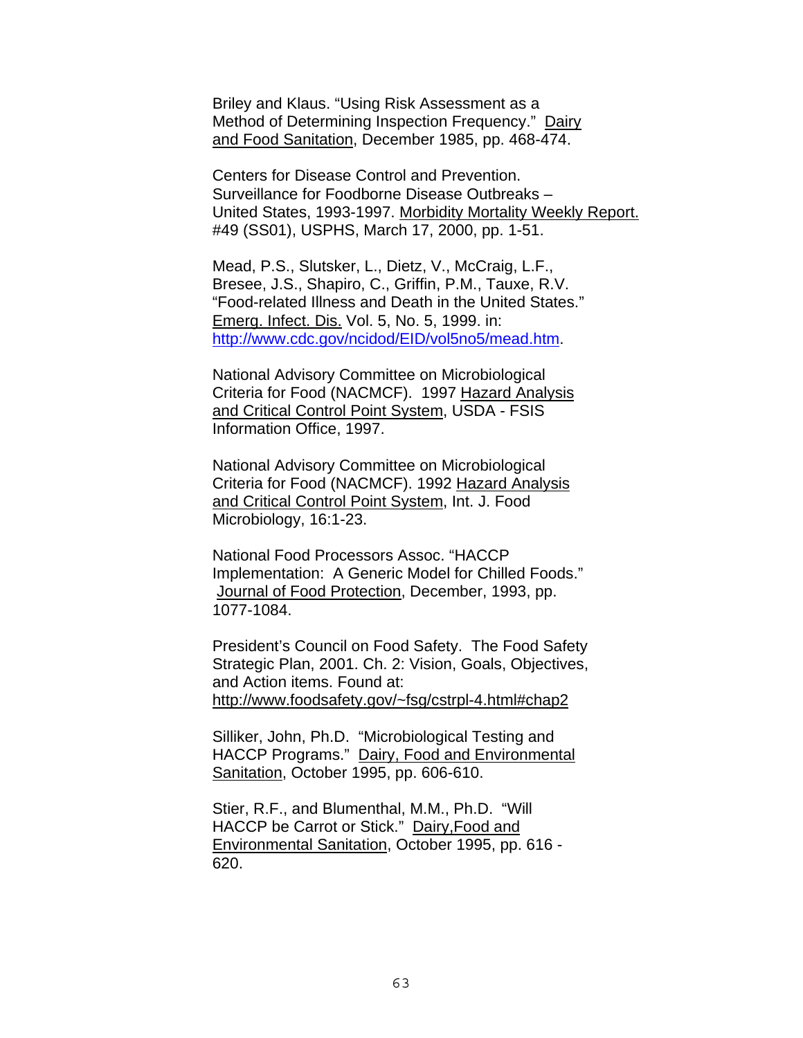Briley and Klaus. “Using Risk Assessment as a Method of Determining Inspection Frequency.” Dairy and Food Sanitation, December 1985, pp. 468-474.

Centers for Disease Control and Prevention. Surveillance for Foodborne Disease Outbreaks – United States, 1993-1997. Morbidity Mortality Weekly Report. #49 (SS01), USPHS, March 17, 2000, pp. 1-51.

Mead, P.S., Slutsker, L., Dietz, V., McCraig, L.F., Bresee, J.S., Shapiro, C., Griffin, P.M., Tauxe, R.V. “Food-related Illness and Death in the United States.” Emerg. Infect. Dis. Vol. 5, No. 5, 1999. in: http://www.cdc.gov/ncidod/EID/vol5no5/mead.htm.

National Advisory Committee on Microbiological Criteria for Food (NACMCF). 1997 Hazard Analysis and Critical Control Point System, USDA - FSIS Information Office, 1997.

National Advisory Committee on Microbiological Criteria for Food (NACMCF). 1992 Hazard Analysis and Critical Control Point System, Int. J. Food Microbiology, 16:1-23.

National Food Processors Assoc. “HACCP Implementation: A Generic Model for Chilled Foods.” Journal of Food Protection, December, 1993, pp. 1077-1084.

President’s Council on Food Safety. The Food Safety Strategic Plan, 2001. Ch. 2: Vision, Goals, Objectives, and Action items. Found at: http://www.foodsafety.gov/~fsg/cstrpl-4.html#chap2

Silliker, John, Ph.D. “Microbiological Testing and HACCP Programs.” Dairy, Food and Environmental Sanitation, October 1995, pp. 606-610.

Stier, R.F., and Blumenthal, M.M., Ph.D. “Will HACCP be Carrot or Stick.” Dairy,Food and Environmental Sanitation, October 1995, pp. 616 - 620.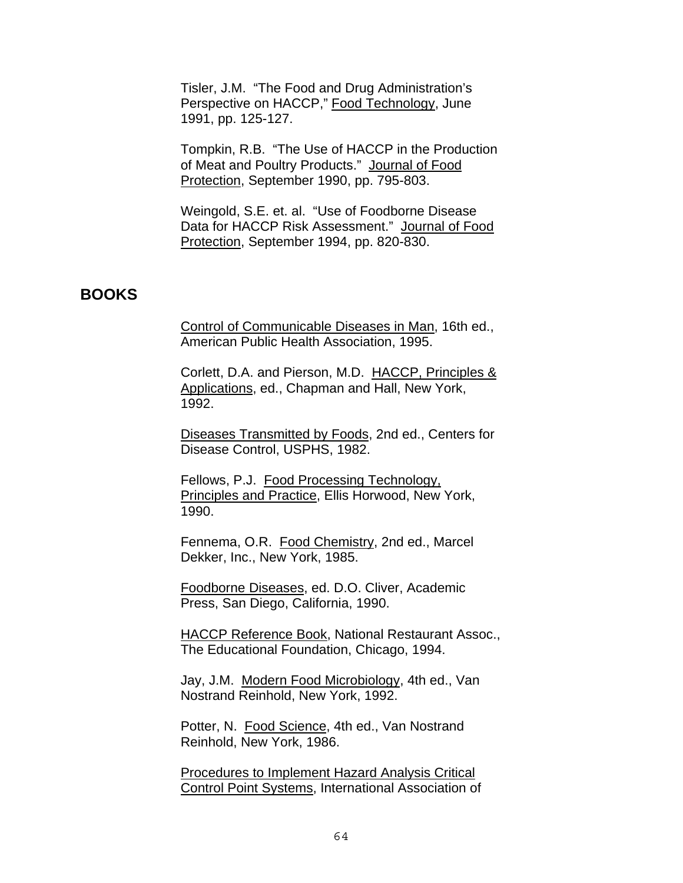Tisler, J.M. "The Food and Drug Administration's Perspective on HACCP," Food Technology, June 1991, pp. 125-127.

Tompkin, R.B. "The Use of HACCP in the Production of Meat and Poultry Products." Journal of Food Protection, September 1990, pp. 795-803.

Weingold, S.E. et. al. "Use of Foodborne Disease Data for HACCP Risk Assessment." Journal of Food Protection, September 1994, pp. 820-830.

## BOOKS

Control of Communicable Diseases in Man, 16th ed., American Public Health Association, 1995.

Corlett, D.A. and Pierson, M.D. HACCP, Principles & Applications, ed., Chapman and Hall, New York, 1992.

Diseases Transmitted by Foods, 2nd ed., Centers for Disease Control, USPHS, 1982.

Fellows, P.J. Food Processing Technology, Principles and Practice, Ellis Horwood, New York, 1990.

Fennema, O.R. Food Chemistry, 2nd ed., Marcel Dekker, Inc., New York, 1985.

Foodborne Diseases, ed. D.O. Cliver, Academic Press, San Diego, California, 1990.

HACCP Reference Book, National Restaurant Assoc., The Educational Foundation, Chicago, 1994.

Jay, J.M. Modern Food Microbiology, 4th ed., Van Nostrand Reinhold, New York, 1992.

Potter, N. Food Science, 4th ed., Van Nostrand Reinhold, New York, 1986.

Procedures to Implement Hazard Analysis Critical Control Point Systems, International Association of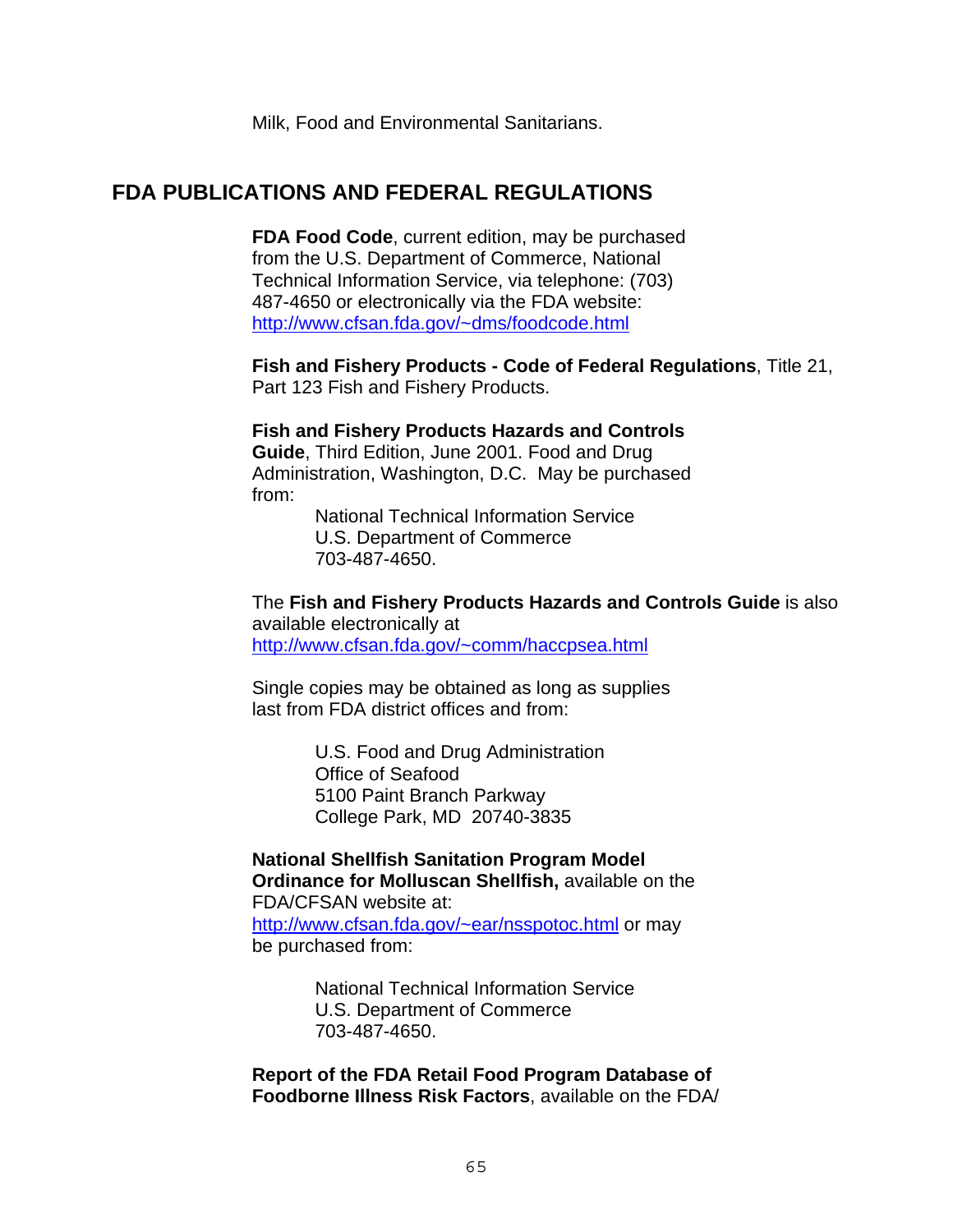Milk, Food and Environmental Sanitarians.

## FDA PUBLICATIONS AND FEDERAL REGULATIONS

**FDA Food Code**, current edition, may be purchased from the U.S. Department of Commerce, National Technical Information Service, via telephone: (703) 487-4650 or electronically via the FDA website: http://www.cfsan.fda.gov/~dms/foodcode.html

**Fish and Fishery Products - Code of Federal Regulations**, Title 21, Part 123 Fish and Fishery Products.

**Fish and Fishery Products Hazards and Controls Guide**, Third Edition, June 2001. Food and Drug Administration, Washington, D.C. May be purchased from:

National Technical Information Service
U.S. Department of Commerce
703-487-4650.

The **Fish and Fishery Products Hazards and Controls Guide** is also available electronically at http://www.cfsan.fda.gov/~comm/haccpsea.html

Single copies may be obtained as long as supplies last from FDA district offices and from:

U.S. Food and Drug Administration
Office of Seafood
5100 Paint Branch Parkway
College Park, MD 20740-3835

**National Shellfish Sanitation Program Model Ordinance for Molluscan Shellfish,** available on the FDA/CFSAN website at: http://www.cfsan.fda.gov/~ear/nsspotoc.html or may be purchased from:

National Technical Information Service
U.S. Department of Commerce
703-487-4650.

**Report of the FDA Retail Food Program Database of Foodborne Illness Risk Factors**, available on the FDA/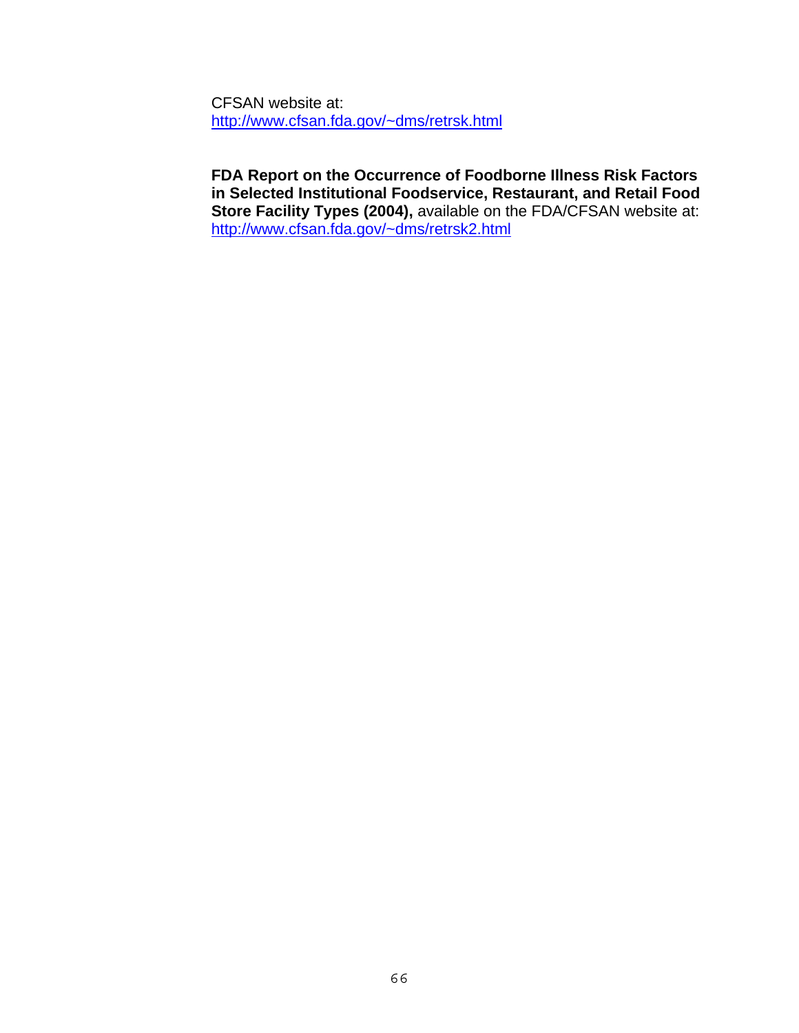CFSAN website at:
http://www.cfsan.fda.gov/~dms/retrsk.html

**FDA Report on the Occurrence of Foodborne Illness Risk Factors in Selected Institutional Foodservice, Restaurant, and Retail Food Store Facility Types (2004),** available on the FDA/CFSAN website at:
http://www.cfsan.fda.gov/~dms/retrsk2.html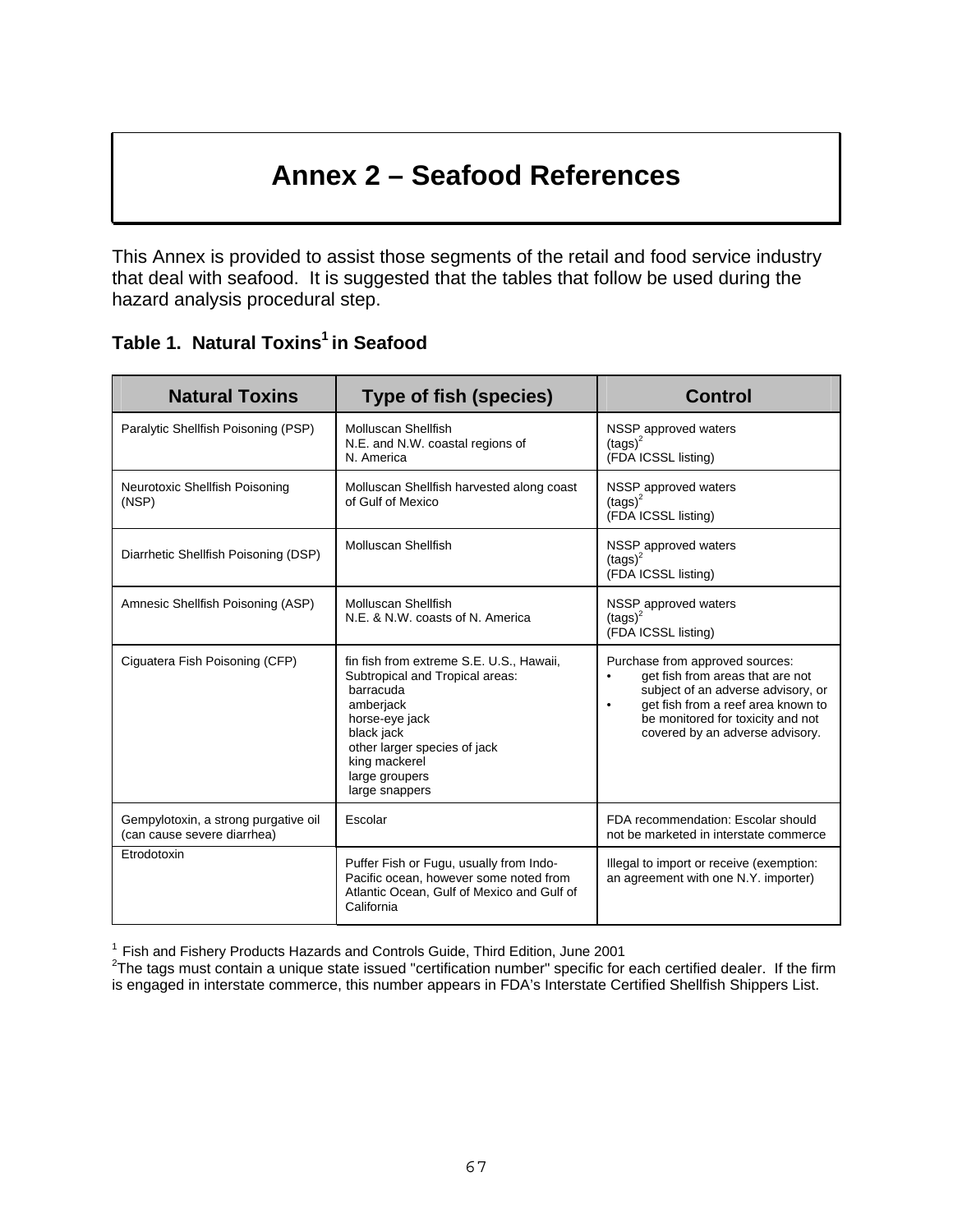# Annex 2 – Seafood References

This Annex is provided to assist those segments of the retail and food service industry that deal with seafood. It is suggested that the tables that follow be used during the hazard analysis procedural step.

### Table 1. Natural Toxins[1] in Seafood

| Natural Toxins | Type of fish (species) | Control |
|---|---|---|
| Paralytic Shellfish Poisoning (PSP) | Molluscan Shellfish<br>N.E. and N.W. coastal regions of N. America | NSSP approved waters<br>(tags)[2]<br>(FDA ICSSL listing) |
| Neurotoxic Shellfish Poisoning (NSP) | Molluscan Shellfish harvested along coast of Gulf of Mexico | NSSP approved waters<br>(tags)[2]<br>(FDA ICSSL listing) |
| Diarrhetic Shellfish Poisoning (DSP) | Molluscan Shellfish | NSSP approved waters<br>(tags)[2]<br>(FDA ICSSL listing) |
| Amnesic Shellfish Poisoning (ASP) | Molluscan Shellfish<br>N.E. & N.W. coasts of N. America | NSSP approved waters<br>(tags)[2]<br>(FDA ICSSL listing) |
| Ciguatera Fish Poisoning (CFP) | fin fish from extreme S.E. U.S., Hawaii, Subtropical and Tropical areas:<br>barracuda<br>amberjack<br>horse-eye jack<br>black jack<br>other larger species of jack<br>king mackerel<br>large groupers<br>large snappers | Purchase from approved sources:<br>• get fish from areas that are not subject of an adverse advisory, or<br>• get fish from a reef area known to be monitored for toxicity and not covered by an adverse advisory. |
| Gempylotoxin, a strong purgative oil (can cause severe diarrhea) | Escolar | FDA recommendation: Escolar should not be marketed in interstate commerce |
| Etrodotoxin | Puffer Fish or Fugu, usually from Indo-Pacific ocean, however some noted from Atlantic Ocean, Gulf of Mexico and Gulf of California | Illegal to import or receive (exemption: an agreement with one N.Y. importer) |

[1] Fish and Fishery Products Hazards and Controls Guide, Third Edition, June 2001
[2] The tags must contain a unique state issued "certification number" specific for each certified dealer. If the firm is engaged in interstate commerce, this number appears in FDA's Interstate Certified Shellfish Shippers List.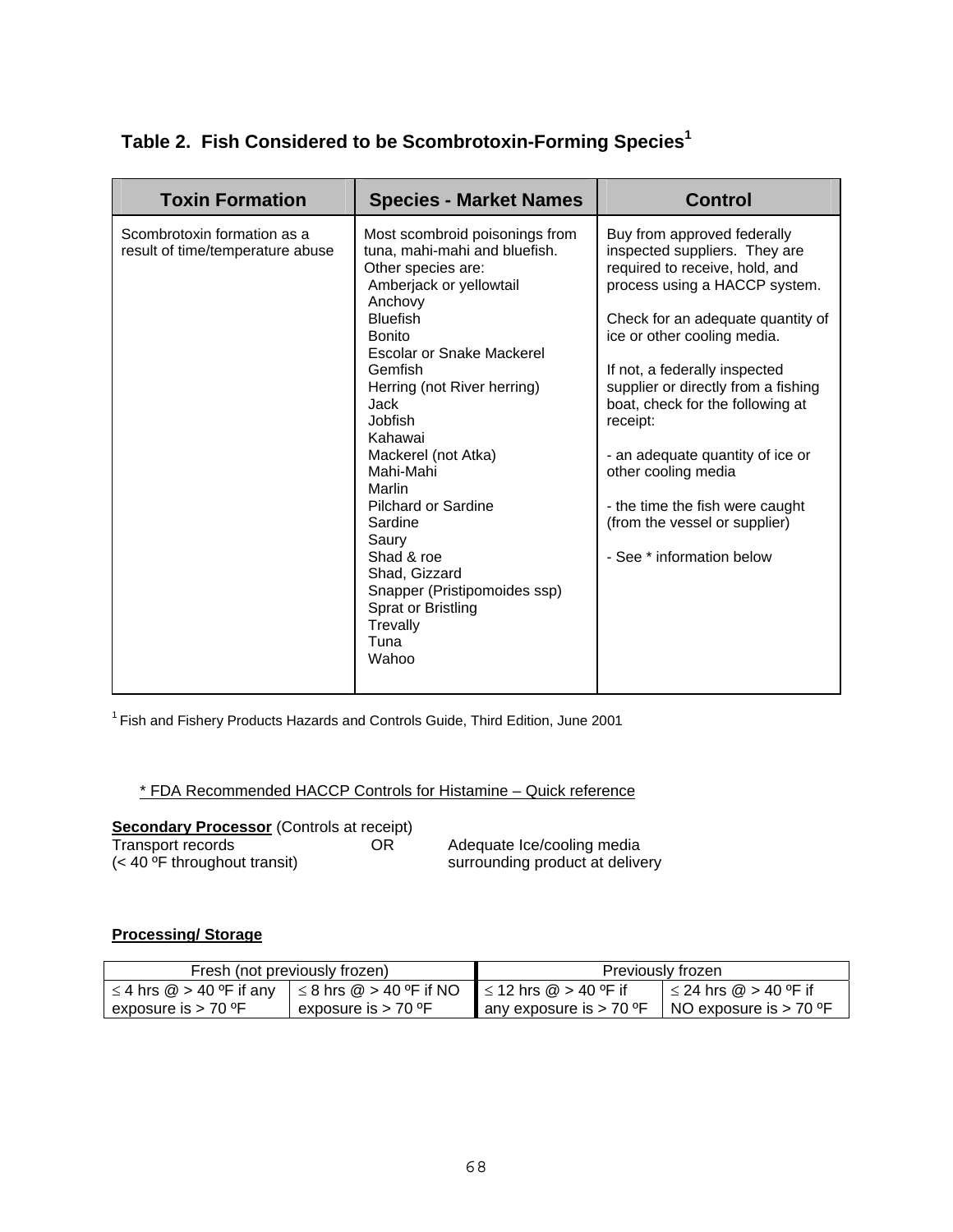## Table 2. Fish Considered to be Scombrotoxin-Forming Species[1]

| Toxin Formation | Species - Market Names | Control |
|---|---|---|
| Scombrotoxin formation as a result of time/temperature abuse | Most scombroid poisonings from tuna, mahi-mahi and bluefish. Other species are:<br>Amberjack or yellowtail<br>Anchovy<br>Bluefish<br>Bonito<br>Escolar or Snake Mackerel<br>Gemfish<br>Herring (not River herring)<br>Jack<br>Jobfish<br>Kahawai<br>Mackerel (not Atka)<br>Mahi-Mahi<br>Marlin<br>Pilchard or Sardine<br>Sardine<br>Saury<br>Shad & roe<br>Shad, Gizzard<br>Snapper (Pristipomoides ssp)<br>Sprat or Bristling<br>Trevally<br>Tuna<br>Wahoo | Buy from approved federally inspected suppliers. They are required to receive, hold, and process using a HACCP system.<br><br>Check for an adequate quantity of ice or other cooling media.<br><br>If not, a federally inspected supplier or directly from a fishing boat, check for the following at receipt:<br><br>- an adequate quantity of ice or other cooling media<br><br>- the time the fish were caught (from the vessel or supplier)<br><br>- See * information below |

[1] Fish and Fishery Products Hazards and Controls Guide, Third Edition, June 2001

\* FDA Recommended HACCP Controls for Histamine – Quick reference

**Secondary Processor** (Controls at receipt)

Transport records (< 40 ºF throughout transit) OR Adequate Ice/cooling media surrounding product at delivery

**Processing/ Storage**

| Fresh (not previously frozen) | | Previously frozen | |
|---|---|---|---|
| ≤ 4 hrs @ > 40 ºF if any exposure is > 70 ºF | ≤ 8 hrs @ > 40 ºF if NO exposure is > 70 ºF | ≤ 12 hrs @ > 40 ºF if any exposure is > 70 ºF | ≤ 24 hrs @ > 40 ºF if NO exposure is > 70 ºF |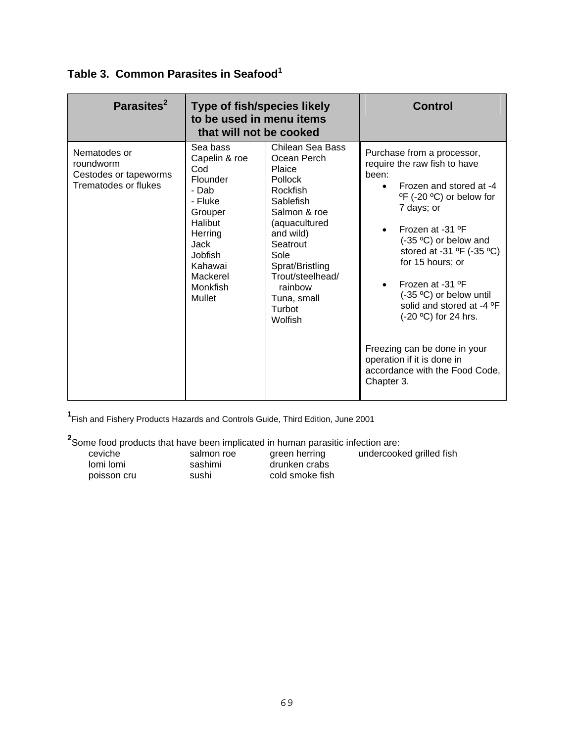### Table 3. Common Parasites in Seafood[1]

| Parasites[2] | Type of fish/species likely to be used in menu items that will not be cooked | | Control |
|---|---|---|---|
| Nematodes or roundworm<br>Cestodes or tapeworms<br>Trematodes or flukes | Sea bass<br>Capelin & roe<br>Cod<br>Flounder<br>- Dab<br>- Fluke<br>Grouper<br>Halibut<br>Herring<br>Jack<br>Jobfish<br>Kahawai<br>Mackerel<br>Monkfish<br>Mullet | Chilean Sea Bass<br>Ocean Perch<br>Plaice<br>Pollock<br>Rockfish<br>Sablefish<br>Salmon & roe (aquacultured and wild)<br>Seatrout<br>Sole<br>Sprat/Bristling<br>Trout/steelhead/ rainbow<br>Tuna, small<br>Turbot<br>Wolfish | Purchase from a processor, require the raw fish to have been:<br>• Frozen and stored at -4 ºF (-20 ºC) or below for 7 days; or<br>• Frozen at -31 ºF (-35 ºC) or below and stored at -31 ºF (-35 ºC) for 15 hours; or<br>• Frozen at -31 ºF (-35 ºC) or below until solid and stored at -4 ºF (-20 ºC) for 24 hrs.<br><br>Freezing can be done in your operation if it is done in accordance with the Food Code, Chapter 3. |

[1] Fish and Fishery Products Hazards and Controls Guide, Third Edition, June 2001

[2] Some food products that have been implicated in human parasitic infection are:

| | | | |
|---|---|---|---|
| ceviche | salmon roe | green herring | undercooked grilled fish |
| lomi lomi | sashimi | drunken crabs | |
| poisson cru | sushi | cold smoke fish | |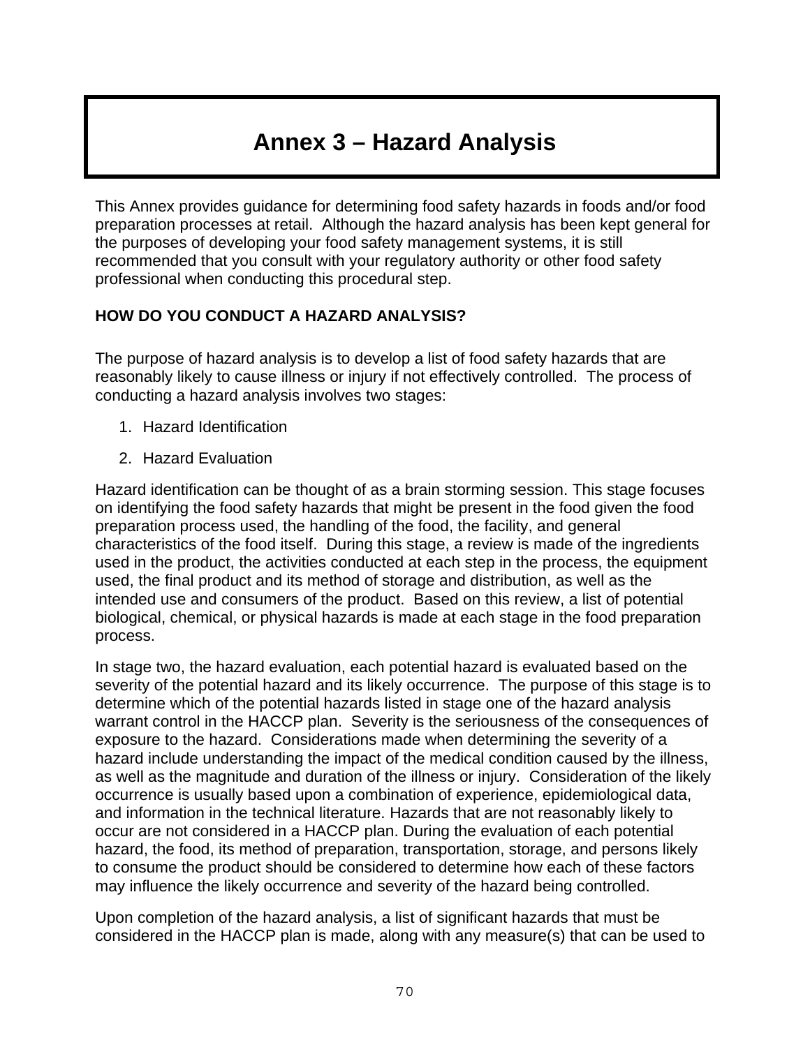# Annex 3 – Hazard Analysis

This Annex provides guidance for determining food safety hazards in foods and/or food preparation processes at retail. Although the hazard analysis has been kept general for the purposes of developing your food safety management systems, it is still recommended that you consult with your regulatory authority or other food safety professional when conducting this procedural step.

**HOW DO YOU CONDUCT A HAZARD ANALYSIS?**

The purpose of hazard analysis is to develop a list of food safety hazards that are reasonably likely to cause illness or injury if not effectively controlled. The process of conducting a hazard analysis involves two stages:

1. Hazard Identification
2. Hazard Evaluation

Hazard identification can be thought of as a brain storming session. This stage focuses on identifying the food safety hazards that might be present in the food given the food preparation process used, the handling of the food, the facility, and general characteristics of the food itself. During this stage, a review is made of the ingredients used in the product, the activities conducted at each step in the process, the equipment used, the final product and its method of storage and distribution, as well as the intended use and consumers of the product. Based on this review, a list of potential biological, chemical, or physical hazards is made at each stage in the food preparation process.

In stage two, the hazard evaluation, each potential hazard is evaluated based on the severity of the potential hazard and its likely occurrence. The purpose of this stage is to determine which of the potential hazards listed in stage one of the hazard analysis warrant control in the HACCP plan. Severity is the seriousness of the consequences of exposure to the hazard. Considerations made when determining the severity of a hazard include understanding the impact of the medical condition caused by the illness, as well as the magnitude and duration of the illness or injury. Consideration of the likely occurrence is usually based upon a combination of experience, epidemiological data, and information in the technical literature. Hazards that are not reasonably likely to occur are not considered in a HACCP plan. During the evaluation of each potential hazard, the food, its method of preparation, transportation, storage, and persons likely to consume the product should be considered to determine how each of these factors may influence the likely occurrence and severity of the hazard being controlled.

Upon completion of the hazard analysis, a list of significant hazards that must be considered in the HACCP plan is made, along with any measure(s) that can be used to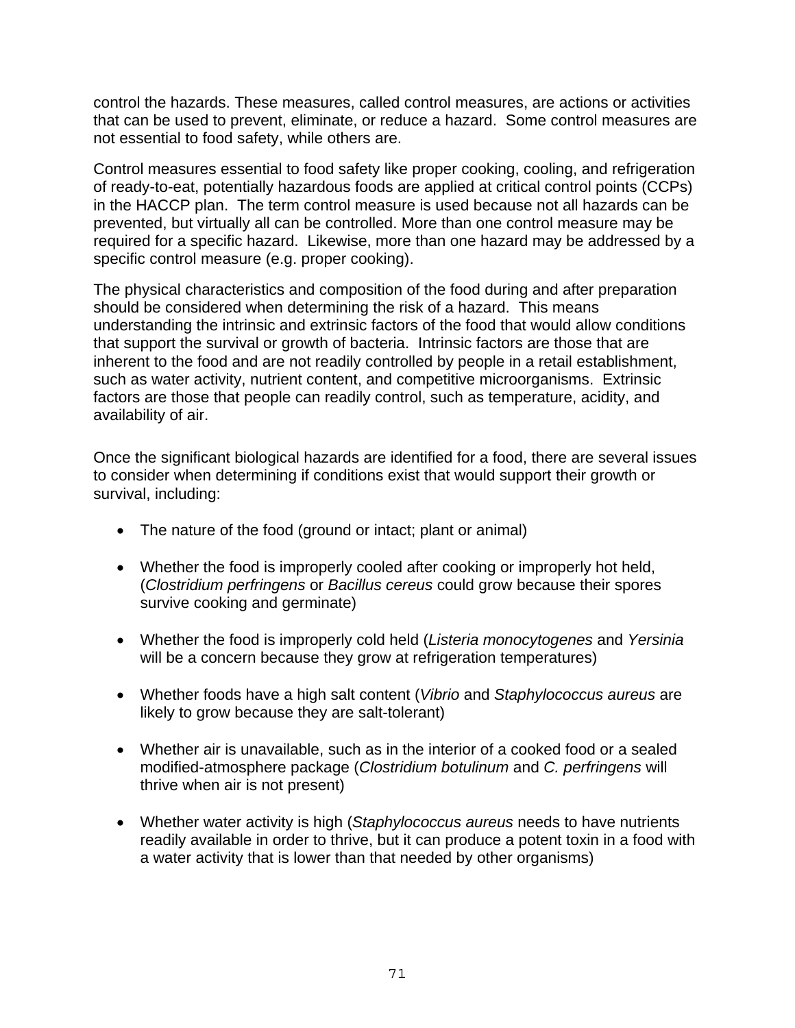control the hazards. These measures, called control measures, are actions or activities that can be used to prevent, eliminate, or reduce a hazard. Some control measures are not essential to food safety, while others are.

Control measures essential to food safety like proper cooking, cooling, and refrigeration of ready-to-eat, potentially hazardous foods are applied at critical control points (CCPs) in the HACCP plan. The term control measure is used because not all hazards can be prevented, but virtually all can be controlled. More than one control measure may be required for a specific hazard. Likewise, more than one hazard may be addressed by a specific control measure (e.g. proper cooking).

The physical characteristics and composition of the food during and after preparation should be considered when determining the risk of a hazard. This means understanding the intrinsic and extrinsic factors of the food that would allow conditions that support the survival or growth of bacteria. Intrinsic factors are those that are inherent to the food and are not readily controlled by people in a retail establishment, such as water activity, nutrient content, and competitive microorganisms. Extrinsic factors are those that people can readily control, such as temperature, acidity, and availability of air.

Once the significant biological hazards are identified for a food, there are several issues to consider when determining if conditions exist that would support their growth or survival, including:

- The nature of the food (ground or intact; plant or animal)
- Whether the food is improperly cooled after cooking or improperly hot held, (*Clostridium perfringens* or *Bacillus cereus* could grow because their spores survive cooking and germinate)
- Whether the food is improperly cold held (*Listeria monocytogenes* and *Yersinia* will be a concern because they grow at refrigeration temperatures)
- Whether foods have a high salt content (*Vibrio* and *Staphylococcus aureus* are likely to grow because they are salt-tolerant)
- Whether air is unavailable, such as in the interior of a cooked food or a sealed modified-atmosphere package (*Clostridium botulinum* and *C. perfringens* will thrive when air is not present)
- Whether water activity is high (*Staphylococcus aureus* needs to have nutrients readily available in order to thrive, but it can produce a potent toxin in a food with a water activity that is lower than that needed by other organisms)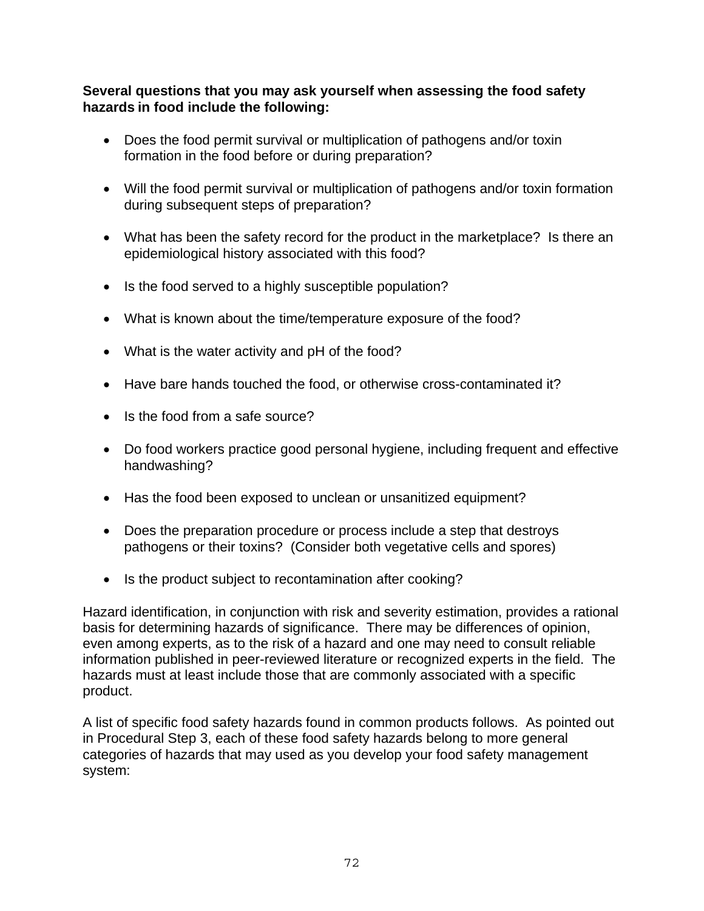**Several questions that you may ask yourself when assessing the food safety hazards in food include the following:**

- Does the food permit survival or multiplication of pathogens and/or toxin formation in the food before or during preparation?
- Will the food permit survival or multiplication of pathogens and/or toxin formation during subsequent steps of preparation?
- What has been the safety record for the product in the marketplace? Is there an epidemiological history associated with this food?
- Is the food served to a highly susceptible population?
- What is known about the time/temperature exposure of the food?
- What is the water activity and pH of the food?
- Have bare hands touched the food, or otherwise cross-contaminated it?
- Is the food from a safe source?
- Do food workers practice good personal hygiene, including frequent and effective handwashing?
- Has the food been exposed to unclean or unsanitized equipment?
- Does the preparation procedure or process include a step that destroys pathogens or their toxins? (Consider both vegetative cells and spores)
- Is the product subject to recontamination after cooking?

Hazard identification, in conjunction with risk and severity estimation, provides a rational basis for determining hazards of significance. There may be differences of opinion, even among experts, as to the risk of a hazard and one may need to consult reliable information published in peer-reviewed literature or recognized experts in the field. The hazards must at least include those that are commonly associated with a specific product.

A list of specific food safety hazards found in common products follows. As pointed out in Procedural Step 3, each of these food safety hazards belong to more general categories of hazards that may used as you develop your food safety management system: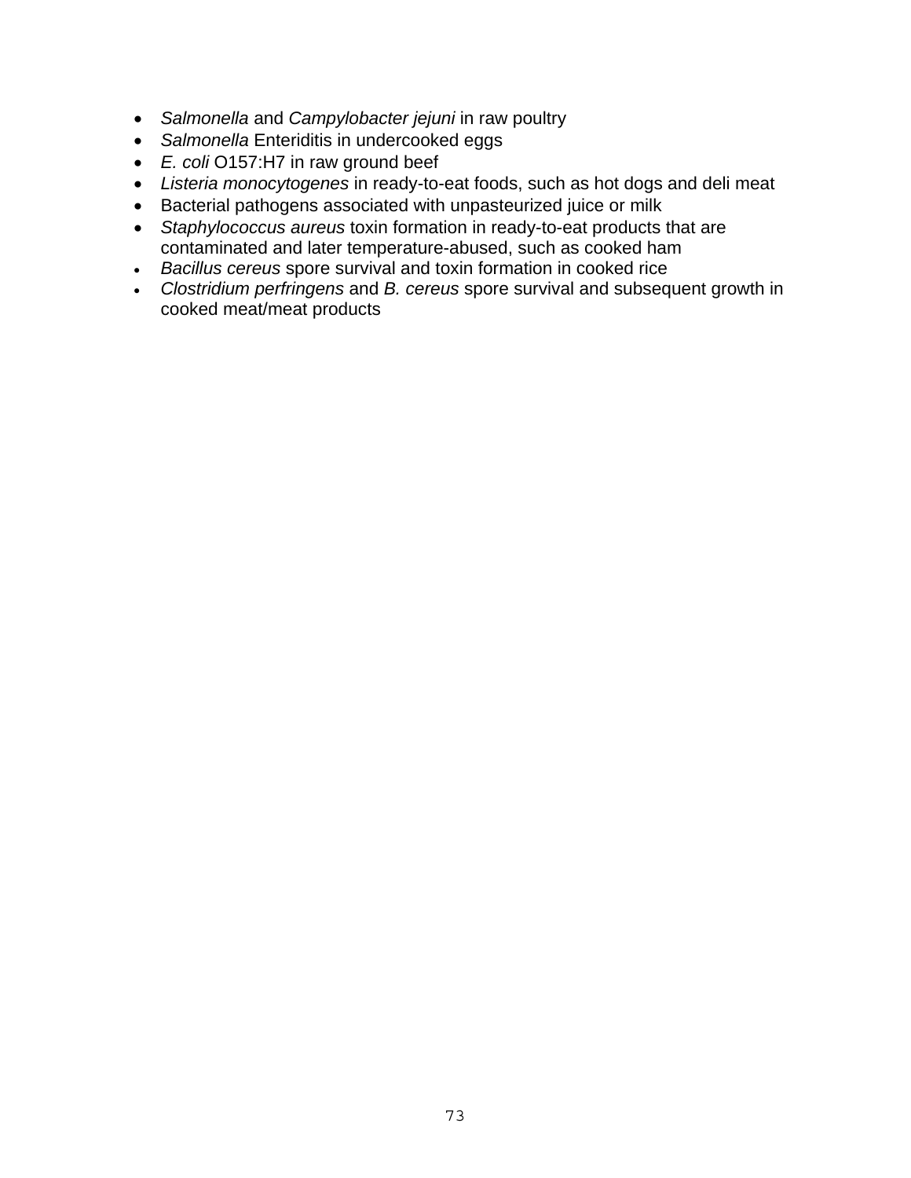- *Salmonella* and *Campylobacter jejuni* in raw poultry
- *Salmonella* Enteriditis in undercooked eggs
- *E. coli* O157:H7 in raw ground beef
- *Listeria monocytogenes* in ready-to-eat foods, such as hot dogs and deli meat
- Bacterial pathogens associated with unpasteurized juice or milk
- *Staphylococcus aureus* toxin formation in ready-to-eat products that are contaminated and later temperature-abused, such as cooked ham
- *Bacillus cereus* spore survival and toxin formation in cooked rice
- *Clostridium perfringens* and *B. cereus* spore survival and subsequent growth in cooked meat/meat products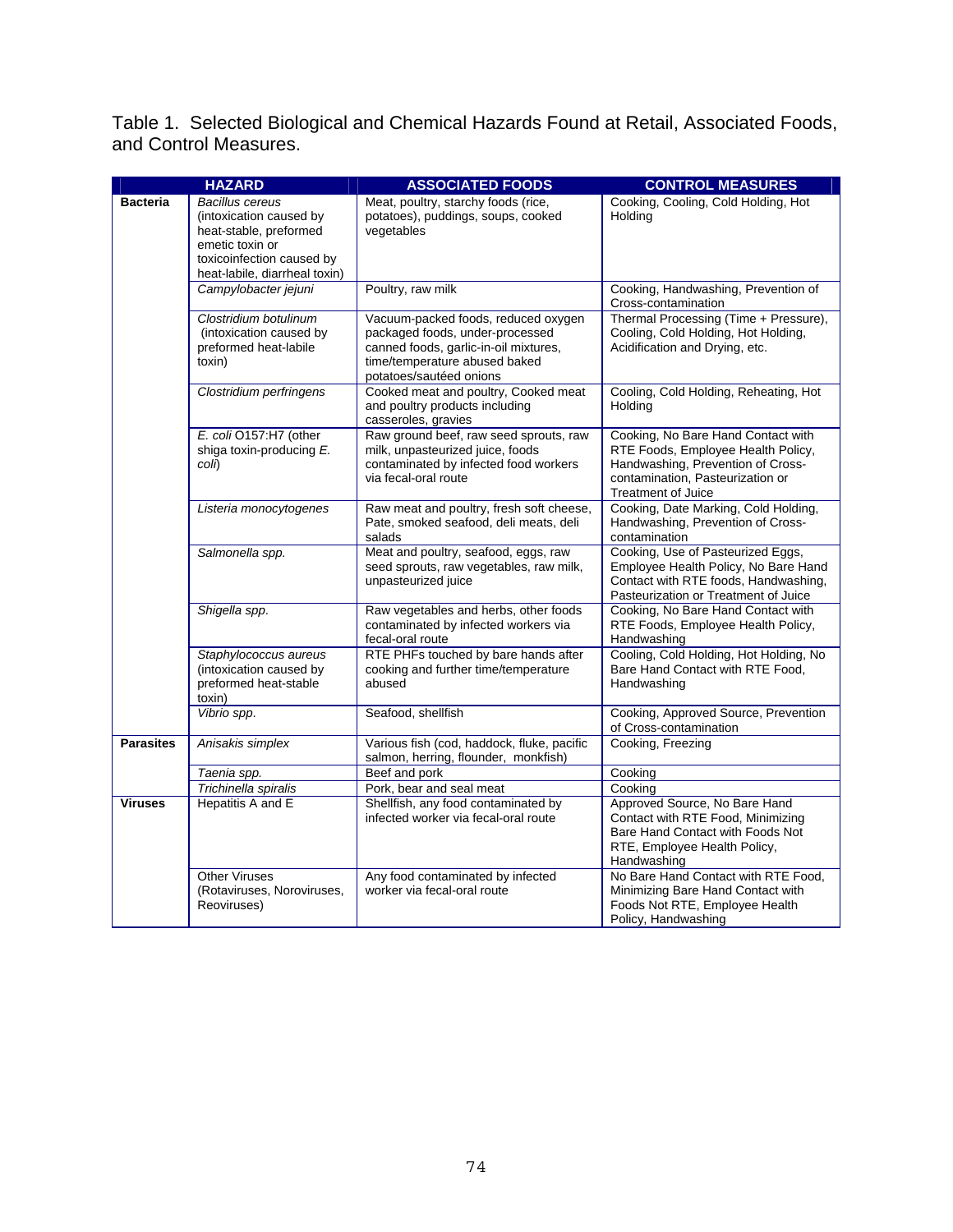Table 1. Selected Biological and Chemical Hazards Found at Retail, Associated Foods, and Control Measures.

| HAZARD | | ASSOCIATED FOODS | CONTROL MEASURES |
|---|---|---|---|
| **Bacteria** | *Bacillus cereus* (intoxication caused by heat-stable, preformed emetic toxin or toxicoinfection caused by heat-labile, diarrheal toxin) | Meat, poultry, starchy foods (rice, potatoes), puddings, soups, cooked vegetables | Cooking, Cooling, Cold Holding, Hot Holding |
| | *Campylobacter jejuni* | Poultry, raw milk | Cooking, Handwashing, Prevention of Cross-contamination |
| | *Clostridium botulinum* (intoxication caused by preformed heat-labile toxin) | Vacuum-packed foods, reduced oxygen packaged foods, under-processed canned foods, garlic-in-oil mixtures, time/temperature abused baked potatoes/sautéed onions | Thermal Processing (Time + Pressure), Cooling, Cold Holding, Hot Holding, Acidification and Drying, etc. |
| | *Clostridium perfringens* | Cooked meat and poultry, Cooked meat and poultry products including casseroles, gravies | Cooling, Cold Holding, Reheating, Hot Holding |
| | *E. coli* O157:H7 (other shiga toxin-producing *E. coli*) | Raw ground beef, raw seed sprouts, raw milk, unpasteurized juice, foods contaminated by infected food workers via fecal-oral route | Cooking, No Bare Hand Contact with RTE Foods, Employee Health Policy, Handwashing, Prevention of Cross-contamination, Pasteurization or Treatment of Juice |
| | *Listeria monocytogenes* | Raw meat and poultry, fresh soft cheese, Pate, smoked seafood, deli meats, deli salads | Cooking, Date Marking, Cold Holding, Handwashing, Prevention of Cross-contamination |
| | *Salmonella spp.* | Meat and poultry, seafood, eggs, raw seed sprouts, raw vegetables, raw milk, unpasteurized juice | Cooking, Use of Pasteurized Eggs, Employee Health Policy, No Bare Hand Contact with RTE foods, Handwashing, Pasteurization or Treatment of Juice |
| | *Shigella spp.* | Raw vegetables and herbs, other foods contaminated by infected workers via fecal-oral route | Cooking, No Bare Hand Contact with RTE Foods, Employee Health Policy, Handwashing |
| | *Staphylococcus aureus* (intoxication caused by preformed heat-stable toxin) | RTE PHFs touched by bare hands after cooking and further time/temperature abused | Cooling, Cold Holding, Hot Holding, No Bare Hand Contact with RTE Food, Handwashing |
| | *Vibrio spp.* | Seafood, shellfish | Cooking, Approved Source, Prevention of Cross-contamination |
| **Parasites** | *Anisakis simplex* | Various fish (cod, haddock, fluke, pacific salmon, herring, flounder, monkfish) | Cooking, Freezing |
| | *Taenia spp.* | Beef and pork | Cooking |
| | *Trichinella spiralis* | Pork, bear and seal meat | Cooking |
| **Viruses** | Hepatitis A and E | Shellfish, any food contaminated by infected worker via fecal-oral route | Approved Source, No Bare Hand Contact with RTE Food, Minimizing Bare Hand Contact with Foods Not RTE, Employee Health Policy, Handwashing |
| | Other Viruses (Rotaviruses, Noroviruses, Reoviruses) | Any food contaminated by infected worker via fecal-oral route | No Bare Hand Contact with RTE Food, Minimizing Bare Hand Contact with Foods Not RTE, Employee Health Policy, Handwashing |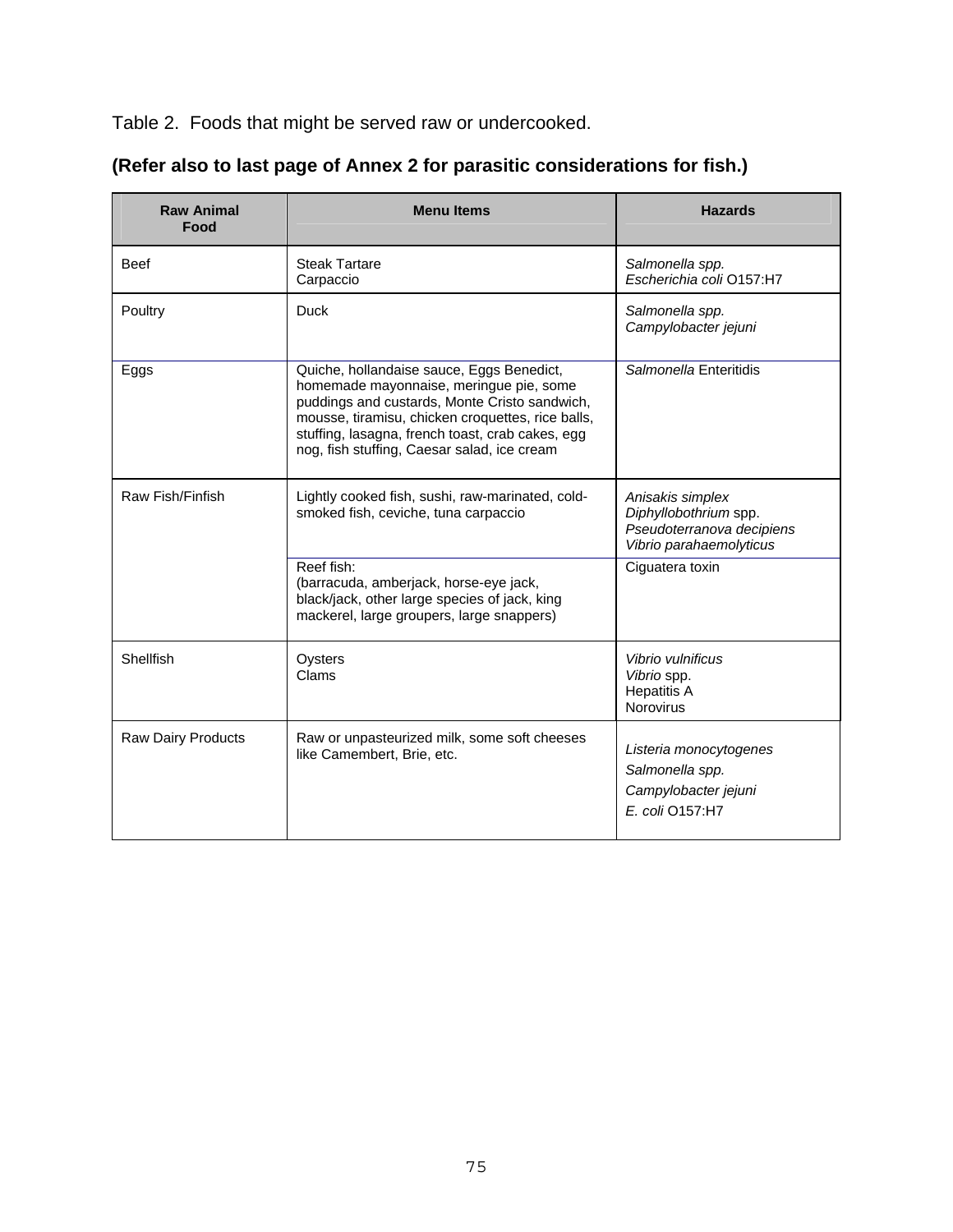Table 2. Foods that might be served raw or undercooked.

**(Refer also to last page of Annex 2 for parasitic considerations for fish.)**

| Raw Animal Food | Menu Items | Hazards |
|---|---|---|
| Beef | Steak Tartare<br>Carpaccio | *Salmonella spp.*<br>*Escherichia coli* O157:H7 |
| Poultry | Duck | *Salmonella spp.*<br>*Campylobacter jejuni* |
| Eggs | Quiche, hollandaise sauce, Eggs Benedict, homemade mayonnaise, meringue pie, some puddings and custards, Monte Cristo sandwich, mousse, tiramisu, chicken croquettes, rice balls, stuffing, lasagna, french toast, crab cakes, egg nog, fish stuffing, Caesar salad, ice cream | *Salmonella* Enteritidis |
| Raw Fish/Finfish | Lightly cooked fish, sushi, raw-marinated, cold-smoked fish, ceviche, tuna carpaccio | *Anisakis simplex*<br>*Diphyllobothrium* spp.<br>*Pseudoterranova decipiens*<br>*Vibrio parahaemolyticus* |
| | Reef fish:<br>(barracuda, amberjack, horse-eye jack, black/jack, other large species of jack, king mackerel, large groupers, large snappers) | Ciguatera toxin |
| Shellfish | Oysters<br>Clams | *Vibrio vulnificus*<br>*Vibrio* spp.<br>Hepatitis A<br>Norovirus |
| Raw Dairy Products | Raw or unpasteurized milk, some soft cheeses like Camembert, Brie, etc. | *Listeria monocytogenes*<br>*Salmonella spp.*<br>*Campylobacter jejuni*<br>*E. coli* O157:H7 |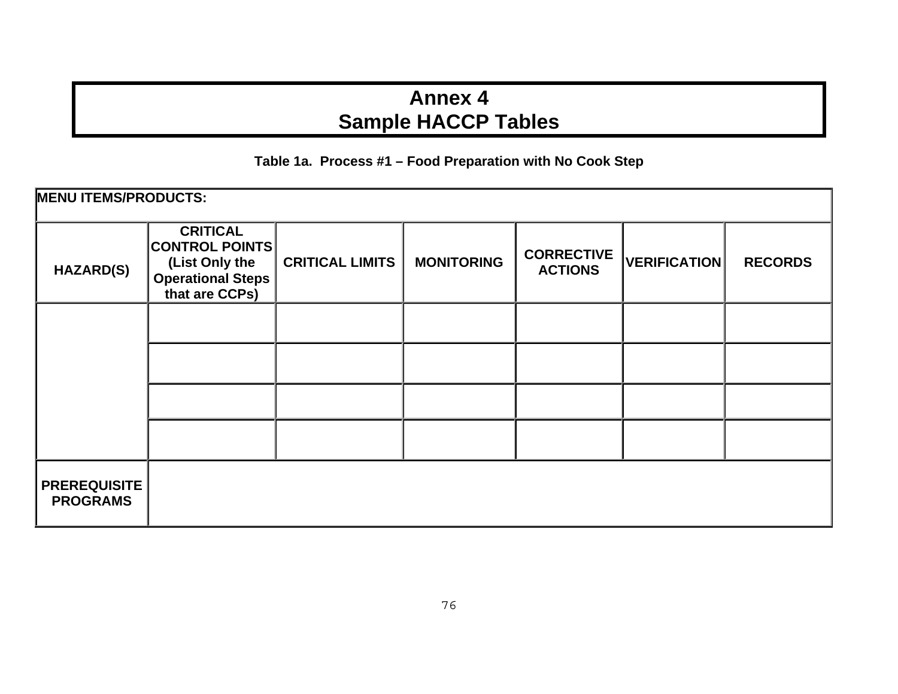# Annex 4
# Sample HACCP Tables

**Table 1a. Process #1 – Food Preparation with No Cook Step**

| MENU ITEMS/PRODUCTS: | | | | | | |
|---|---|---|---|---|---|---|
| **HAZARD(S)** | **CRITICAL CONTROL POINTS (List Only the Operational Steps that are CCPs)** | **CRITICAL LIMITS** | **MONITORING** | **CORRECTIVE ACTIONS** | **VERIFICATION** | **RECORDS** |
| | | | | | | |
| | | | | | | |
| | | | | | | |
| | | | | | | |
| **PREREQUISITE PROGRAMS** | | | | | | |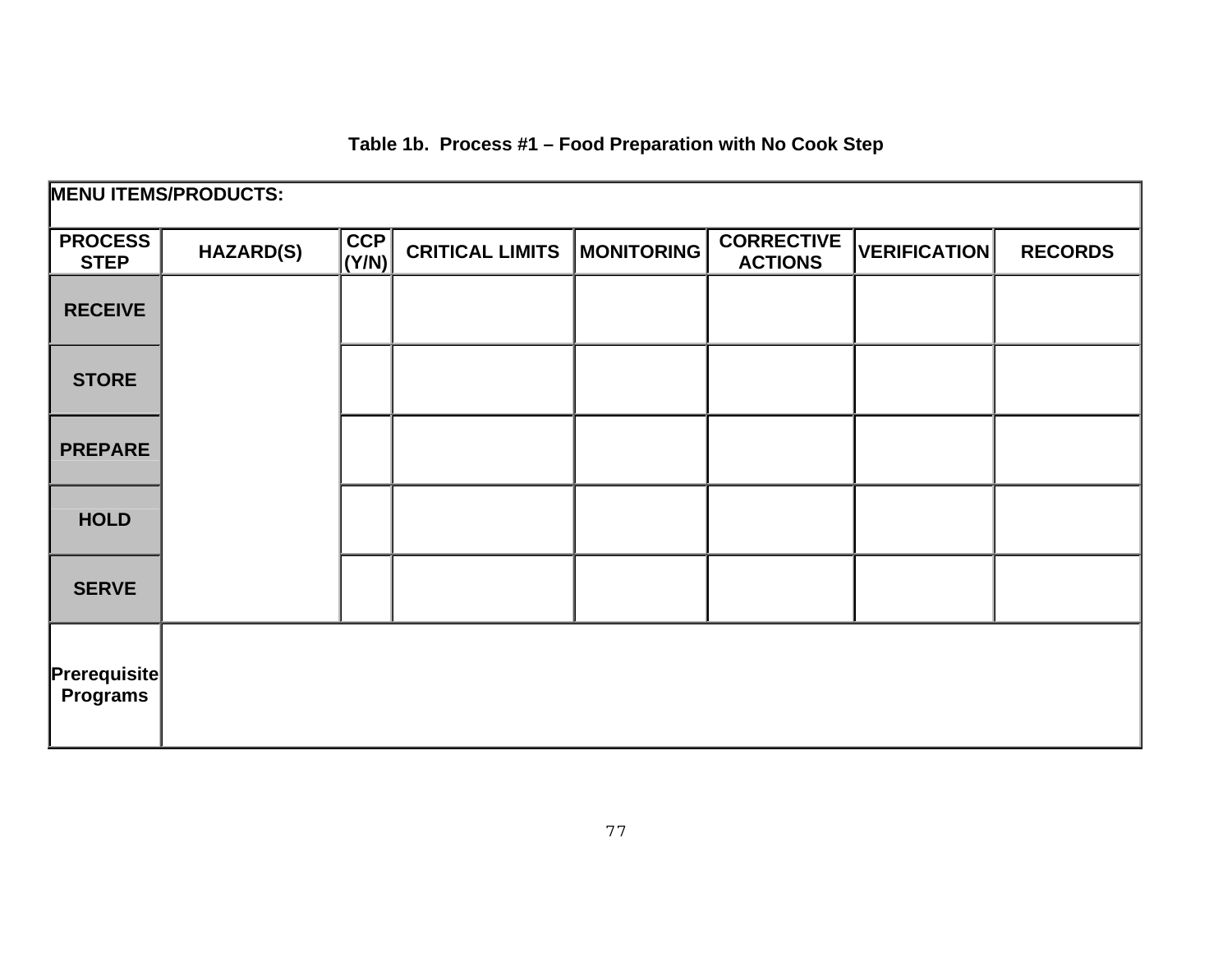**Table 1b. Process #1 – Food Preparation with No Cook Step**

| MENU ITEMS/PRODUCTS: | | | | | | | |
|---|---|---|---|---|---|---|---|
| **PROCESS STEP** | **HAZARD(S)** | **CCP (Y/N)** | **CRITICAL LIMITS** | **MONITORING** | **CORRECTIVE ACTIONS** | **VERIFICATION** | **RECORDS** |
| **RECEIVE** | | | | | | | |
| **STORE** | | | | | | | |
| **PREPARE** | | | | | | | |
| **HOLD** | | | | | | | |
| **SERVE** | | | | | | | |
| **Prerequisite Programs** | | | | | | | |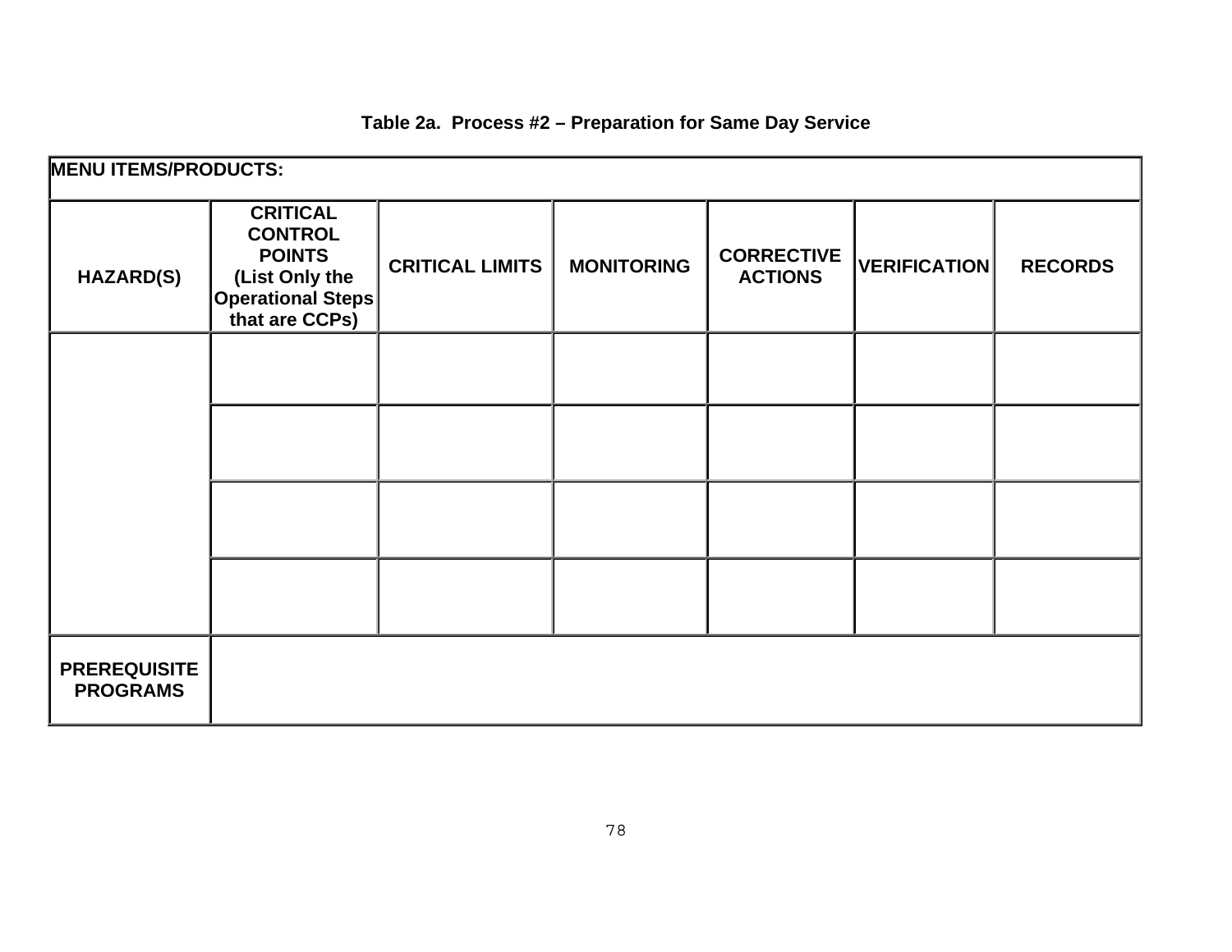**Table 2a. Process #2 – Preparation for Same Day Service**

| MENU ITEMS/PRODUCTS: | | | | | | |
|---|---|---|---|---|---|---|
| **HAZARD(S)** | **CRITICAL CONTROL POINTS (List Only the Operational Steps that are CCPs)** | **CRITICAL LIMITS** | **MONITORING** | **CORRECTIVE ACTIONS** | **VERIFICATION** | **RECORDS** |
| | | | | | | |
| | | | | | | |
| | | | | | | |
| | | | | | | |
| **PREREQUISITE PROGRAMS** | | | | | | |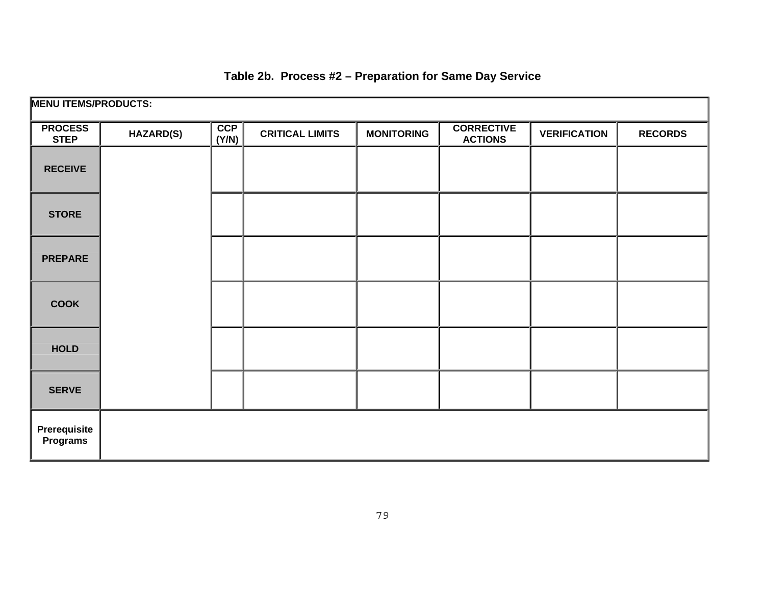**Table 2b. Process #2 – Preparation for Same Day Service**

| MENU ITEMS/PRODUCTS: | | | | | | | |
|---|---|---|---|---|---|---|---|
| **PROCESS STEP** | **HAZARD(S)** | **CCP (Y/N)** | **CRITICAL LIMITS** | **MONITORING** | **CORRECTIVE ACTIONS** | **VERIFICATION** | **RECORDS** |
| **RECEIVE** | | | | | | | |
| **STORE** | | | | | | | |
| **PREPARE** | | | | | | | |
| **COOK** | | | | | | | |
| **HOLD** | | | | | | | |
| **SERVE** | | | | | | | |
| **Prerequisite Programs** | | | | | | | |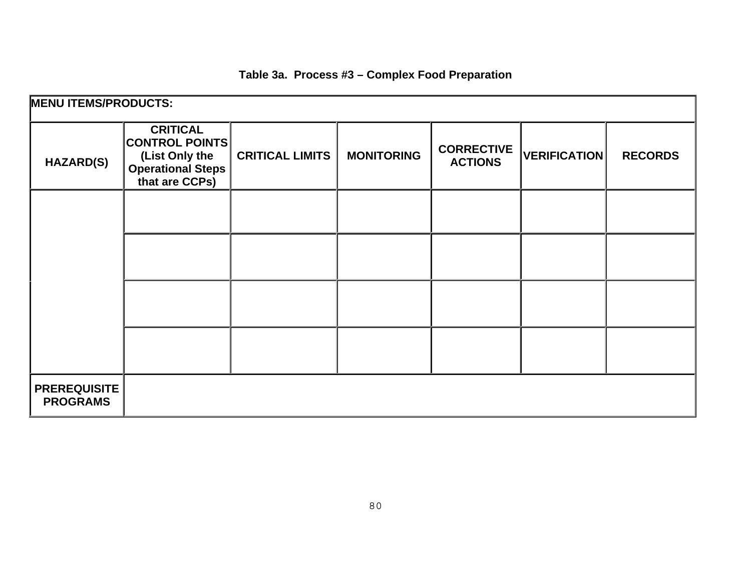**Table 3a. Process #3 – Complex Food Preparation**

| MENU ITEMS/PRODUCTS: | | | | | | |
|---|---|---|---|---|---|---|
| **HAZARD(S)** | **CRITICAL CONTROL POINTS (List Only the Operational Steps that are CCPs)** | **CRITICAL LIMITS** | **MONITORING** | **CORRECTIVE ACTIONS** | **VERIFICATION** | **RECORDS** |
| | | | | | | |
| | | | | | | |
| | | | | | | |
| | | | | | | |
| **PREREQUISITE PROGRAMS** | | | | | | |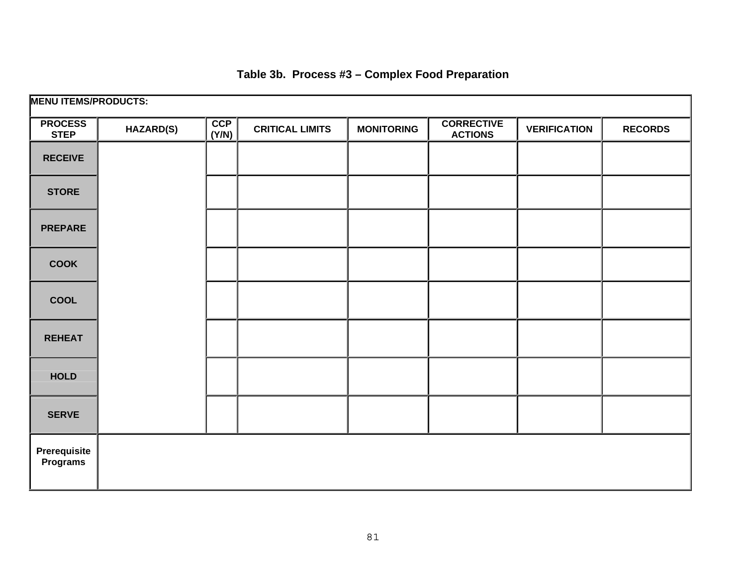**Table 3b. Process #3 – Complex Food Preparation**

| MENU ITEMS/PRODUCTS: | | | | | | | |
|---|---|---|---|---|---|---|---|
| **PROCESS STEP** | **HAZARD(S)** | **CCP (Y/N)** | **CRITICAL LIMITS** | **MONITORING** | **CORRECTIVE ACTIONS** | **VERIFICATION** | **RECORDS** |
| **RECEIVE** | | | | | | | |
| **STORE** | | | | | | | |
| **PREPARE** | | | | | | | |
| **COOK** | | | | | | | |
| **COOL** | | | | | | | |
| **REHEAT** | | | | | | | |
| **HOLD** | | | | | | | |
| **SERVE** | | | | | | | |
| **Prerequisite Programs** | | | | | | | |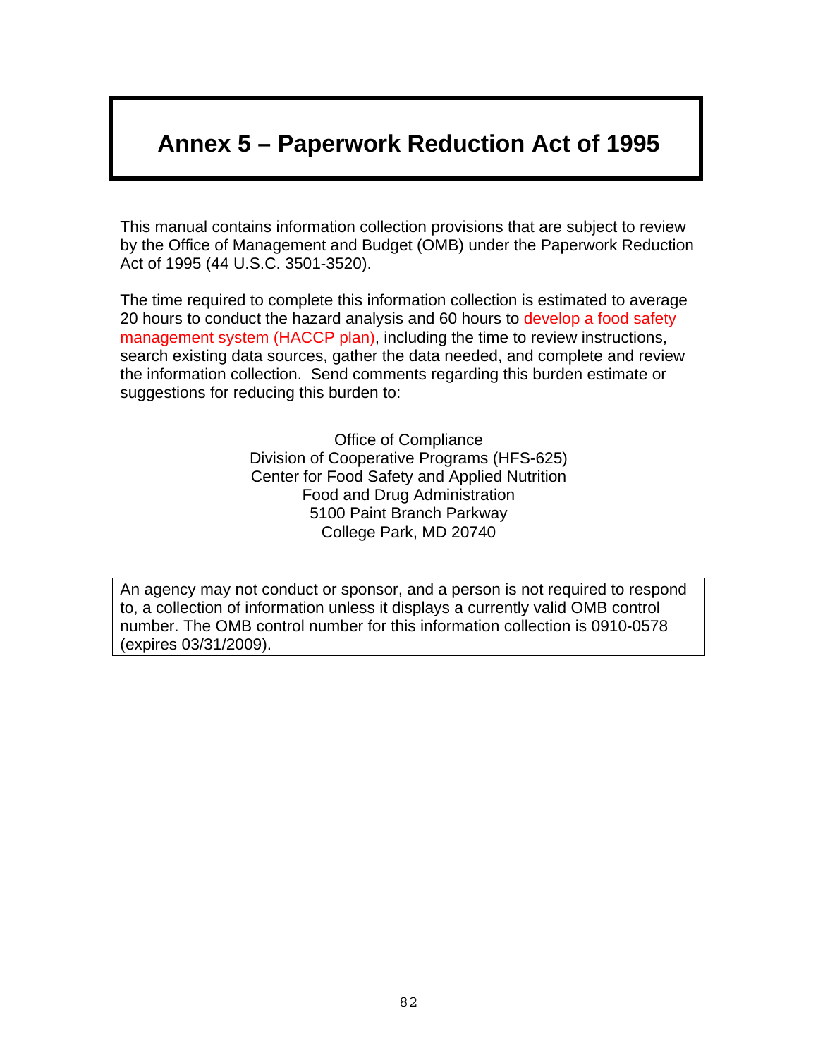# Annex 5 – Paperwork Reduction Act of 1995

This manual contains information collection provisions that are subject to review by the Office of Management and Budget (OMB) under the Paperwork Reduction Act of 1995 (44 U.S.C. 3501-3520).

The time required to complete this information collection is estimated to average 20 hours to conduct the hazard analysis and 60 hours to develop a food safety management system (HACCP plan), including the time to review instructions, search existing data sources, gather the data needed, and complete and review the information collection. Send comments regarding this burden estimate or suggestions for reducing this burden to:

Office of Compliance  
Division of Cooperative Programs (HFS-625)  
Center for Food Safety and Applied Nutrition  
Food and Drug Administration  
5100 Paint Branch Parkway  
College Park, MD 20740

An agency may not conduct or sponsor, and a person is not required to respond to, a collection of information unless it displays a currently valid OMB control number. The OMB control number for this information collection is 0910-0578 (expires 03/31/2009).